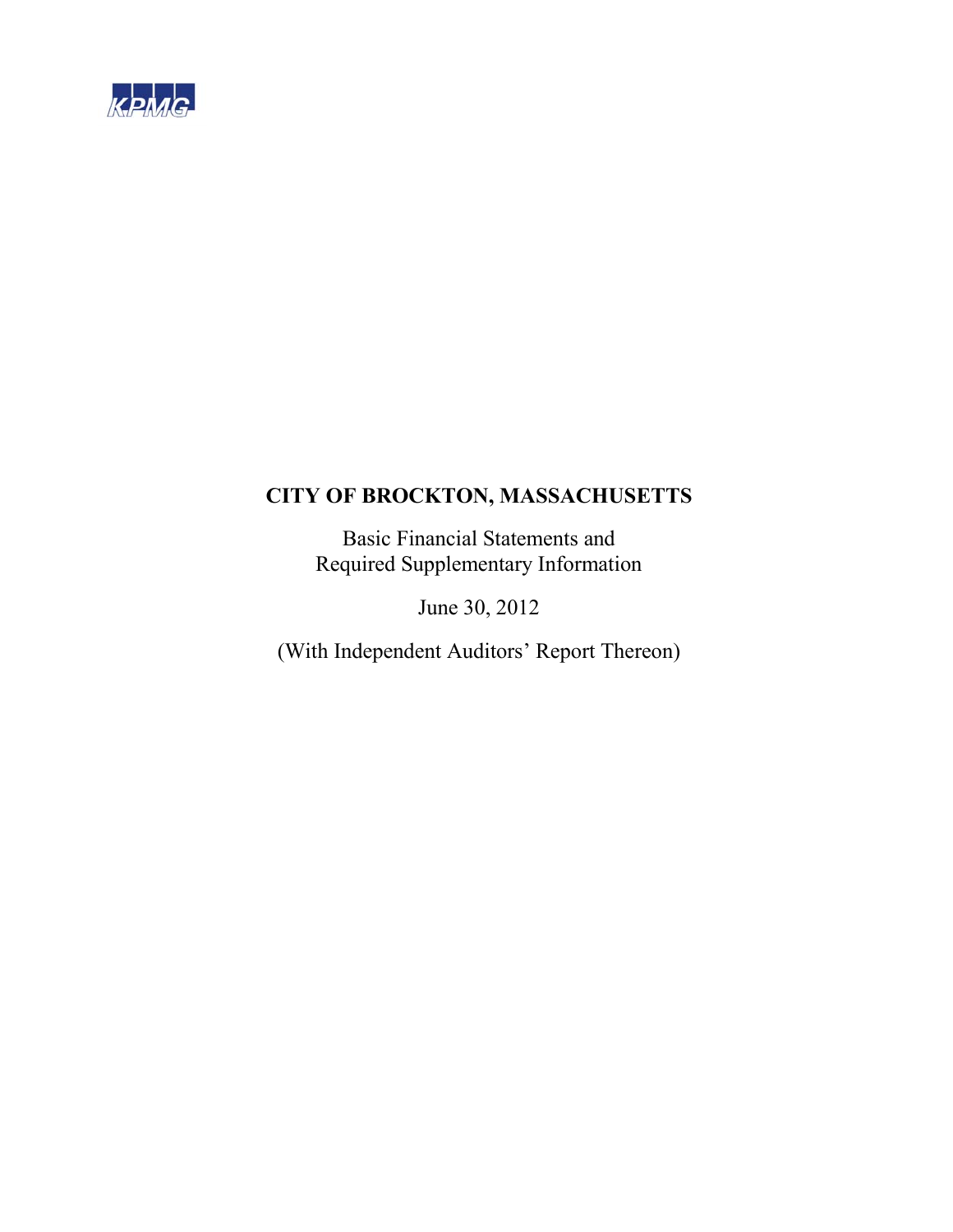KPMG

# CITY OF BROCKTON, MASSACHUSETTS

Basic Financial Statements and
Required Supplementary Information

June 30, 2012

(With Independent Auditors' Report Thereon)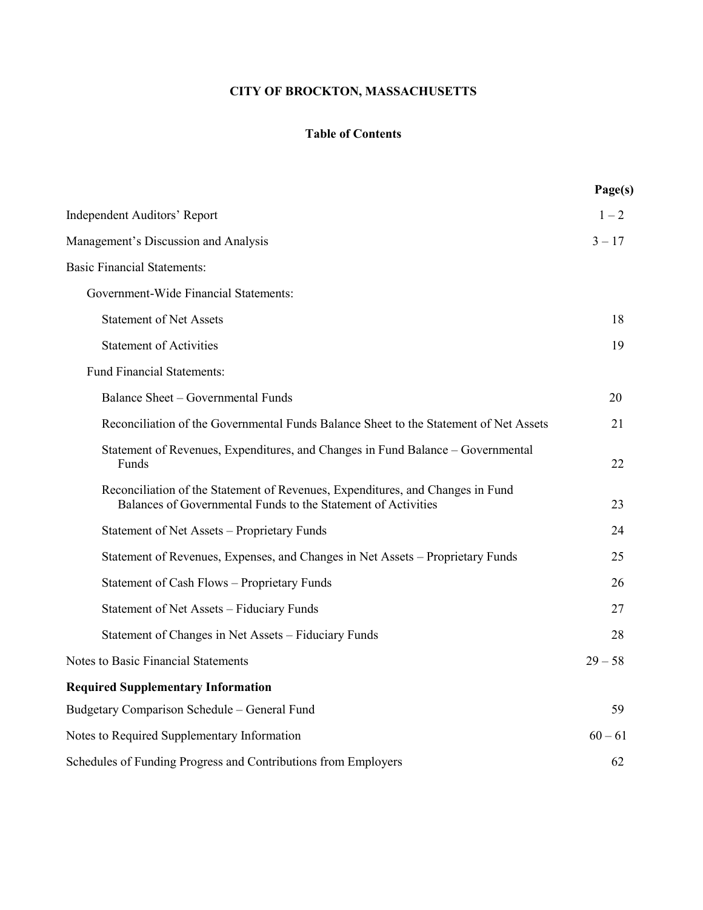**CITY OF BROCKTON, MASSACHUSETTS**

**Table of Contents**

| | Page(s) |
|---|---|
| Independent Auditors' Report | 1 – 2 |
| Management's Discussion and Analysis | 3 – 17 |
| Basic Financial Statements: | |
| Government-Wide Financial Statements: | |
| Statement of Net Assets | 18 |
| Statement of Activities | 19 |
| Fund Financial Statements: | |
| Balance Sheet – Governmental Funds | 20 |
| Reconciliation of the Governmental Funds Balance Sheet to the Statement of Net Assets | 21 |
| Statement of Revenues, Expenditures, and Changes in Fund Balance – Governmental Funds | 22 |
| Reconciliation of the Statement of Revenues, Expenditures, and Changes in Fund Balances of Governmental Funds to the Statement of Activities | 23 |
| Statement of Net Assets – Proprietary Funds | 24 |
| Statement of Revenues, Expenses, and Changes in Net Assets – Proprietary Funds | 25 |
| Statement of Cash Flows – Proprietary Funds | 26 |
| Statement of Net Assets – Fiduciary Funds | 27 |
| Statement of Changes in Net Assets – Fiduciary Funds | 28 |
| Notes to Basic Financial Statements | 29 – 58 |
| **Required Supplementary Information** | |
| Budgetary Comparison Schedule – General Fund | 59 |
| Notes to Required Supplementary Information | 60 – 61 |
| Schedules of Funding Progress and Contributions from Employers | 62 |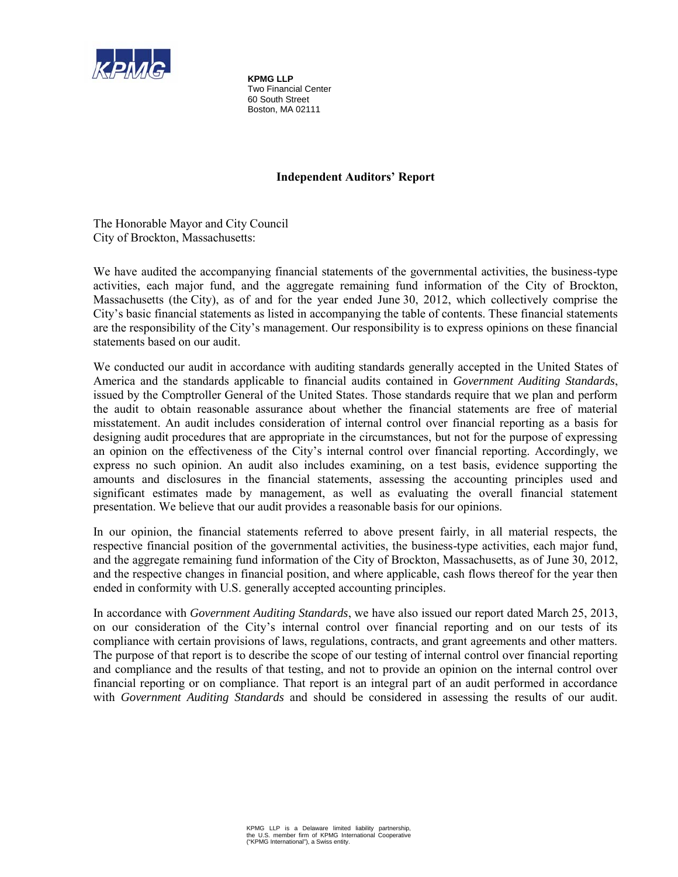**KPMG LLP**
Two Financial Center
60 South Street
Boston, MA 02111

## Independent Auditors' Report

The Honorable Mayor and City Council
City of Brockton, Massachusetts:

We have audited the accompanying financial statements of the governmental activities, the business-type activities, each major fund, and the aggregate remaining fund information of the City of Brockton, Massachusetts (the City), as of and for the year ended June 30, 2012, which collectively comprise the City's basic financial statements as listed in accompanying the table of contents. These financial statements are the responsibility of the City's management. Our responsibility is to express opinions on these financial statements based on our audit.

We conducted our audit in accordance with auditing standards generally accepted in the United States of America and the standards applicable to financial audits contained in *Government Auditing Standards*, issued by the Comptroller General of the United States. Those standards require that we plan and perform the audit to obtain reasonable assurance about whether the financial statements are free of material misstatement. An audit includes consideration of internal control over financial reporting as a basis for designing audit procedures that are appropriate in the circumstances, but not for the purpose of expressing an opinion on the effectiveness of the City's internal control over financial reporting. Accordingly, we express no such opinion. An audit also includes examining, on a test basis, evidence supporting the amounts and disclosures in the financial statements, assessing the accounting principles used and significant estimates made by management, as well as evaluating the overall financial statement presentation. We believe that our audit provides a reasonable basis for our opinions.

In our opinion, the financial statements referred to above present fairly, in all material respects, the respective financial position of the governmental activities, the business-type activities, each major fund, and the aggregate remaining fund information of the City of Brockton, Massachusetts, as of June 30, 2012, and the respective changes in financial position, and where applicable, cash flows thereof for the year then ended in conformity with U.S. generally accepted accounting principles.

In accordance with *Government Auditing Standards*, we have also issued our report dated March 25, 2013, on our consideration of the City's internal control over financial reporting and on our tests of its compliance with certain provisions of laws, regulations, contracts, and grant agreements and other matters. The purpose of that report is to describe the scope of our testing of internal control over financial reporting and compliance and the results of that testing, and not to provide an opinion on the internal control over financial reporting or on compliance. That report is an integral part of an audit performed in accordance with *Government Auditing Standards* and should be considered in assessing the results of our audit.

KPMG LLP is a Delaware limited liability partnership, the U.S. member firm of KPMG International Cooperative ("KPMG International"), a Swiss entity.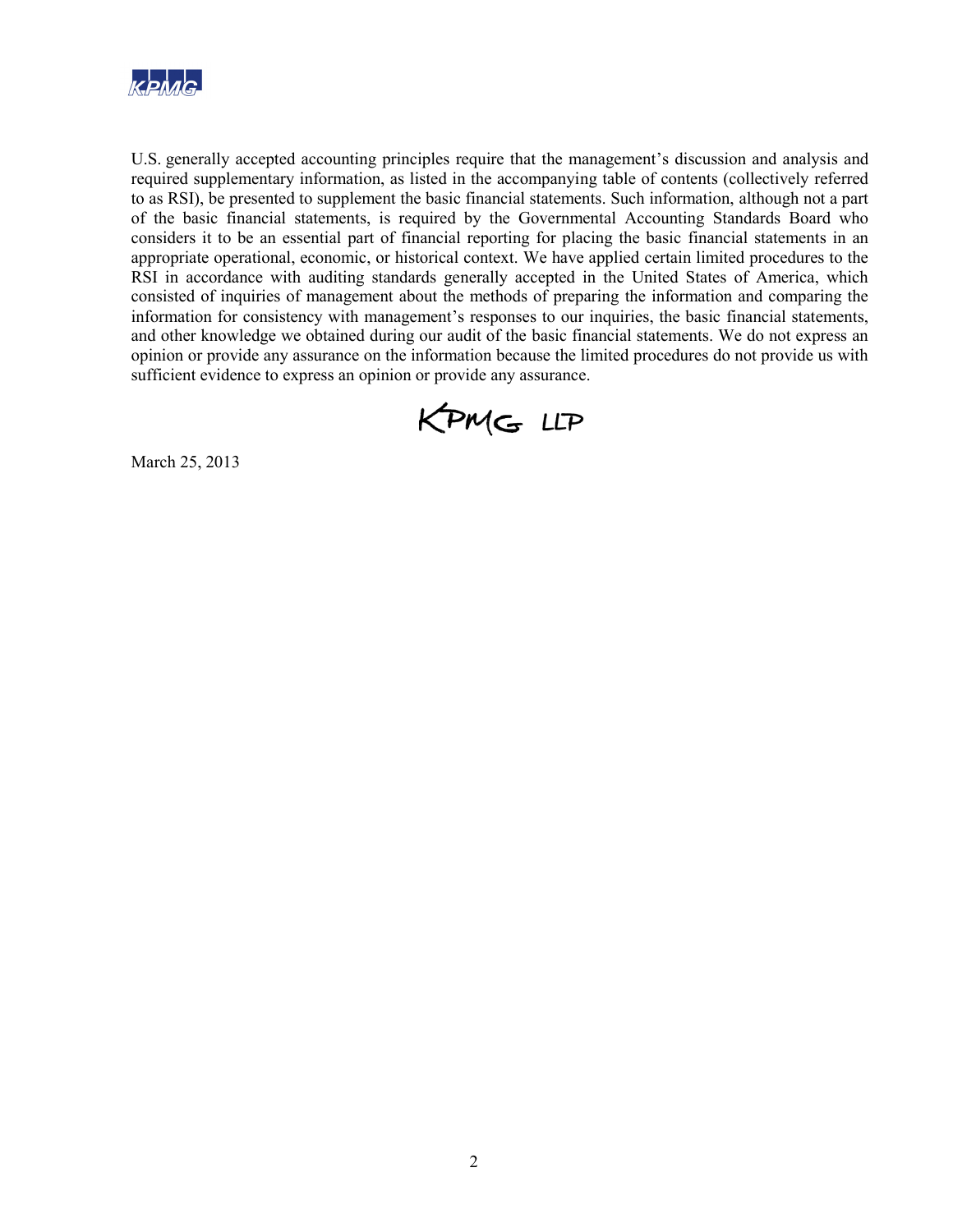U.S. generally accepted accounting principles require that the management's discussion and analysis and required supplementary information, as listed in the accompanying table of contents (collectively referred to as RSI), be presented to supplement the basic financial statements. Such information, although not a part of the basic financial statements, is required by the Governmental Accounting Standards Board who considers it to be an essential part of financial reporting for placing the basic financial statements in an appropriate operational, economic, or historical context. We have applied certain limited procedures to the RSI in accordance with auditing standards generally accepted in the United States of America, which consisted of inquiries of management about the methods of preparing the information and comparing the information for consistency with management's responses to our inquiries, the basic financial statements, and other knowledge we obtained during our audit of the basic financial statements. We do not express an opinion or provide any assurance on the information because the limited procedures do not provide us with sufficient evidence to express an opinion or provide any assurance.

KPMG LLP

March 25, 2013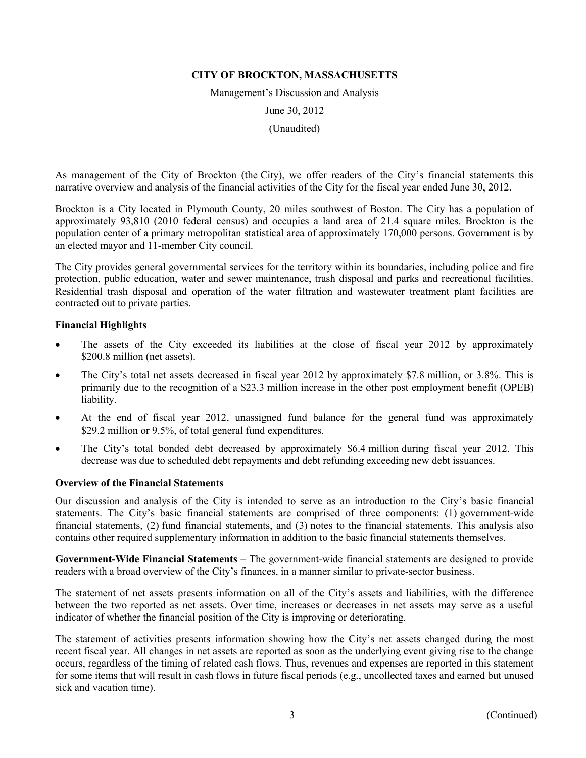**CITY OF BROCKTON, MASSACHUSETTS**

Management's Discussion and Analysis

June 30, 2012

(Unaudited)

As management of the City of Brockton (the City), we offer readers of the City's financial statements this narrative overview and analysis of the financial activities of the City for the fiscal year ended June 30, 2012.

Brockton is a City located in Plymouth County, 20 miles southwest of Boston. The City has a population of approximately 93,810 (2010 federal census) and occupies a land area of 21.4 square miles. Brockton is the population center of a primary metropolitan statistical area of approximately 170,000 persons. Government is by an elected mayor and 11-member City council.

The City provides general governmental services for the territory within its boundaries, including police and fire protection, public education, water and sewer maintenance, trash disposal and parks and recreational facilities. Residential trash disposal and operation of the water filtration and wastewater treatment plant facilities are contracted out to private parties.

### Financial Highlights

- The assets of the City exceeded its liabilities at the close of fiscal year 2012 by approximately $200.8 million (net assets).
- The City's total net assets decreased in fiscal year 2012 by approximately $7.8 million, or 3.8%. This is primarily due to the recognition of a $23.3 million increase in the other post employment benefit (OPEB) liability.
- At the end of fiscal year 2012, unassigned fund balance for the general fund was approximately $29.2 million or 9.5%, of total general fund expenditures.
- The City's total bonded debt decreased by approximately $6.4 million during fiscal year 2012. This decrease was due to scheduled debt repayments and debt refunding exceeding new debt issuances.

### Overview of the Financial Statements

Our discussion and analysis of the City is intended to serve as an introduction to the City's basic financial statements. The City's basic financial statements are comprised of three components: (1) government-wide financial statements, (2) fund financial statements, and (3) notes to the financial statements. This analysis also contains other required supplementary information in addition to the basic financial statements themselves.

**Government-Wide Financial Statements** – The government-wide financial statements are designed to provide readers with a broad overview of the City's finances, in a manner similar to private-sector business.

The statement of net assets presents information on all of the City's assets and liabilities, with the difference between the two reported as net assets. Over time, increases or decreases in net assets may serve as a useful indicator of whether the financial position of the City is improving or deteriorating.

The statement of activities presents information showing how the City's net assets changed during the most recent fiscal year. All changes in net assets are reported as soon as the underlying event giving rise to the change occurs, regardless of the timing of related cash flows. Thus, revenues and expenses are reported in this statement for some items that will result in cash flows in future fiscal periods (e.g., uncollected taxes and earned but unused sick and vacation time).

(Continued)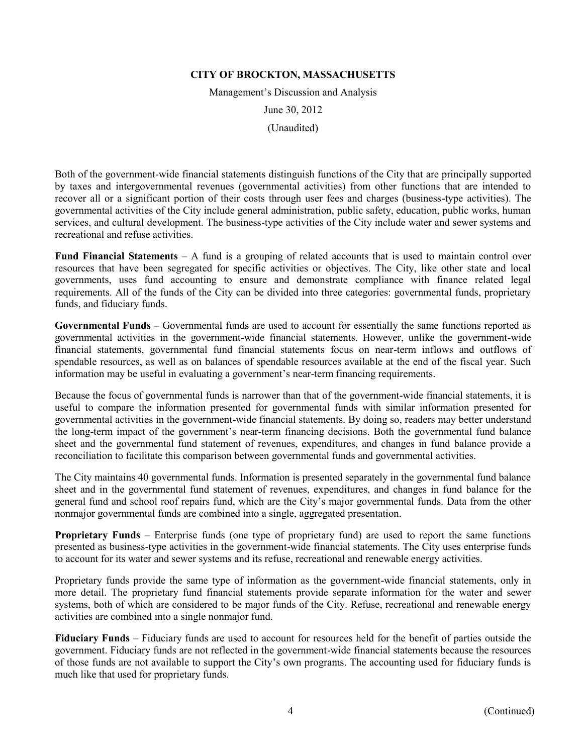Both of the government-wide financial statements distinguish functions of the City that are principally supported by taxes and intergovernmental revenues (governmental activities) from other functions that are intended to recover all or a significant portion of their costs through user fees and charges (business-type activities). The governmental activities of the City include general administration, public safety, education, public works, human services, and cultural development. The business-type activities of the City include water and sewer systems and recreational and refuse activities.

**Fund Financial Statements** – A fund is a grouping of related accounts that is used to maintain control over resources that have been segregated for specific activities or objectives. The City, like other state and local governments, uses fund accounting to ensure and demonstrate compliance with finance related legal requirements. All of the funds of the City can be divided into three categories: governmental funds, proprietary funds, and fiduciary funds.

**Governmental Funds** – Governmental funds are used to account for essentially the same functions reported as governmental activities in the government-wide financial statements. However, unlike the government-wide financial statements, governmental fund financial statements focus on near-term inflows and outflows of spendable resources, as well as on balances of spendable resources available at the end of the fiscal year. Such information may be useful in evaluating a government's near-term financing requirements.

Because the focus of governmental funds is narrower than that of the government-wide financial statements, it is useful to compare the information presented for governmental funds with similar information presented for governmental activities in the government-wide financial statements. By doing so, readers may better understand the long-term impact of the government's near-term financing decisions. Both the governmental fund balance sheet and the governmental fund statement of revenues, expenditures, and changes in fund balance provide a reconciliation to facilitate this comparison between governmental funds and governmental activities.

The City maintains 40 governmental funds. Information is presented separately in the governmental fund balance sheet and in the governmental fund statement of revenues, expenditures, and changes in fund balance for the general fund and school roof repairs fund, which are the City's major governmental funds. Data from the other nonmajor governmental funds are combined into a single, aggregated presentation.

**Proprietary Funds** – Enterprise funds (one type of proprietary fund) are used to report the same functions presented as business-type activities in the government-wide financial statements. The City uses enterprise funds to account for its water and sewer systems and its refuse, recreational and renewable energy activities.

Proprietary funds provide the same type of information as the government-wide financial statements, only in more detail. The proprietary fund financial statements provide separate information for the water and sewer systems, both of which are considered to be major funds of the City. Refuse, recreational and renewable energy activities are combined into a single nonmajor fund.

**Fiduciary Funds** – Fiduciary funds are used to account for resources held for the benefit of parties outside the government. Fiduciary funds are not reflected in the government-wide financial statements because the resources of those funds are not available to support the City's own programs. The accounting used for fiduciary funds is much like that used for proprietary funds.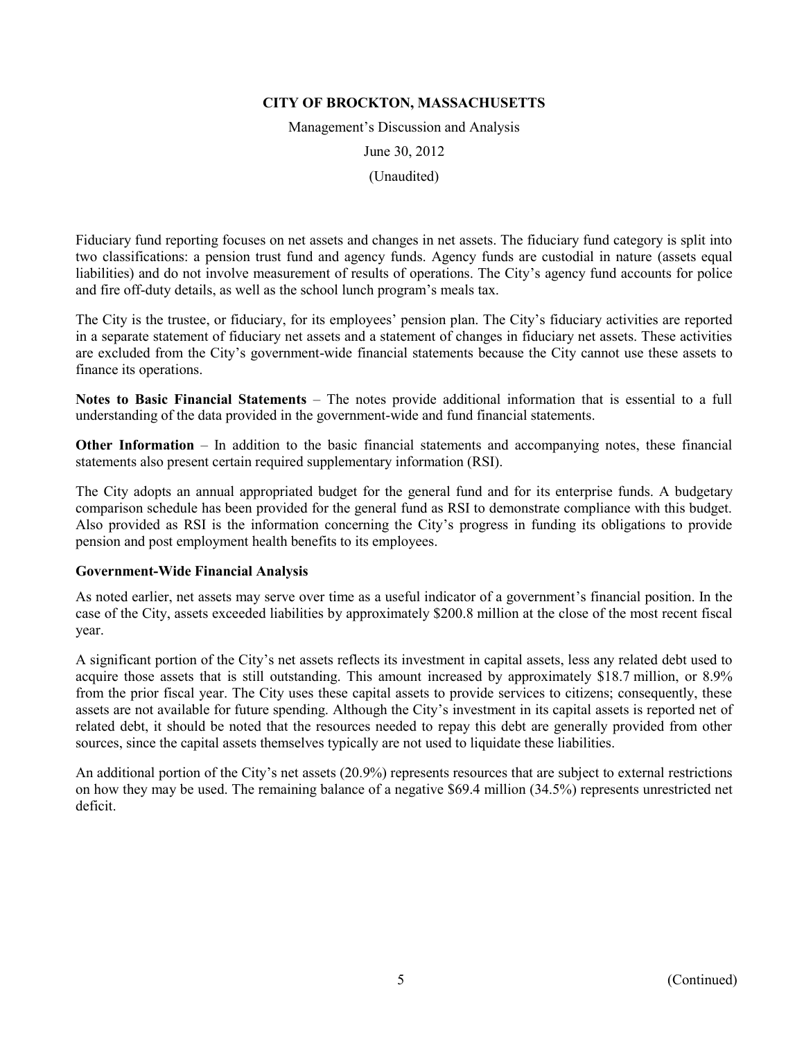Fiduciary fund reporting focuses on net assets and changes in net assets. The fiduciary fund category is split into two classifications: a pension trust fund and agency funds. Agency funds are custodial in nature (assets equal liabilities) and do not involve measurement of results of operations. The City's agency fund accounts for police and fire off-duty details, as well as the school lunch program's meals tax.

The City is the trustee, or fiduciary, for its employees' pension plan. The City's fiduciary activities are reported in a separate statement of fiduciary net assets and a statement of changes in fiduciary net assets. These activities are excluded from the City's government-wide financial statements because the City cannot use these assets to finance its operations.

**Notes to Basic Financial Statements** – The notes provide additional information that is essential to a full understanding of the data provided in the government-wide and fund financial statements.

**Other Information** – In addition to the basic financial statements and accompanying notes, these financial statements also present certain required supplementary information (RSI).

The City adopts an annual appropriated budget for the general fund and for its enterprise funds. A budgetary comparison schedule has been provided for the general fund as RSI to demonstrate compliance with this budget. Also provided as RSI is the information concerning the City's progress in funding its obligations to provide pension and post employment health benefits to its employees.

### Government-Wide Financial Analysis

As noted earlier, net assets may serve over time as a useful indicator of a government's financial position. In the case of the City, assets exceeded liabilities by approximately $200.8 million at the close of the most recent fiscal year.

A significant portion of the City's net assets reflects its investment in capital assets, less any related debt used to acquire those assets that is still outstanding. This amount increased by approximately $18.7 million, or 8.9% from the prior fiscal year. The City uses these capital assets to provide services to citizens; consequently, these assets are not available for future spending. Although the City's investment in its capital assets is reported net of related debt, it should be noted that the resources needed to repay this debt are generally provided from other sources, since the capital assets themselves typically are not used to liquidate these liabilities.

An additional portion of the City's net assets (20.9%) represents resources that are subject to external restrictions on how they may be used. The remaining balance of a negative $69.4 million (34.5%) represents unrestricted net deficit.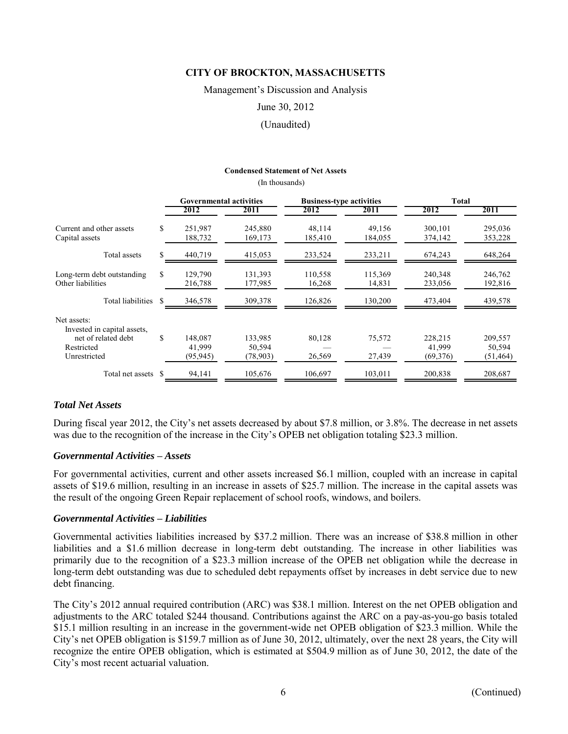# CITY OF BROCKTON, MASSACHUSETTS

Management's Discussion and Analysis

June 30, 2012

(Unaudited)

**Condensed Statement of Net Assets**

(In thousands)

| | Governmental activities | | Business-type activities | | Total | |
|---|---|---|---|---|---|---|
| | 2012 | 2011 | 2012 | 2011 | 2012 | 2011 |
| Current and other assets | $ 251,987 | 245,880 | 48,114 | 49,156 | 300,101 | 295,036 |
| Capital assets | 188,732 | 169,173 | 185,410 | 184,055 | 374,142 | 353,228 |
| Total assets | $ 440,719 | 415,053 | 233,524 | 233,211 | 674,243 | 648,264 |
| Long-term debt outstanding | $ 129,790 | 131,393 | 110,558 | 115,369 | 240,348 | 246,762 |
| Other liabilities | 216,788 | 177,985 | 16,268 | 14,831 | 233,056 | 192,816 |
| Total liabilities | $ 346,578 | 309,378 | 126,826 | 130,200 | 473,404 | 439,578 |
| Net assets: | | | | | | |
| Invested in capital assets, net of related debt | $ 148,087 | 133,985 | 80,128 | 75,572 | 228,215 | 209,557 |
| Restricted | 41,999 | 50,594 | — | — | 41,999 | 50,594 |
| Unrestricted | (95,945) | (78,903) | 26,569 | 27,439 | (69,376) | (51,464) |
| Total net assets | $ 94,141 | 105,676 | 106,697 | 103,011 | 200,838 | 208,687 |

### *Total Net Assets*

During fiscal year 2012, the City's net assets decreased by about $7.8 million, or 3.8%. The decrease in net assets was due to the recognition of the increase in the City's OPEB net obligation totaling $23.3 million.

### *Governmental Activities – Assets*

For governmental activities, current and other assets increased $6.1 million, coupled with an increase in capital assets of $19.6 million, resulting in an increase in assets of $25.7 million. The increase in the capital assets was the result of the ongoing Green Repair replacement of school roofs, windows, and boilers.

### *Governmental Activities – Liabilities*

Governmental activities liabilities increased by $37.2 million. There was an increase of $38.8 million in other liabilities and a $1.6 million decrease in long-term debt outstanding. The increase in other liabilities was primarily due to the recognition of a $23.3 million increase of the OPEB net obligation while the decrease in long-term debt outstanding was due to scheduled debt repayments offset by increases in debt service due to new debt financing.

The City's 2012 annual required contribution (ARC) was $38.1 million. Interest on the net OPEB obligation and adjustments to the ARC totaled $244 thousand. Contributions against the ARC on a pay-as-you-go basis totaled $15.1 million resulting in an increase in the government-wide net OPEB obligation of $23.3 million. While the City's net OPEB obligation is $159.7 million as of June 30, 2012, ultimately, over the next 28 years, the City will recognize the entire OPEB obligation, which is estimated at $504.9 million as of June 30, 2012, the date of the City's most recent actuarial valuation.

(Continued)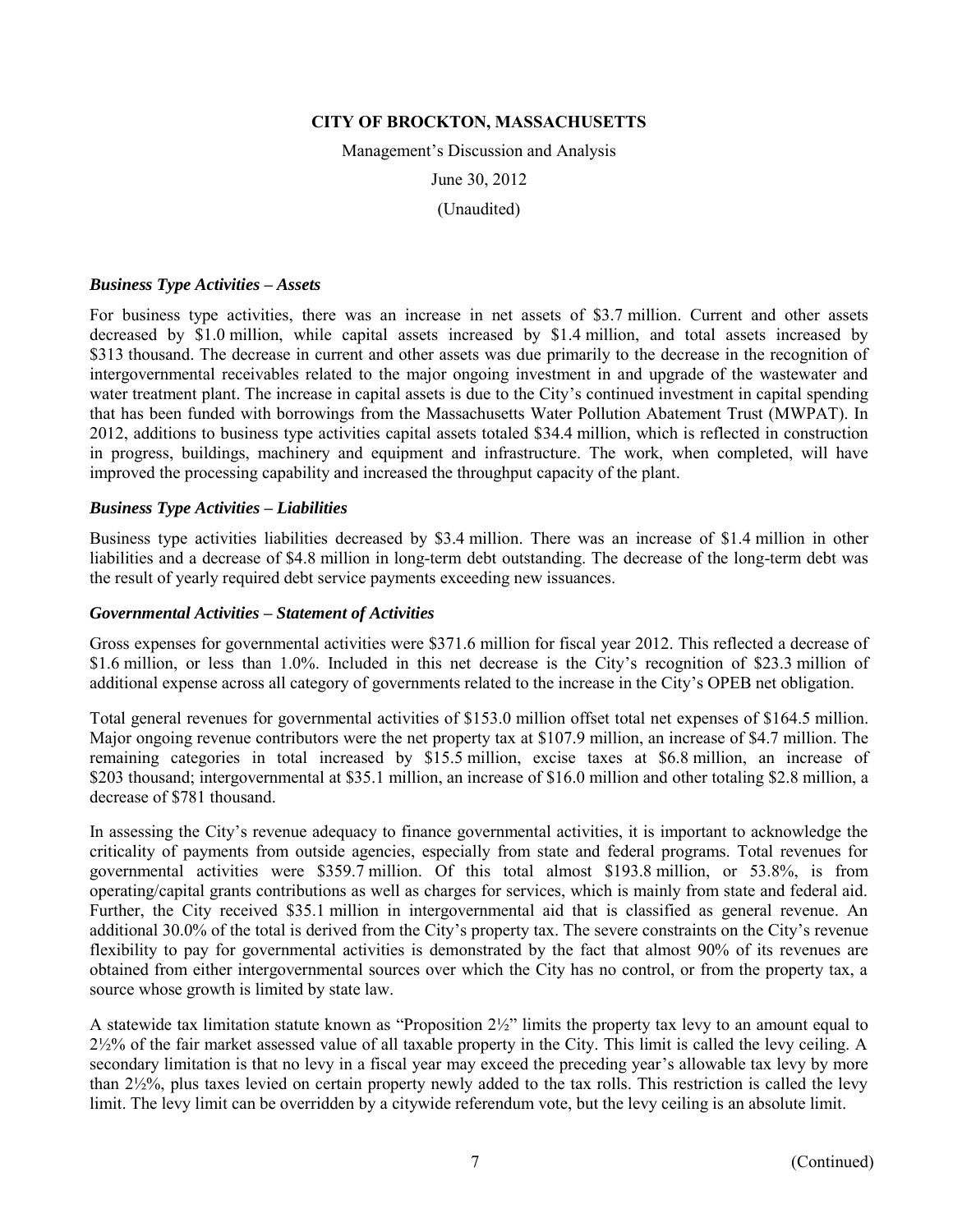### *Business Type Activities – Assets*

For business type activities, there was an increase in net assets of \$3.7 million. Current and other assets decreased by \$1.0 million, while capital assets increased by \$1.4 million, and total assets increased by \$313 thousand. The decrease in current and other assets was due primarily to the decrease in the recognition of intergovernmental receivables related to the major ongoing investment in and upgrade of the wastewater and water treatment plant. The increase in capital assets is due to the City's continued investment in capital spending that has been funded with borrowings from the Massachusetts Water Pollution Abatement Trust (MWPAT). In 2012, additions to business type activities capital assets totaled \$34.4 million, which is reflected in construction in progress, buildings, machinery and equipment and infrastructure. The work, when completed, will have improved the processing capability and increased the throughput capacity of the plant.

### *Business Type Activities – Liabilities*

Business type activities liabilities decreased by \$3.4 million. There was an increase of \$1.4 million in other liabilities and a decrease of \$4.8 million in long-term debt outstanding. The decrease of the long-term debt was the result of yearly required debt service payments exceeding new issuances.

### *Governmental Activities – Statement of Activities*

Gross expenses for governmental activities were \$371.6 million for fiscal year 2012. This reflected a decrease of \$1.6 million, or less than 1.0%. Included in this net decrease is the City's recognition of \$23.3 million of additional expense across all category of governments related to the increase in the City's OPEB net obligation.

Total general revenues for governmental activities of \$153.0 million offset total net expenses of \$164.5 million. Major ongoing revenue contributors were the net property tax at \$107.9 million, an increase of \$4.7 million. The remaining categories in total increased by \$15.5 million, excise taxes at \$6.8 million, an increase of \$203 thousand; intergovernmental at \$35.1 million, an increase of \$16.0 million and other totaling \$2.8 million, a decrease of \$781 thousand.

In assessing the City's revenue adequacy to finance governmental activities, it is important to acknowledge the criticality of payments from outside agencies, especially from state and federal programs. Total revenues for governmental activities were \$359.7 million. Of this total almost \$193.8 million, or 53.8%, is from operating/capital grants contributions as well as charges for services, which is mainly from state and federal aid. Further, the City received \$35.1 million in intergovernmental aid that is classified as general revenue. An additional 30.0% of the total is derived from the City's property tax. The severe constraints on the City's revenue flexibility to pay for governmental activities is demonstrated by the fact that almost 90% of its revenues are obtained from either intergovernmental sources over which the City has no control, or from the property tax, a source whose growth is limited by state law.

A statewide tax limitation statute known as "Proposition 2½" limits the property tax levy to an amount equal to 2½% of the fair market assessed value of all taxable property in the City. This limit is called the levy ceiling. A secondary limitation is that no levy in a fiscal year may exceed the preceding year's allowable tax levy by more than 2½%, plus taxes levied on certain property newly added to the tax rolls. This restriction is called the levy limit. The levy limit can be overridden by a citywide referendum vote, but the levy ceiling is an absolute limit.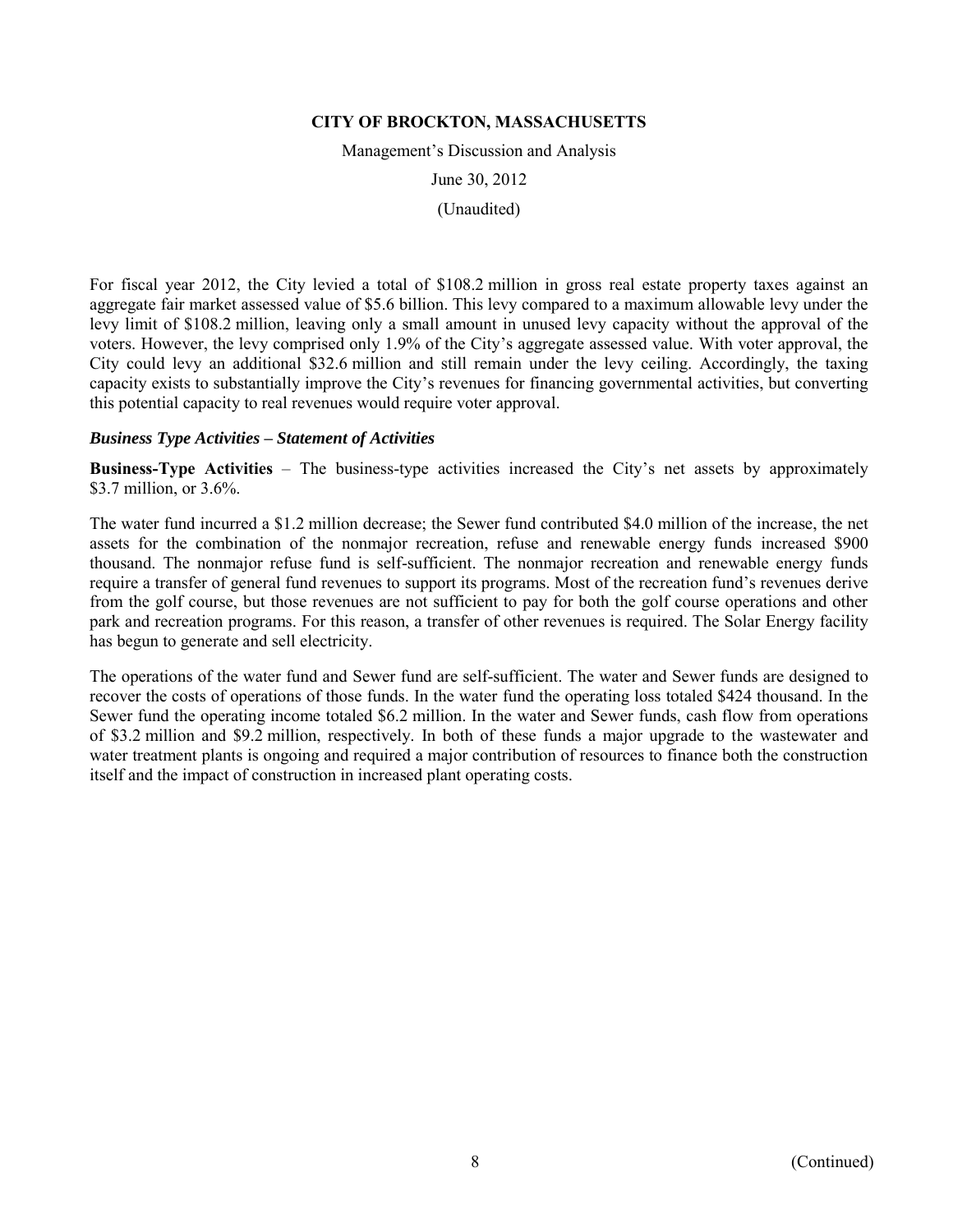For fiscal year 2012, the City levied a total of \$108.2 million in gross real estate property taxes against an aggregate fair market assessed value of \$5.6 billion. This levy compared to a maximum allowable levy under the levy limit of \$108.2 million, leaving only a small amount in unused levy capacity without the approval of the voters. However, the levy comprised only 1.9% of the City's aggregate assessed value. With voter approval, the City could levy an additional \$32.6 million and still remain under the levy ceiling. Accordingly, the taxing capacity exists to substantially improve the City's revenues for financing governmental activities, but converting this potential capacity to real revenues would require voter approval.

### *Business Type Activities – Statement of Activities*

**Business-Type Activities** – The business-type activities increased the City's net assets by approximately \$3.7 million, or 3.6%.

The water fund incurred a \$1.2 million decrease; the Sewer fund contributed \$4.0 million of the increase, the net assets for the combination of the nonmajor recreation, refuse and renewable energy funds increased \$900 thousand. The nonmajor refuse fund is self-sufficient. The nonmajor recreation and renewable energy funds require a transfer of general fund revenues to support its programs. Most of the recreation fund's revenues derive from the golf course, but those revenues are not sufficient to pay for both the golf course operations and other park and recreation programs. For this reason, a transfer of other revenues is required. The Solar Energy facility has begun to generate and sell electricity.

The operations of the water fund and Sewer fund are self-sufficient. The water and Sewer funds are designed to recover the costs of operations of those funds. In the water fund the operating loss totaled \$424 thousand. In the Sewer fund the operating income totaled \$6.2 million. In the water and Sewer funds, cash flow from operations of \$3.2 million and \$9.2 million, respectively. In both of these funds a major upgrade to the wastewater and water treatment plants is ongoing and required a major contribution of resources to finance both the construction itself and the impact of construction in increased plant operating costs.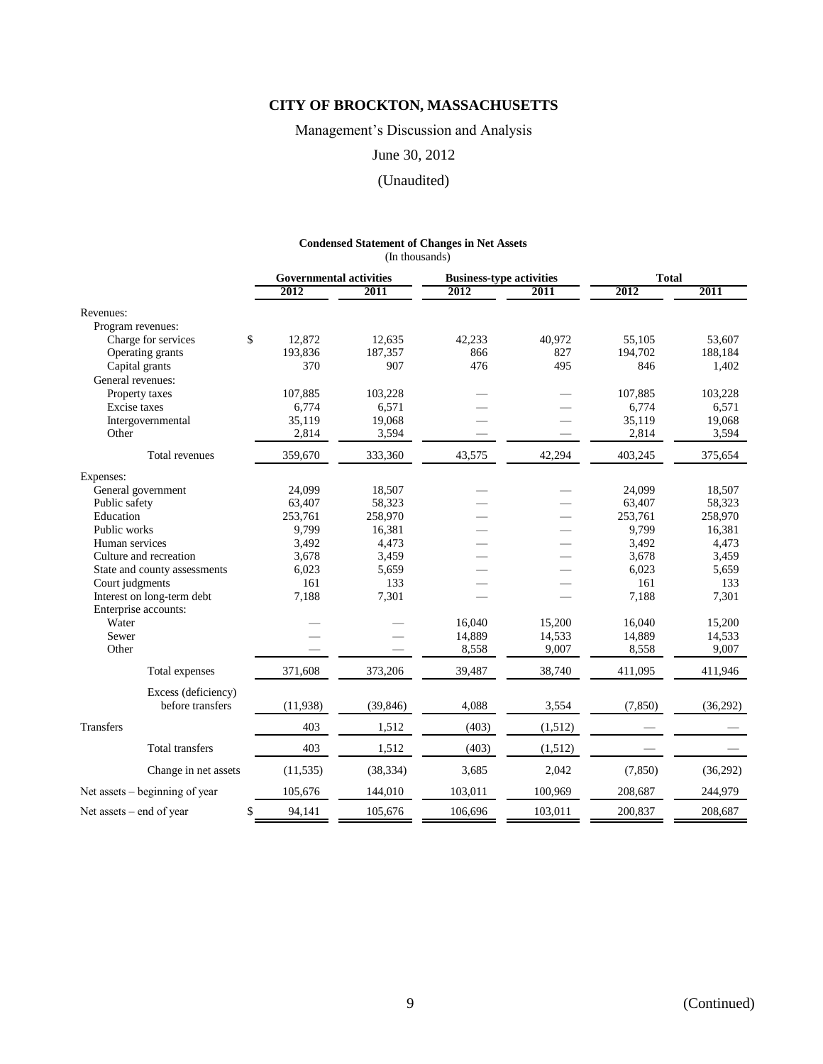# CITY OF BROCKTON, MASSACHUSETTS

Management's Discussion and Analysis

June 30, 2012

(Unaudited)

**Condensed Statement of Changes in Net Assets**
(In thousands)

| | Governmental activities | | Business-type activities | | Total | |
|---|---|---|---|---|---|---|
| | 2012 | 2011 | 2012 | 2011 | 2012 | 2011 |
| Revenues: | | | | | | |
| Program revenues: | | | | | | |
| Charge for services | $ 12,872 | 12,635 | 42,233 | 40,972 | 55,105 | 53,607 |
| Operating grants | 193,836 | 187,357 | 866 | 827 | 194,702 | 188,184 |
| Capital grants | 370 | 907 | 476 | 495 | 846 | 1,402 |
| General revenues: | | | | | | |
| Property taxes | 107,885 | 103,228 | — | — | 107,885 | 103,228 |
| Excise taxes | 6,774 | 6,571 | — | — | 6,774 | 6,571 |
| Intergovernmental | 35,119 | 19,068 | — | — | 35,119 | 19,068 |
| Other | 2,814 | 3,594 | — | — | 2,814 | 3,594 |
| Total revenues | 359,670 | 333,360 | 43,575 | 42,294 | 403,245 | 375,654 |
| Expenses: | | | | | | |
| General government | 24,099 | 18,507 | — | — | 24,099 | 18,507 |
| Public safety | 63,407 | 58,323 | — | — | 63,407 | 58,323 |
| Education | 253,761 | 258,970 | — | — | 253,761 | 258,970 |
| Public works | 9,799 | 16,381 | — | — | 9,799 | 16,381 |
| Human services | 3,492 | 4,473 | — | — | 3,492 | 4,473 |
| Culture and recreation | 3,678 | 3,459 | — | — | 3,678 | 3,459 |
| State and county assessments | 6,023 | 5,659 | — | — | 6,023 | 5,659 |
| Court judgments | 161 | 133 | — | — | 161 | 133 |
| Interest on long-term debt | 7,188 | 7,301 | — | — | 7,188 | 7,301 |
| Enterprise accounts: | | | | | | |
| Water | — | — | 16,040 | 15,200 | 16,040 | 15,200 |
| Sewer | — | — | 14,889 | 14,533 | 14,889 | 14,533 |
| Other | — | — | 8,558 | 9,007 | 8,558 | 9,007 |
| Total expenses | 371,608 | 373,206 | 39,487 | 38,740 | 411,095 | 411,946 |
| Excess (deficiency) before transfers | (11,938) | (39,846) | 4,088 | 3,554 | (7,850) | (36,292) |
| Transfers | 403 | 1,512 | (403) | (1,512) | — | — |
| Total transfers | 403 | 1,512 | (403) | (1,512) | — | — |
| Change in net assets | (11,535) | (38,334) | 3,685 | 2,042 | (7,850) | (36,292) |
| Net assets – beginning of year | 105,676 | 144,010 | 103,011 | 100,969 | 208,687 | 244,979 |
| Net assets – end of year | $ 94,141 | 105,676 | 106,696 | 103,011 | 200,837 | 208,687 |

(Continued)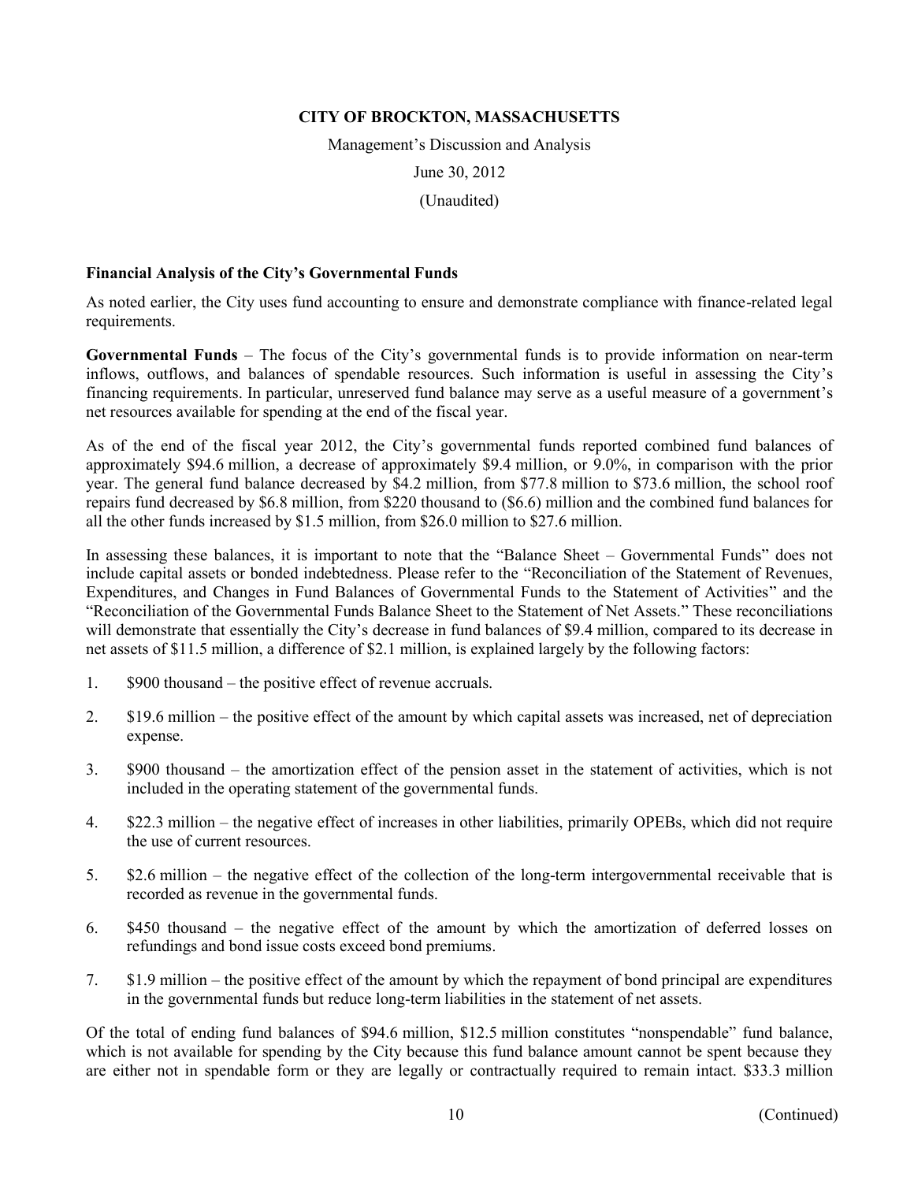## Financial Analysis of the City's Governmental Funds

As noted earlier, the City uses fund accounting to ensure and demonstrate compliance with finance-related legal requirements.

**Governmental Funds** – The focus of the City's governmental funds is to provide information on near-term inflows, outflows, and balances of spendable resources. Such information is useful in assessing the City's financing requirements. In particular, unreserved fund balance may serve as a useful measure of a government's net resources available for spending at the end of the fiscal year.

As of the end of the fiscal year 2012, the City's governmental funds reported combined fund balances of approximately \$94.6 million, a decrease of approximately \$9.4 million, or 9.0%, in comparison with the prior year. The general fund balance decreased by \$4.2 million, from \$77.8 million to \$73.6 million, the school roof repairs fund decreased by \$6.8 million, from \$220 thousand to (\$6.6) million and the combined fund balances for all the other funds increased by \$1.5 million, from \$26.0 million to \$27.6 million.

In assessing these balances, it is important to note that the "Balance Sheet – Governmental Funds" does not include capital assets or bonded indebtedness. Please refer to the "Reconciliation of the Statement of Revenues, Expenditures, and Changes in Fund Balances of Governmental Funds to the Statement of Activities" and the "Reconciliation of the Governmental Funds Balance Sheet to the Statement of Net Assets." These reconciliations will demonstrate that essentially the City's decrease in fund balances of \$9.4 million, compared to its decrease in net assets of \$11.5 million, a difference of \$2.1 million, is explained largely by the following factors:

1. \$900 thousand – the positive effect of revenue accruals.
2. \$19.6 million – the positive effect of the amount by which capital assets was increased, net of depreciation expense.
3. \$900 thousand – the amortization effect of the pension asset in the statement of activities, which is not included in the operating statement of the governmental funds.
4. \$22.3 million – the negative effect of increases in other liabilities, primarily OPEBs, which did not require the use of current resources.
5. \$2.6 million – the negative effect of the collection of the long-term intergovernmental receivable that is recorded as revenue in the governmental funds.
6. \$450 thousand – the negative effect of the amount by which the amortization of deferred losses on refundings and bond issue costs exceed bond premiums.
7. \$1.9 million – the positive effect of the amount by which the repayment of bond principal are expenditures in the governmental funds but reduce long-term liabilities in the statement of net assets.

Of the total of ending fund balances of \$94.6 million, \$12.5 million constitutes "nonspendable" fund balance, which is not available for spending by the City because this fund balance amount cannot be spent because they are either not in spendable form or they are legally or contractually required to remain intact. \$33.3 million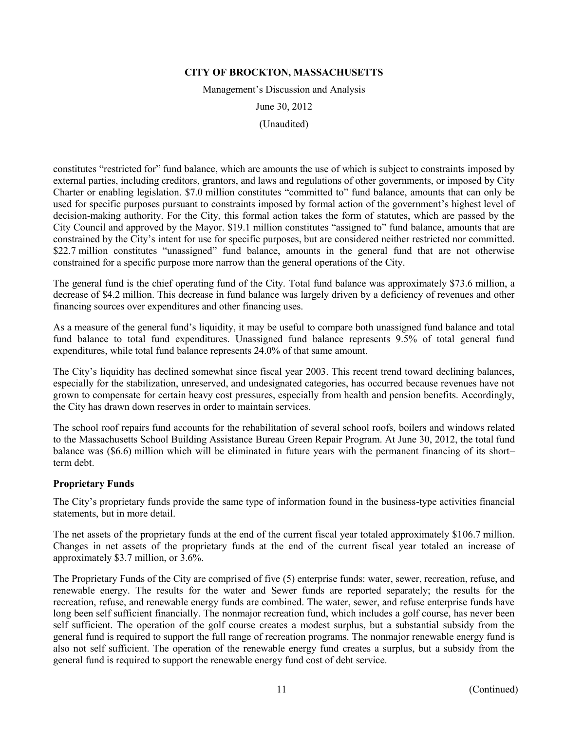constitutes "restricted for" fund balance, which are amounts the use of which is subject to constraints imposed by external parties, including creditors, grantors, and laws and regulations of other governments, or imposed by City Charter or enabling legislation. $7.0 million constitutes "committed to" fund balance, amounts that can only be used for specific purposes pursuant to constraints imposed by formal action of the government's highest level of decision-making authority. For the City, this formal action takes the form of statutes, which are passed by the City Council and approved by the Mayor. $19.1 million constitutes "assigned to" fund balance, amounts that are constrained by the City's intent for use for specific purposes, but are considered neither restricted nor committed. $22.7 million constitutes "unassigned" fund balance, amounts in the general fund that are not otherwise constrained for a specific purpose more narrow than the general operations of the City.

The general fund is the chief operating fund of the City. Total fund balance was approximately $73.6 million, a decrease of $4.2 million. This decrease in fund balance was largely driven by a deficiency of revenues and other financing sources over expenditures and other financing uses.

As a measure of the general fund's liquidity, it may be useful to compare both unassigned fund balance and total fund balance to total fund expenditures. Unassigned fund balance represents 9.5% of total general fund expenditures, while total fund balance represents 24.0% of that same amount.

The City's liquidity has declined somewhat since fiscal year 2003. This recent trend toward declining balances, especially for the stabilization, unreserved, and undesignated categories, has occurred because revenues have not grown to compensate for certain heavy cost pressures, especially from health and pension benefits. Accordingly, the City has drawn down reserves in order to maintain services.

The school roof repairs fund accounts for the rehabilitation of several school roofs, boilers and windows related to the Massachusetts School Building Assistance Bureau Green Repair Program. At June 30, 2012, the total fund balance was ($6.6) million which will be eliminated in future years with the permanent financing of its short–term debt.

**Proprietary Funds**

The City's proprietary funds provide the same type of information found in the business-type activities financial statements, but in more detail.

The net assets of the proprietary funds at the end of the current fiscal year totaled approximately $106.7 million. Changes in net assets of the proprietary funds at the end of the current fiscal year totaled an increase of approximately $3.7 million, or 3.6%.

The Proprietary Funds of the City are comprised of five (5) enterprise funds: water, sewer, recreation, refuse, and renewable energy. The results for the water and Sewer funds are reported separately; the results for the recreation, refuse, and renewable energy funds are combined. The water, sewer, and refuse enterprise funds have long been self sufficient financially. The nonmajor recreation fund, which includes a golf course, has never been self sufficient. The operation of the golf course creates a modest surplus, but a substantial subsidy from the general fund is required to support the full range of recreation programs. The nonmajor renewable energy fund is also not self sufficient. The operation of the renewable energy fund creates a surplus, but a subsidy from the general fund is required to support the renewable energy fund cost of debt service.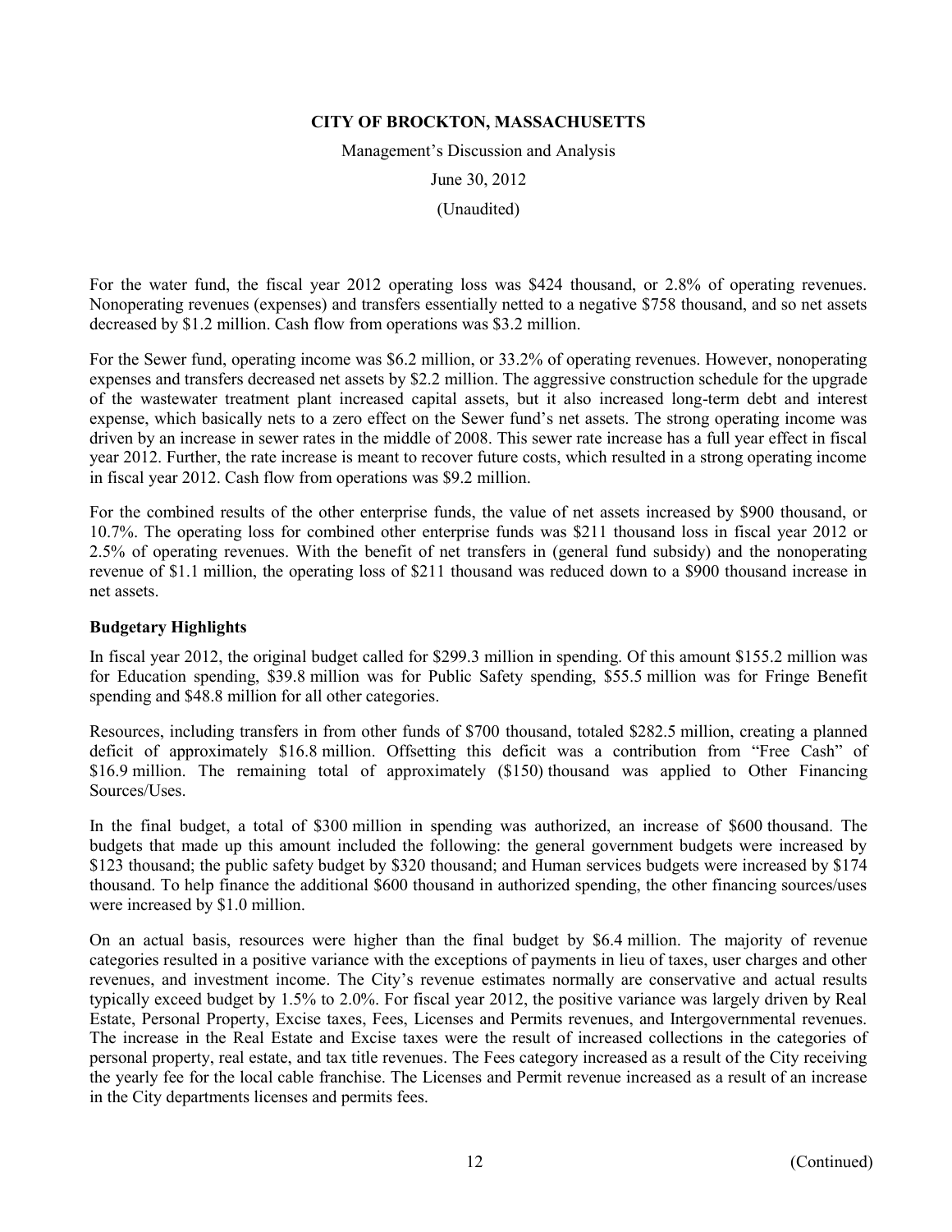For the water fund, the fiscal year 2012 operating loss was $424 thousand, or 2.8% of operating revenues. Nonoperating revenues (expenses) and transfers essentially netted to a negative $758 thousand, and so net assets decreased by $1.2 million. Cash flow from operations was $3.2 million.

For the Sewer fund, operating income was $6.2 million, or 33.2% of operating revenues. However, nonoperating expenses and transfers decreased net assets by $2.2 million. The aggressive construction schedule for the upgrade of the wastewater treatment plant increased capital assets, but it also increased long-term debt and interest expense, which basically nets to a zero effect on the Sewer fund's net assets. The strong operating income was driven by an increase in sewer rates in the middle of 2008. This sewer rate increase has a full year effect in fiscal year 2012. Further, the rate increase is meant to recover future costs, which resulted in a strong operating income in fiscal year 2012. Cash flow from operations was $9.2 million.

For the combined results of the other enterprise funds, the value of net assets increased by $900 thousand, or 10.7%. The operating loss for combined other enterprise funds was $211 thousand loss in fiscal year 2012 or 2.5% of operating revenues. With the benefit of net transfers in (general fund subsidy) and the nonoperating revenue of $1.1 million, the operating loss of $211 thousand was reduced down to a $900 thousand increase in net assets.

**Budgetary Highlights**

In fiscal year 2012, the original budget called for $299.3 million in spending. Of this amount $155.2 million was for Education spending, $39.8 million was for Public Safety spending, $55.5 million was for Fringe Benefit spending and $48.8 million for all other categories.

Resources, including transfers in from other funds of $700 thousand, totaled $282.5 million, creating a planned deficit of approximately $16.8 million. Offsetting this deficit was a contribution from "Free Cash" of $16.9 million. The remaining total of approximately ($150) thousand was applied to Other Financing Sources/Uses.

In the final budget, a total of $300 million in spending was authorized, an increase of $600 thousand. The budgets that made up this amount included the following: the general government budgets were increased by $123 thousand; the public safety budget by $320 thousand; and Human services budgets were increased by $174 thousand. To help finance the additional $600 thousand in authorized spending, the other financing sources/uses were increased by $1.0 million.

On an actual basis, resources were higher than the final budget by $6.4 million. The majority of revenue categories resulted in a positive variance with the exceptions of payments in lieu of taxes, user charges and other revenues, and investment income. The City's revenue estimates normally are conservative and actual results typically exceed budget by 1.5% to 2.0%. For fiscal year 2012, the positive variance was largely driven by Real Estate, Personal Property, Excise taxes, Fees, Licenses and Permits revenues, and Intergovernmental revenues. The increase in the Real Estate and Excise taxes were the result of increased collections in the categories of personal property, real estate, and tax title revenues. The Fees category increased as a result of the City receiving the yearly fee for the local cable franchise. The Licenses and Permit revenue increased as a result of an increase in the City departments licenses and permits fees.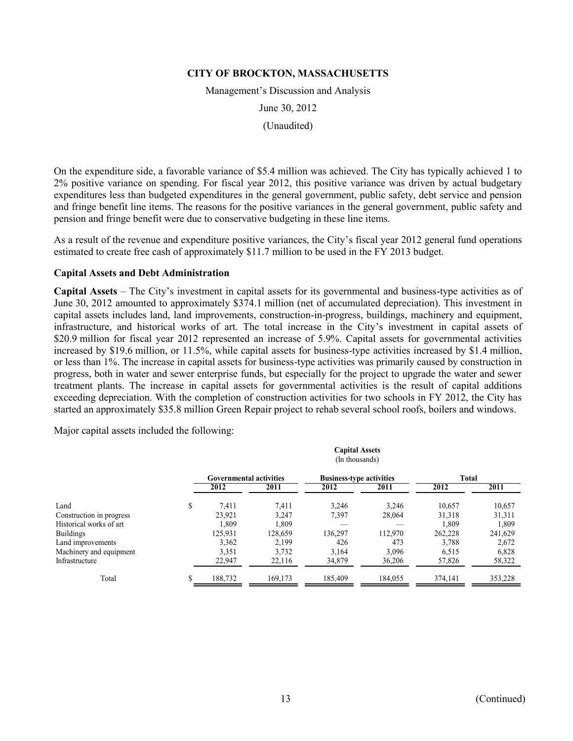On the expenditure side, a favorable variance of $5.4 million was achieved. The City has typically achieved 1 to 2% positive variance on spending. For fiscal year 2012, this positive variance was driven by actual budgetary expenditures less than budgeted expenditures in the general government, public safety, debt service and pension and fringe benefit line items. The reasons for the positive variances in the general government, public safety and pension and fringe benefit were due to conservative budgeting in these line items.

As a result of the revenue and expenditure positive variances, the City's fiscal year 2012 general fund operations estimated to create free cash of approximately $11.7 million to be used in the FY 2013 budget.

### Capital Assets and Debt Administration

**Capital Assets** – The City's investment in capital assets for its governmental and business-type activities as of June 30, 2012 amounted to approximately $374.1 million (net of accumulated depreciation). This investment in capital assets includes land, land improvements, construction-in-progress, buildings, machinery and equipment, infrastructure, and historical works of art. The total increase in the City's investment in capital assets of $20.9 million for fiscal year 2012 represented an increase of 5.9%. Capital assets for governmental activities increased by $19.6 million, or 11.5%, while capital assets for business-type activities increased by $1.4 million, or less than 1%. The increase in capital assets for business-type activities was primarily caused by construction in progress, both in water and sewer enterprise funds, but especially for the project to upgrade the water and sewer treatment plants. The increase in capital assets for governmental activities is the result of capital additions exceeding depreciation. With the completion of construction activities for two schools in FY 2012, the City has started an approximately $35.8 million Green Repair project to rehab several school roofs, boilers and windows.

Major capital assets included the following:

**Capital Assets**
(In thousands)

| | Governmental activities | | Business-type activities | | Total | |
|---|---|---|---|---|---|---|
| | 2012 | 2011 | 2012 | 2011 | 2012 | 2011 |
| Land | $ 7,411 | 7,411 | 3,246 | 3,246 | 10,657 | 10,657 |
| Construction in progress | 23,921 | 3,247 | 7,397 | 28,064 | 31,318 | 31,311 |
| Historical works of art | 1,809 | 1,809 | — | — | 1,809 | 1,809 |
| Buildings | 125,931 | 128,659 | 136,297 | 112,970 | 262,228 | 241,629 |
| Land improvements | 3,362 | 2,199 | 426 | 473 | 3,788 | 2,672 |
| Machinery and equipment | 3,351 | 3,732 | 3,164 | 3,096 | 6,515 | 6,828 |
| Infrastructure | 22,947 | 22,116 | 34,879 | 36,206 | 57,826 | 58,322 |
| Total | $ 188,732 | 169,173 | 185,409 | 184,055 | 374,141 | 353,228 |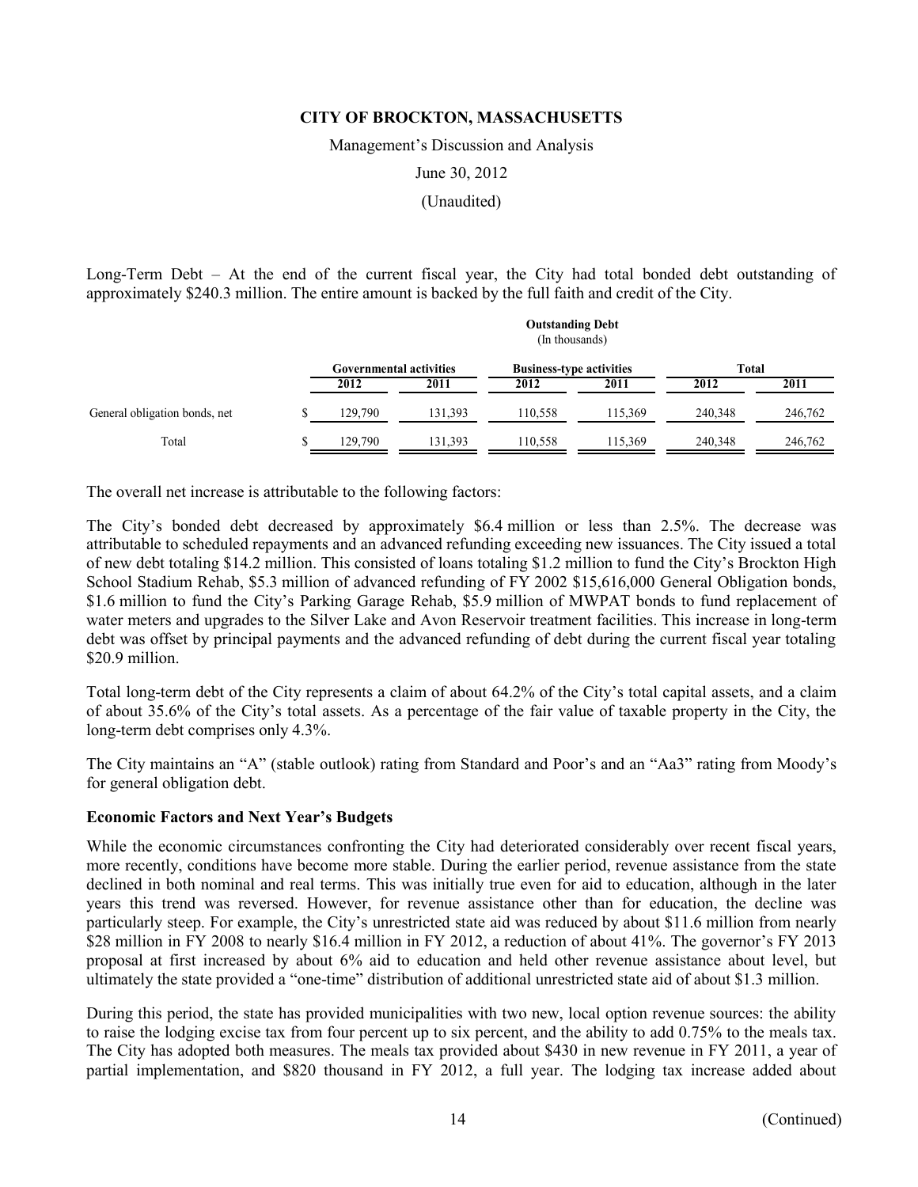Long-Term Debt – At the end of the current fiscal year, the City had total bonded debt outstanding of approximately \$240.3 million. The entire amount is backed by the full faith and credit of the City.

| | Outstanding Debt (In thousands) | | | | | | |
|---|---|---|---|---|---|---|---|
| | | Governmental activities | | Business-type activities | | Total | |
| | | 2012 | 2011 | 2012 | 2011 | 2012 | 2011 |
| General obligation bonds, net | \$ | 129,790 | 131,393 | 110,558 | 115,369 | 240,348 | 246,762 |
| Total | \$ | 129,790 | 131,393 | 110,558 | 115,369 | 240,348 | 246,762 |

The overall net increase is attributable to the following factors:

The City's bonded debt decreased by approximately \$6.4 million or less than 2.5%. The decrease was attributable to scheduled repayments and an advanced refunding exceeding new issuances. The City issued a total of new debt totaling \$14.2 million. This consisted of loans totaling \$1.2 million to fund the City's Brockton High School Stadium Rehab, \$5.3 million of advanced refunding of FY 2002 \$15,616,000 General Obligation bonds, \$1.6 million to fund the City's Parking Garage Rehab, \$5.9 million of MWPAT bonds to fund replacement of water meters and upgrades to the Silver Lake and Avon Reservoir treatment facilities. This increase in long-term debt was offset by principal payments and the advanced refunding of debt during the current fiscal year totaling \$20.9 million.

Total long-term debt of the City represents a claim of about 64.2% of the City's total capital assets, and a claim of about 35.6% of the City's total assets. As a percentage of the fair value of taxable property in the City, the long-term debt comprises only 4.3%.

The City maintains an "A" (stable outlook) rating from Standard and Poor's and an "Aa3" rating from Moody's for general obligation debt.

**Economic Factors and Next Year's Budgets**

While the economic circumstances confronting the City had deteriorated considerably over recent fiscal years, more recently, conditions have become more stable. During the earlier period, revenue assistance from the state declined in both nominal and real terms. This was initially true even for aid to education, although in the later years this trend was reversed. However, for revenue assistance other than for education, the decline was particularly steep. For example, the City's unrestricted state aid was reduced by about \$11.6 million from nearly \$28 million in FY 2008 to nearly \$16.4 million in FY 2012, a reduction of about 41%. The governor's FY 2013 proposal at first increased by about 6% aid to education and held other revenue assistance about level, but ultimately the state provided a "one-time" distribution of additional unrestricted state aid of about \$1.3 million.

During this period, the state has provided municipalities with two new, local option revenue sources: the ability to raise the lodging excise tax from four percent up to six percent, and the ability to add 0.75% to the meals tax. The City has adopted both measures. The meals tax provided about \$430 in new revenue in FY 2011, a year of partial implementation, and \$820 thousand in FY 2012, a full year. The lodging tax increase added about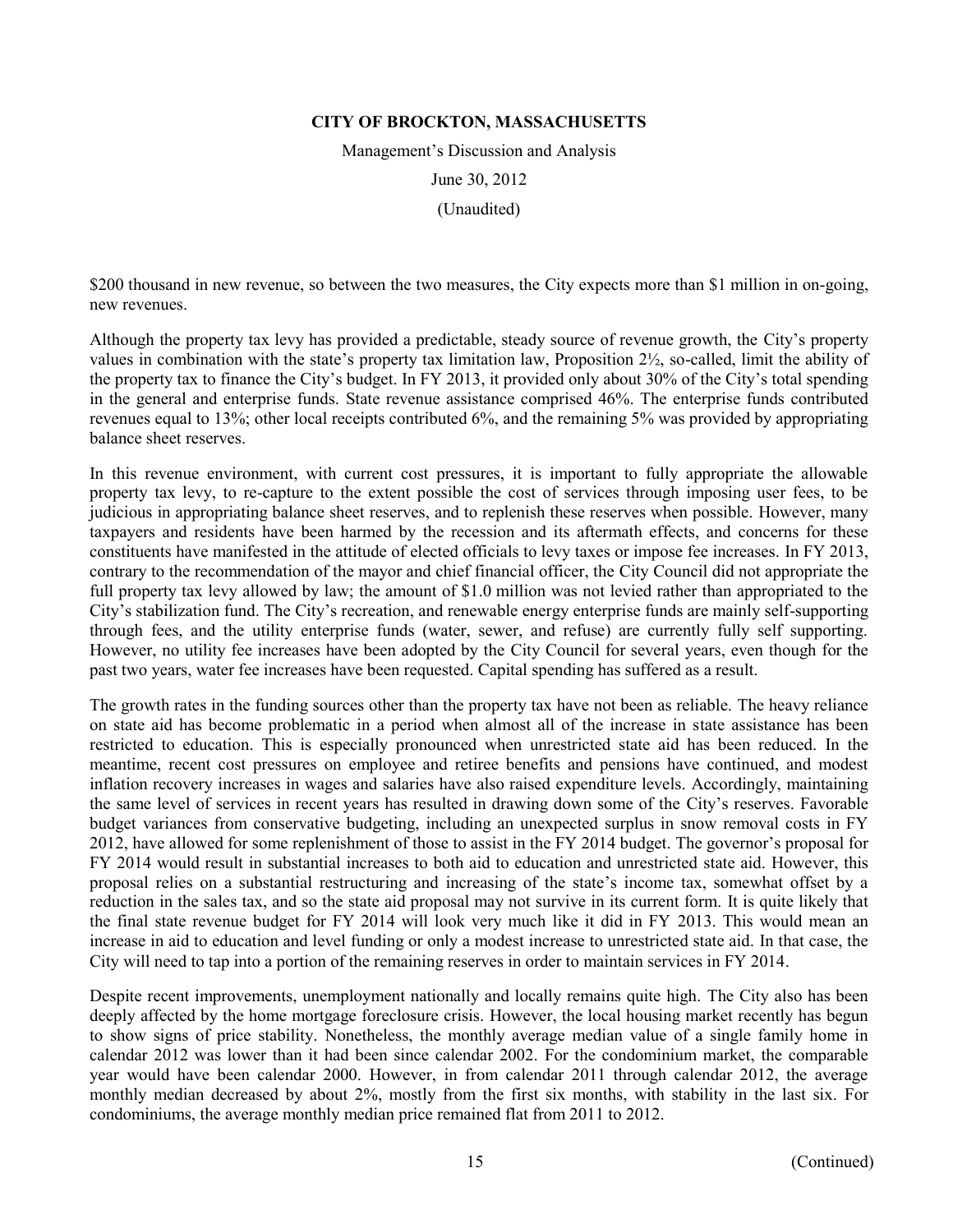$200 thousand in new revenue, so between the two measures, the City expects more than $1 million in on-going, new revenues.

Although the property tax levy has provided a predictable, steady source of revenue growth, the City's property values in combination with the state's property tax limitation law, Proposition 2½, so-called, limit the ability of the property tax to finance the City's budget. In FY 2013, it provided only about 30% of the City's total spending in the general and enterprise funds. State revenue assistance comprised 46%. The enterprise funds contributed revenues equal to 13%; other local receipts contributed 6%, and the remaining 5% was provided by appropriating balance sheet reserves.

In this revenue environment, with current cost pressures, it is important to fully appropriate the allowable property tax levy, to re-capture to the extent possible the cost of services through imposing user fees, to be judicious in appropriating balance sheet reserves, and to replenish these reserves when possible. However, many taxpayers and residents have been harmed by the recession and its aftermath effects, and concerns for these constituents have manifested in the attitude of elected officials to levy taxes or impose fee increases. In FY 2013, contrary to the recommendation of the mayor and chief financial officer, the City Council did not appropriate the full property tax levy allowed by law; the amount of $1.0 million was not levied rather than appropriated to the City's stabilization fund. The City's recreation, and renewable energy enterprise funds are mainly self-supporting through fees, and the utility enterprise funds (water, sewer, and refuse) are currently fully self supporting. However, no utility fee increases have been adopted by the City Council for several years, even though for the past two years, water fee increases have been requested. Capital spending has suffered as a result.

The growth rates in the funding sources other than the property tax have not been as reliable. The heavy reliance on state aid has become problematic in a period when almost all of the increase in state assistance has been restricted to education. This is especially pronounced when unrestricted state aid has been reduced. In the meantime, recent cost pressures on employee and retiree benefits and pensions have continued, and modest inflation recovery increases in wages and salaries have also raised expenditure levels. Accordingly, maintaining the same level of services in recent years has resulted in drawing down some of the City's reserves. Favorable budget variances from conservative budgeting, including an unexpected surplus in snow removal costs in FY 2012, have allowed for some replenishment of those to assist in the FY 2014 budget. The governor's proposal for FY 2014 would result in substantial increases to both aid to education and unrestricted state aid. However, this proposal relies on a substantial restructuring and increasing of the state's income tax, somewhat offset by a reduction in the sales tax, and so the state aid proposal may not survive in its current form. It is quite likely that the final state revenue budget for FY 2014 will look very much like it did in FY 2013. This would mean an increase in aid to education and level funding or only a modest increase to unrestricted state aid. In that case, the City will need to tap into a portion of the remaining reserves in order to maintain services in FY 2014.

Despite recent improvements, unemployment nationally and locally remains quite high. The City also has been deeply affected by the home mortgage foreclosure crisis. However, the local housing market recently has begun to show signs of price stability. Nonetheless, the monthly average median value of a single family home in calendar 2012 was lower than it had been since calendar 2002. For the condominium market, the comparable year would have been calendar 2000. However, in from calendar 2011 through calendar 2012, the average monthly median decreased by about 2%, mostly from the first six months, with stability in the last six. For condominiums, the average monthly median price remained flat from 2011 to 2012.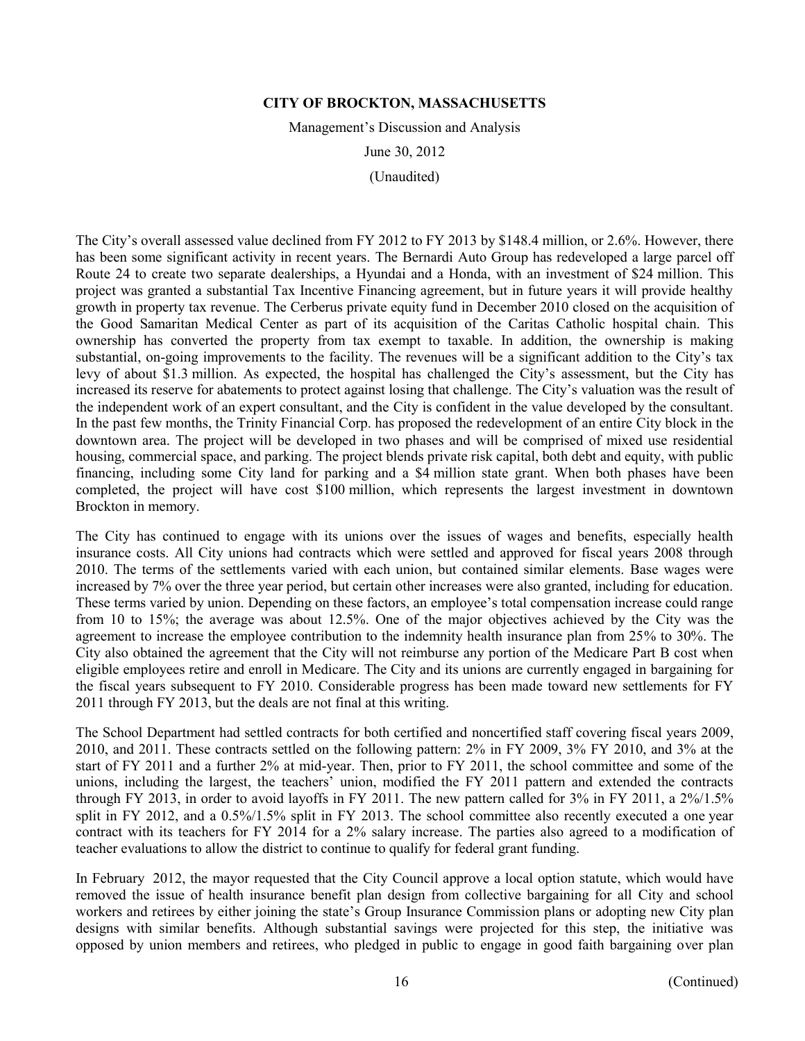The City's overall assessed value declined from FY 2012 to FY 2013 by $148.4 million, or 2.6%. However, there has been some significant activity in recent years. The Bernardi Auto Group has redeveloped a large parcel off Route 24 to create two separate dealerships, a Hyundai and a Honda, with an investment of $24 million. This project was granted a substantial Tax Incentive Financing agreement, but in future years it will provide healthy growth in property tax revenue. The Cerberus private equity fund in December 2010 closed on the acquisition of the Good Samaritan Medical Center as part of its acquisition of the Caritas Catholic hospital chain. This ownership has converted the property from tax exempt to taxable. In addition, the ownership is making substantial, on-going improvements to the facility. The revenues will be a significant addition to the City's tax levy of about $1.3 million. As expected, the hospital has challenged the City's assessment, but the City has increased its reserve for abatements to protect against losing that challenge. The City's valuation was the result of the independent work of an expert consultant, and the City is confident in the value developed by the consultant. In the past few months, the Trinity Financial Corp. has proposed the redevelopment of an entire City block in the downtown area. The project will be developed in two phases and will be comprised of mixed use residential housing, commercial space, and parking. The project blends private risk capital, both debt and equity, with public financing, including some City land for parking and a $4 million state grant. When both phases have been completed, the project will have cost $100 million, which represents the largest investment in downtown Brockton in memory.

The City has continued to engage with its unions over the issues of wages and benefits, especially health insurance costs. All City unions had contracts which were settled and approved for fiscal years 2008 through 2010. The terms of the settlements varied with each union, but contained similar elements. Base wages were increased by 7% over the three year period, but certain other increases were also granted, including for education. These terms varied by union. Depending on these factors, an employee's total compensation increase could range from 10 to 15%; the average was about 12.5%. One of the major objectives achieved by the City was the agreement to increase the employee contribution to the indemnity health insurance plan from 25% to 30%. The City also obtained the agreement that the City will not reimburse any portion of the Medicare Part B cost when eligible employees retire and enroll in Medicare. The City and its unions are currently engaged in bargaining for the fiscal years subsequent to FY 2010. Considerable progress has been made toward new settlements for FY 2011 through FY 2013, but the deals are not final at this writing.

The School Department had settled contracts for both certified and noncertified staff covering fiscal years 2009, 2010, and 2011. These contracts settled on the following pattern: 2% in FY 2009, 3% FY 2010, and 3% at the start of FY 2011 and a further 2% at mid-year. Then, prior to FY 2011, the school committee and some of the unions, including the largest, the teachers' union, modified the FY 2011 pattern and extended the contracts through FY 2013, in order to avoid layoffs in FY 2011. The new pattern called for 3% in FY 2011, a 2%/1.5% split in FY 2012, and a 0.5%/1.5% split in FY 2013. The school committee also recently executed a one year contract with its teachers for FY 2014 for a 2% salary increase. The parties also agreed to a modification of teacher evaluations to allow the district to continue to qualify for federal grant funding.

In February 2012, the mayor requested that the City Council approve a local option statute, which would have removed the issue of health insurance benefit plan design from collective bargaining for all City and school workers and retirees by either joining the state's Group Insurance Commission plans or adopting new City plan designs with similar benefits. Although substantial savings were projected for this step, the initiative was opposed by union members and retirees, who pledged in public to engage in good faith bargaining over plan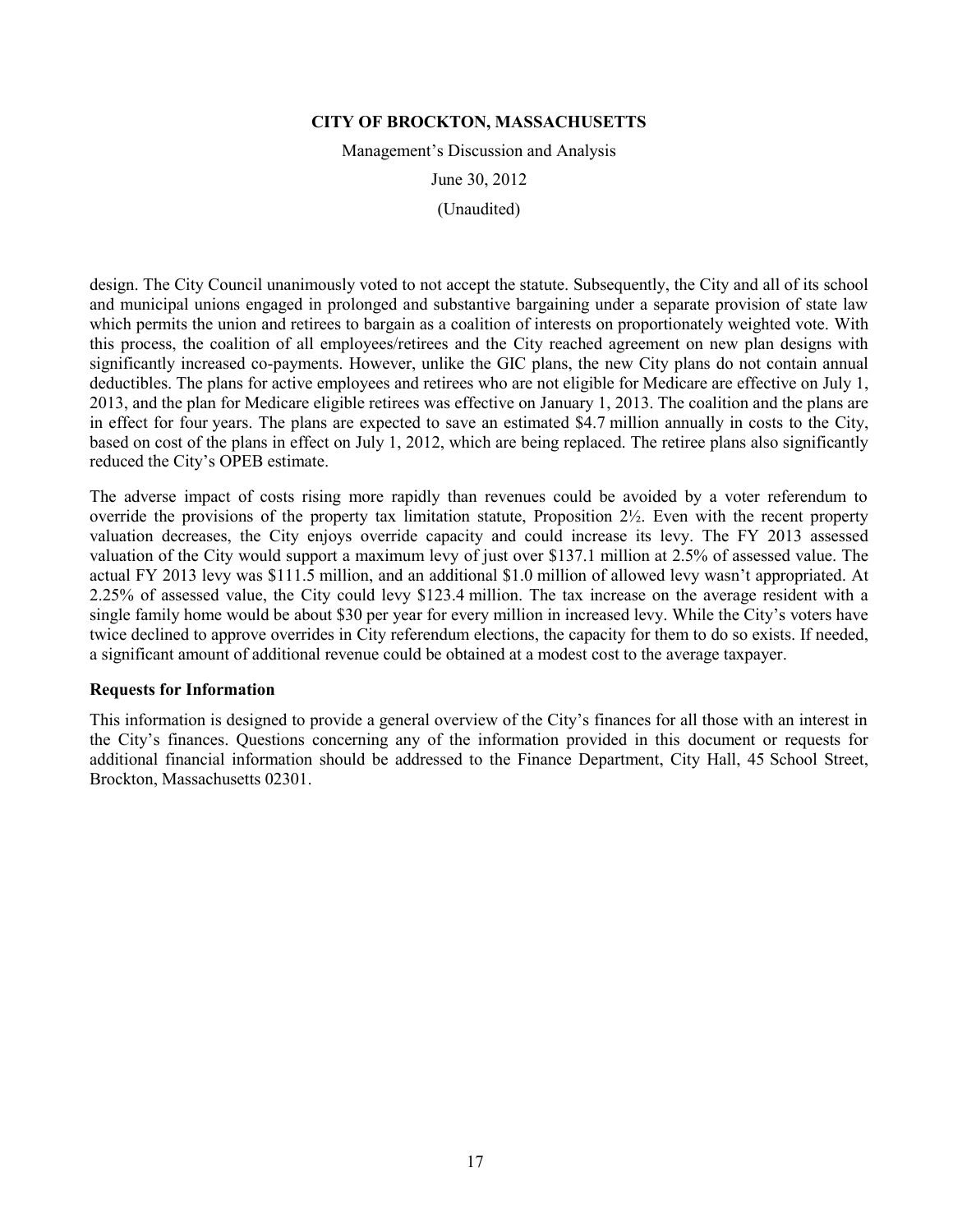design. The City Council unanimously voted to not accept the statute. Subsequently, the City and all of its school and municipal unions engaged in prolonged and substantive bargaining under a separate provision of state law which permits the union and retirees to bargain as a coalition of interests on proportionately weighted vote. With this process, the coalition of all employees/retirees and the City reached agreement on new plan designs with significantly increased co-payments. However, unlike the GIC plans, the new City plans do not contain annual deductibles. The plans for active employees and retirees who are not eligible for Medicare are effective on July 1, 2013, and the plan for Medicare eligible retirees was effective on January 1, 2013. The coalition and the plans are in effect for four years. The plans are expected to save an estimated \$4.7 million annually in costs to the City, based on cost of the plans in effect on July 1, 2012, which are being replaced. The retiree plans also significantly reduced the City's OPEB estimate.

The adverse impact of costs rising more rapidly than revenues could be avoided by a voter referendum to override the provisions of the property tax limitation statute, Proposition 2½. Even with the recent property valuation decreases, the City enjoys override capacity and could increase its levy. The FY 2013 assessed valuation of the City would support a maximum levy of just over \$137.1 million at 2.5% of assessed value. The actual FY 2013 levy was \$111.5 million, and an additional \$1.0 million of allowed levy wasn't appropriated. At 2.25% of assessed value, the City could levy \$123.4 million. The tax increase on the average resident with a single family home would be about \$30 per year for every million in increased levy. While the City's voters have twice declined to approve overrides in City referendum elections, the capacity for them to do so exists. If needed, a significant amount of additional revenue could be obtained at a modest cost to the average taxpayer.

**Requests for Information**

This information is designed to provide a general overview of the City's finances for all those with an interest in the City's finances. Questions concerning any of the information provided in this document or requests for additional financial information should be addressed to the Finance Department, City Hall, 45 School Street, Brockton, Massachusetts 02301.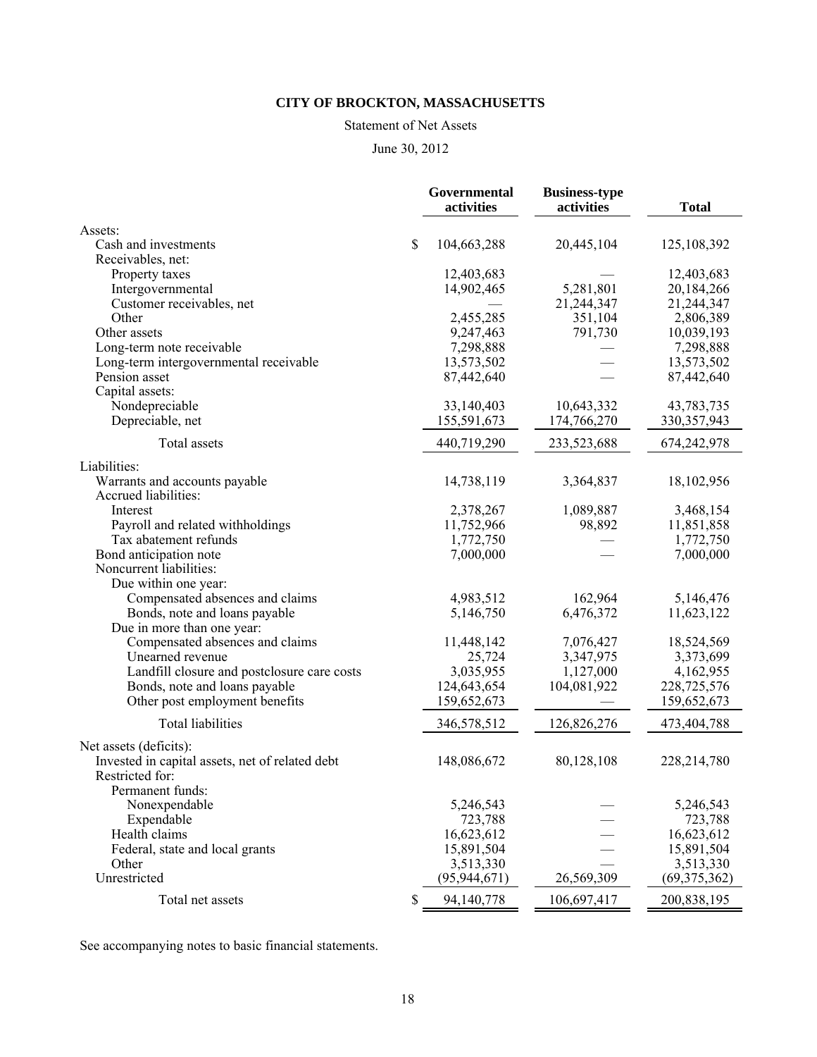**CITY OF BROCKTON, MASSACHUSETTS**

Statement of Net Assets

June 30, 2012

| | Governmental activities | Business-type activities | Total |
|---|---|---|---|
| Assets: | | | |
| Cash and investments | $ 104,663,288 | 20,445,104 | 125,108,392 |
| Receivables, net: | | | |
| Property taxes | 12,403,683 | — | 12,403,683 |
| Intergovernmental | 14,902,465 | 5,281,801 | 20,184,266 |
| Customer receivables, net | — | 21,244,347 | 21,244,347 |
| Other | 2,455,285 | 351,104 | 2,806,389 |
| Other assets | 9,247,463 | 791,730 | 10,039,193 |
| Long-term note receivable | 7,298,888 | — | 7,298,888 |
| Long-term intergovernmental receivable | 13,573,502 | — | 13,573,502 |
| Pension asset | 87,442,640 | — | 87,442,640 |
| Capital assets: | | | |
| Nondepreciable | 33,140,403 | 10,643,332 | 43,783,735 |
| Depreciable, net | 155,591,673 | 174,766,270 | 330,357,943 |
| Total assets | 440,719,290 | 233,523,688 | 674,242,978 |
| Liabilities: | | | |
| Warrants and accounts payable | 14,738,119 | 3,364,837 | 18,102,956 |
| Accrued liabilities: | | | |
| Interest | 2,378,267 | 1,089,887 | 3,468,154 |
| Payroll and related withholdings | 11,752,966 | 98,892 | 11,851,858 |
| Tax abatement refunds | 1,772,750 | — | 1,772,750 |
| Bond anticipation note | 7,000,000 | — | 7,000,000 |
| Noncurrent liabilities: | | | |
| Due within one year: | | | |
| Compensated absences and claims | 4,983,512 | 162,964 | 5,146,476 |
| Bonds, note and loans payable | 5,146,750 | 6,476,372 | 11,623,122 |
| Due in more than one year: | | | |
| Compensated absences and claims | 11,448,142 | 7,076,427 | 18,524,569 |
| Unearned revenue | 25,724 | 3,347,975 | 3,373,699 |
| Landfill closure and postclosure care costs | 3,035,955 | 1,127,000 | 4,162,955 |
| Bonds, note and loans payable | 124,643,654 | 104,081,922 | 228,725,576 |
| Other post employment benefits | 159,652,673 | — | 159,652,673 |
| Total liabilities | 346,578,512 | 126,826,276 | 473,404,788 |
| Net assets (deficits): | | | |
| Invested in capital assets, net of related debt | 148,086,672 | 80,128,108 | 228,214,780 |
| Restricted for: | | | |
| Permanent funds: | | | |
| Nonexpendable | 5,246,543 | — | 5,246,543 |
| Expendable | 723,788 | — | 723,788 |
| Health claims | 16,623,612 | — | 16,623,612 |
| Federal, state and local grants | 15,891,504 | — | 15,891,504 |
| Other | 3,513,330 | — | 3,513,330 |
| Unrestricted | (95,944,671) | 26,569,309 | (69,375,362) |
| Total net assets | $ 94,140,778 | 106,697,417 | 200,838,195 |

See accompanying notes to basic financial statements.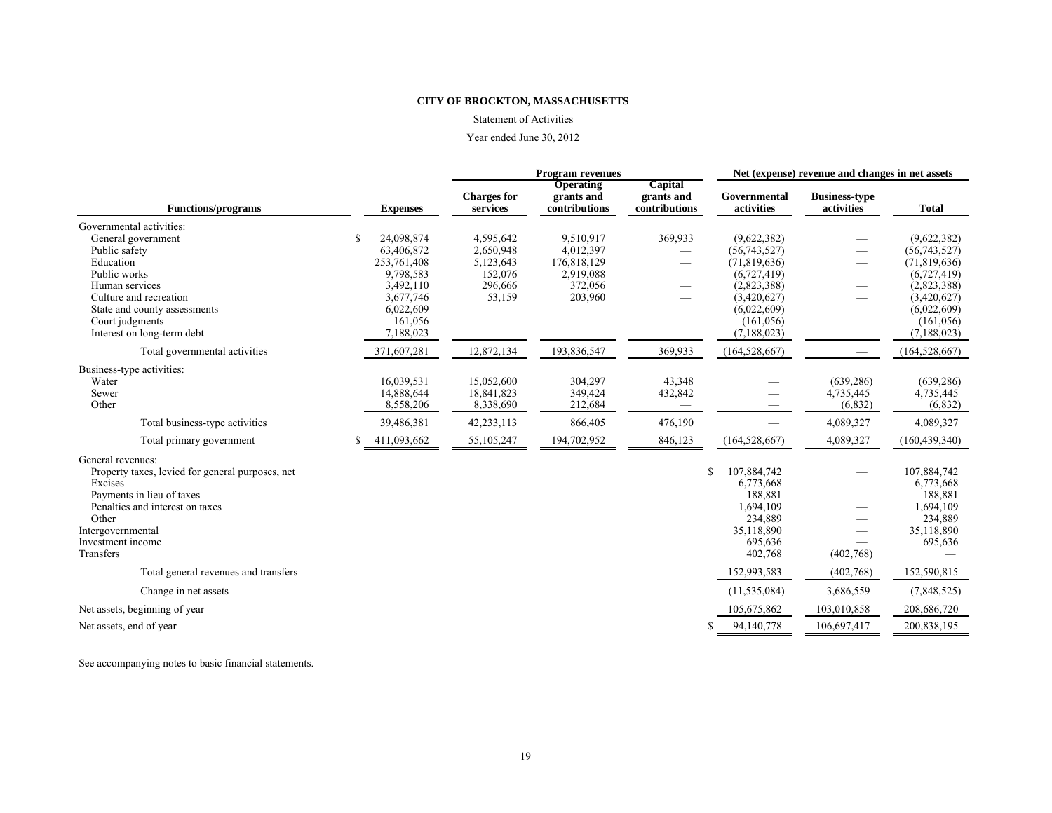**CITY OF BROCKTON, MASSACHUSETTS**

Statement of Activities

Year ended June 30, 2012

| | | Program revenues | | | Net (expense) revenue and changes in net assets | | |
|---|---|---|---|---|---|---|---|
| **Functions/programs** | **Expenses** | **Charges for services** | **Operating grants and contributions** | **Capital grants and contributions** | **Governmental activities** | **Business-type activities** | **Total** |
| Governmental activities: | | | | | | | |
| General government | $ 24,098,874 | 4,595,642 | 9,510,917 | 369,933 | (9,622,382) | — | (9,622,382) |
| Public safety | 63,406,872 | 2,650,948 | 4,012,397 | — | (56,743,527) | — | (56,743,527) |
| Education | 253,761,408 | 5,123,643 | 176,818,129 | — | (71,819,636) | — | (71,819,636) |
| Public works | 9,798,583 | 152,076 | 2,919,088 | — | (6,727,419) | — | (6,727,419) |
| Human services | 3,492,110 | 296,666 | 372,056 | — | (2,823,388) | — | (2,823,388) |
| Culture and recreation | 3,677,746 | 53,159 | 203,960 | — | (3,420,627) | — | (3,420,627) |
| State and county assessments | 6,022,609 | — | — | — | (6,022,609) | — | (6,022,609) |
| Court judgments | 161,056 | — | — | — | (161,056) | — | (161,056) |
| Interest on long-term debt | 7,188,023 | — | — | — | (7,188,023) | — | (7,188,023) |
| Total governmental activities | 371,607,281 | 12,872,134 | 193,836,547 | 369,933 | (164,528,667) | — | (164,528,667) |
| Business-type activities: | | | | | | | |
| Water | 16,039,531 | 15,052,600 | 304,297 | 43,348 | — | (639,286) | (639,286) |
| Sewer | 14,888,644 | 18,841,823 | 349,424 | 432,842 | — | 4,735,445 | 4,735,445 |
| Other | 8,558,206 | 8,338,690 | 212,684 | — | — | (6,832) | (6,832) |
| Total business-type activities | 39,486,381 | 42,233,113 | 866,405 | 476,190 | — | 4,089,327 | 4,089,327 |
| Total primary government | $ 411,093,662 | 55,105,247 | 194,702,952 | 846,123 | (164,528,667) | 4,089,327 | (160,439,340) |
| General revenues: | | | | | | | |
| Property taxes, levied for general purposes, net | | | | | $ 107,884,742 | — | 107,884,742 |
| Excises | | | | | 6,773,668 | — | 6,773,668 |
| Payments in lieu of taxes | | | | | 188,881 | — | 188,881 |
| Penalties and interest on taxes | | | | | 1,694,109 | — | 1,694,109 |
| Other | | | | | 234,889 | — | 234,889 |
| Intergovernmental | | | | | 35,118,890 | — | 35,118,890 |
| Investment income | | | | | 695,636 | — | 695,636 |
| Transfers | | | | | 402,768 | (402,768) | — |
| Total general revenues and transfers | | | | | 152,993,583 | (402,768) | 152,590,815 |
| Change in net assets | | | | | (11,535,084) | 3,686,559 | (7,848,525) |
| Net assets, beginning of year | | | | | 105,675,862 | 103,010,858 | 208,686,720 |
| Net assets, end of year | | | | | $ 94,140,778 | 106,697,417 | 200,838,195 |

See accompanying notes to basic financial statements.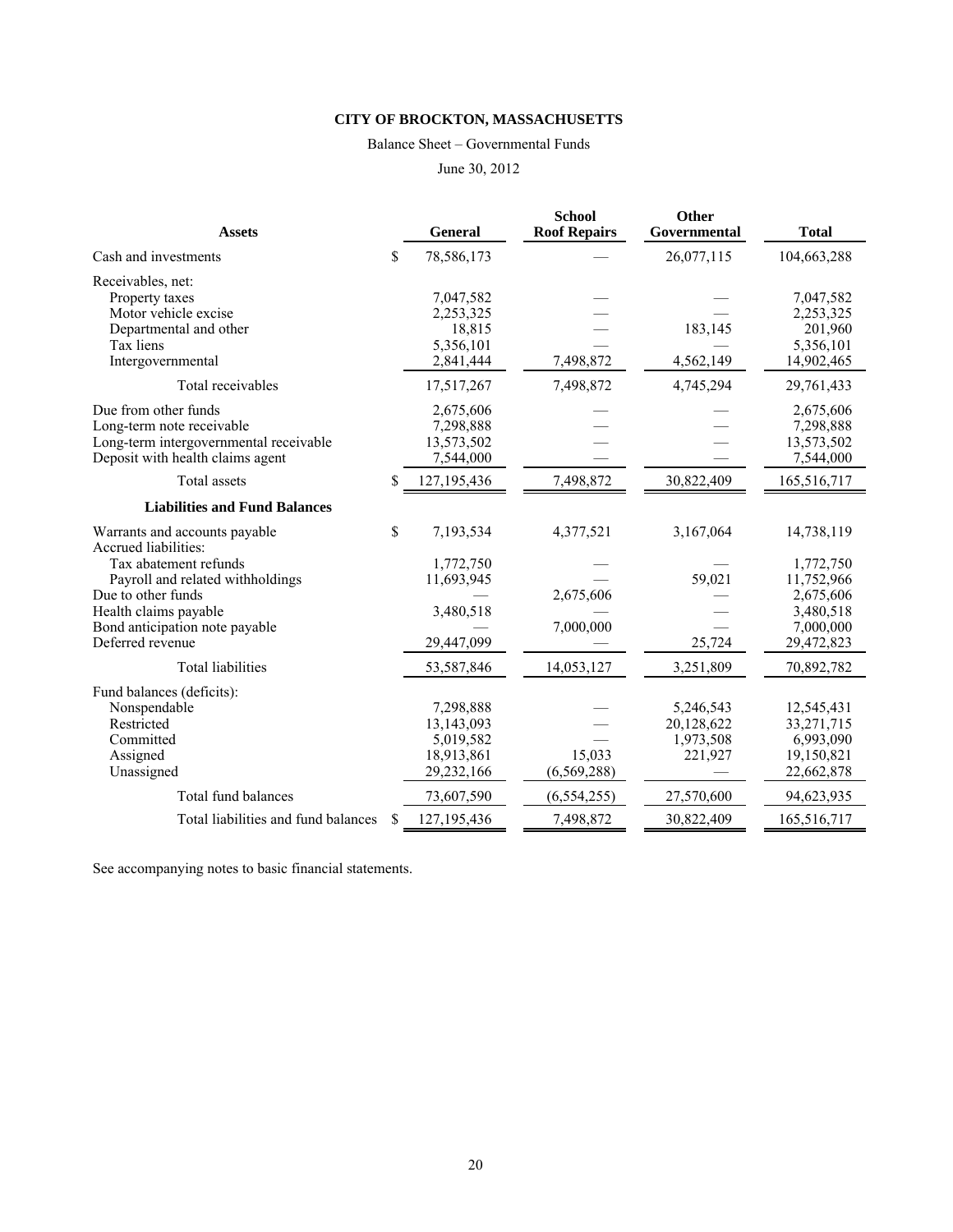**CITY OF BROCKTON, MASSACHUSETTS**

Balance Sheet – Governmental Funds

June 30, 2012

| Assets | General | School Roof Repairs | Other Governmental | Total |
|---|---|---|---|---|
| Cash and investments | $ 78,586,173 | — | 26,077,115 | 104,663,288 |
| Receivables, net: | | | | |
| Property taxes | 7,047,582 | — | — | 7,047,582 |
| Motor vehicle excise | 2,253,325 | — | — | 2,253,325 |
| Departmental and other | 18,815 | — | 183,145 | 201,960 |
| Tax liens | 5,356,101 | — | — | 5,356,101 |
| Intergovernmental | 2,841,444 | 7,498,872 | 4,562,149 | 14,902,465 |
| Total receivables | 17,517,267 | 7,498,872 | 4,745,294 | 29,761,433 |
| Due from other funds | 2,675,606 | — | — | 2,675,606 |
| Long-term note receivable | 7,298,888 | — | — | 7,298,888 |
| Long-term intergovernmental receivable | 13,573,502 | — | — | 13,573,502 |
| Deposit with health claims agent | 7,544,000 | — | — | 7,544,000 |
| Total assets | $ 127,195,436 | 7,498,872 | 30,822,409 | 165,516,717 |
| **Liabilities and Fund Balances** | | | | |
| Warrants and accounts payable | $ 7,193,534 | 4,377,521 | 3,167,064 | 14,738,119 |
| Accrued liabilities: | | | | |
| Tax abatement refunds | 1,772,750 | — | — | 1,772,750 |
| Payroll and related withholdings | 11,693,945 | — | 59,021 | 11,752,966 |
| Due to other funds | — | 2,675,606 | — | 2,675,606 |
| Health claims payable | 3,480,518 | — | — | 3,480,518 |
| Bond anticipation note payable | — | 7,000,000 | — | 7,000,000 |
| Deferred revenue | 29,447,099 | — | 25,724 | 29,472,823 |
| Total liabilities | 53,587,846 | 14,053,127 | 3,251,809 | 70,892,782 |
| Fund balances (deficits): | | | | |
| Nonspendable | 7,298,888 | — | 5,246,543 | 12,545,431 |
| Restricted | 13,143,093 | — | 20,128,622 | 33,271,715 |
| Committed | 5,019,582 | — | 1,973,508 | 6,993,090 |
| Assigned | 18,913,861 | 15,033 | 221,927 | 19,150,821 |
| Unassigned | 29,232,166 | (6,569,288) | — | 22,662,878 |
| Total fund balances | 73,607,590 | (6,554,255) | 27,570,600 | 94,623,935 |
| Total liabilities and fund balances | $ 127,195,436 | 7,498,872 | 30,822,409 | 165,516,717 |

See accompanying notes to basic financial statements.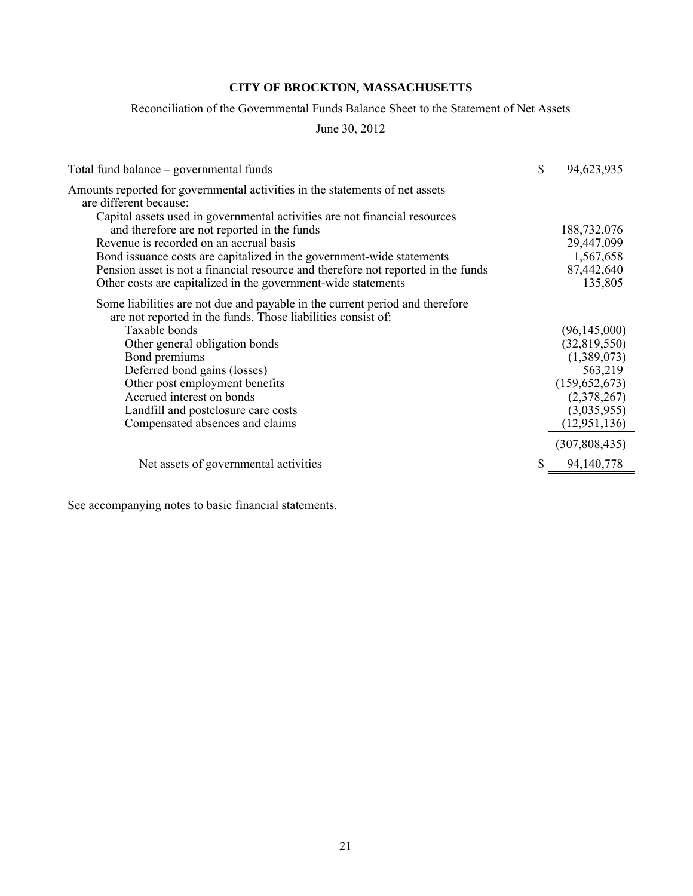# CITY OF BROCKTON, MASSACHUSETTS

Reconciliation of the Governmental Funds Balance Sheet to the Statement of Net Assets

June 30, 2012

| | |
|---|---|
| Total fund balance – governmental funds | $ 94,623,935 |
| Amounts reported for governmental activities in the statements of net assets are different because: | |
| Capital assets used in governmental activities are not financial resources and therefore are not reported in the funds | 188,732,076 |
| Revenue is recorded on an accrual basis | 29,447,099 |
| Bond issuance costs are capitalized in the government-wide statements | 1,567,658 |
| Pension asset is not a financial resource and therefore not reported in the funds | 87,442,640 |
| Other costs are capitalized in the government-wide statements | 135,805 |
| Some liabilities are not due and payable in the current period and therefore are not reported in the funds. Those liabilities consist of: | |
| Taxable bonds | (96,145,000) |
| Other general obligation bonds | (32,819,550) |
| Bond premiums | (1,389,073) |
| Deferred bond gains (losses) | 563,219 |
| Other post employment benefits | (159,652,673) |
| Accrued interest on bonds | (2,378,267) |
| Landfill and postclosure care costs | (3,035,955) |
| Compensated absences and claims | (12,951,136) |
| | (307,808,435) |
| Net assets of governmental activities | $ 94,140,778 |

See accompanying notes to basic financial statements.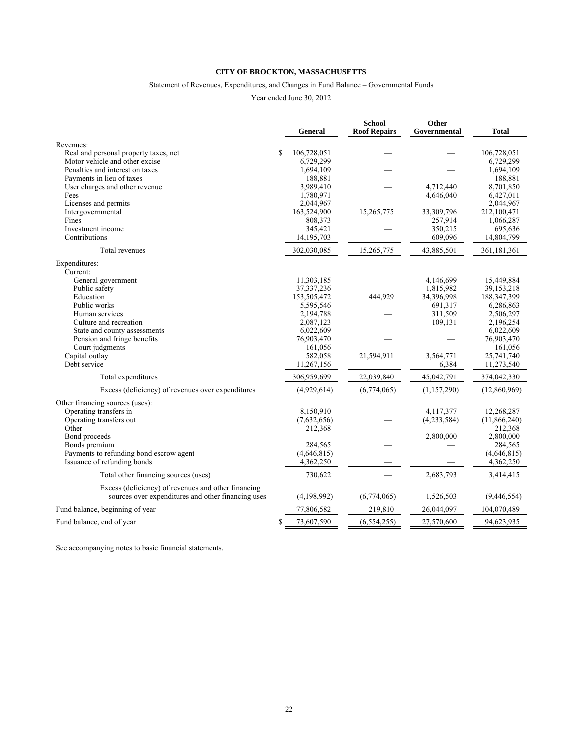**CITY OF BROCKTON, MASSACHUSETTS**

Statement of Revenues, Expenditures, and Changes in Fund Balance – Governmental Funds

Year ended June 30, 2012

| | General | School Roof Repairs | Other Governmental | Total |
|---|---|---|---|---|
| Revenues: | | | | |
| Real and personal property taxes, net | $ 106,728,051 | — | — | 106,728,051 |
| Motor vehicle and other excise | 6,729,299 | — | — | 6,729,299 |
| Penalties and interest on taxes | 1,694,109 | — | — | 1,694,109 |
| Payments in lieu of taxes | 188,881 | — | — | 188,881 |
| User charges and other revenue | 3,989,410 | — | 4,712,440 | 8,701,850 |
| Fees | 1,780,971 | — | 4,646,040 | 6,427,011 |
| Licenses and permits | 2,044,967 | — | — | 2,044,967 |
| Intergovernmental | 163,524,900 | 15,265,775 | 33,309,796 | 212,100,471 |
| Fines | 808,373 | — | 257,914 | 1,066,287 |
| Investment income | 345,421 | — | 350,215 | 695,636 |
| Contributions | 14,195,703 | — | 609,096 | 14,804,799 |
| Total revenues | 302,030,085 | 15,265,775 | 43,885,501 | 361,181,361 |
| Expenditures: | | | | |
| Current: | | | | |
| General government | 11,303,185 | — | 4,146,699 | 15,449,884 |
| Public safety | 37,337,236 | — | 1,815,982 | 39,153,218 |
| Education | 153,505,472 | 444,929 | 34,396,998 | 188,347,399 |
| Public works | 5,595,546 | — | 691,317 | 6,286,863 |
| Human services | 2,194,788 | — | 311,509 | 2,506,297 |
| Culture and recreation | 2,087,123 | — | 109,131 | 2,196,254 |
| State and county assessments | 6,022,609 | — | — | 6,022,609 |
| Pension and fringe benefits | 76,903,470 | — | — | 76,903,470 |
| Court judgments | 161,056 | — | — | 161,056 |
| Capital outlay | 582,058 | 21,594,911 | 3,564,771 | 25,741,740 |
| Debt service | 11,267,156 | — | 6,384 | 11,273,540 |
| Total expenditures | 306,959,699 | 22,039,840 | 45,042,791 | 374,042,330 |
| Excess (deficiency) of revenues over expenditures | (4,929,614) | (6,774,065) | (1,157,290) | (12,860,969) |
| Other financing sources (uses): | | | | |
| Operating transfers in | 8,150,910 | — | 4,117,377 | 12,268,287 |
| Operating transfers out | (7,632,656) | — | (4,233,584) | (11,866,240) |
| Other | 212,368 | — | — | 212,368 |
| Bond proceeds | — | — | 2,800,000 | 2,800,000 |
| Bonds premium | 284,565 | — | — | 284,565 |
| Payments to refunding bond escrow agent | (4,646,815) | — | — | (4,646,815) |
| Issuance of refunding bonds | 4,362,250 | — | — | 4,362,250 |
| Total other financing sources (uses) | 730,622 | — | 2,683,793 | 3,414,415 |
| Excess (deficiency) of revenues and other financing sources over expenditures and other financing uses | (4,198,992) | (6,774,065) | 1,526,503 | (9,446,554) |
| Fund balance, beginning of year | 77,806,582 | 219,810 | 26,044,097 | 104,070,489 |
| Fund balance, end of year | $ 73,607,590 | (6,554,255) | 27,570,600 | 94,623,935 |

See accompanying notes to basic financial statements.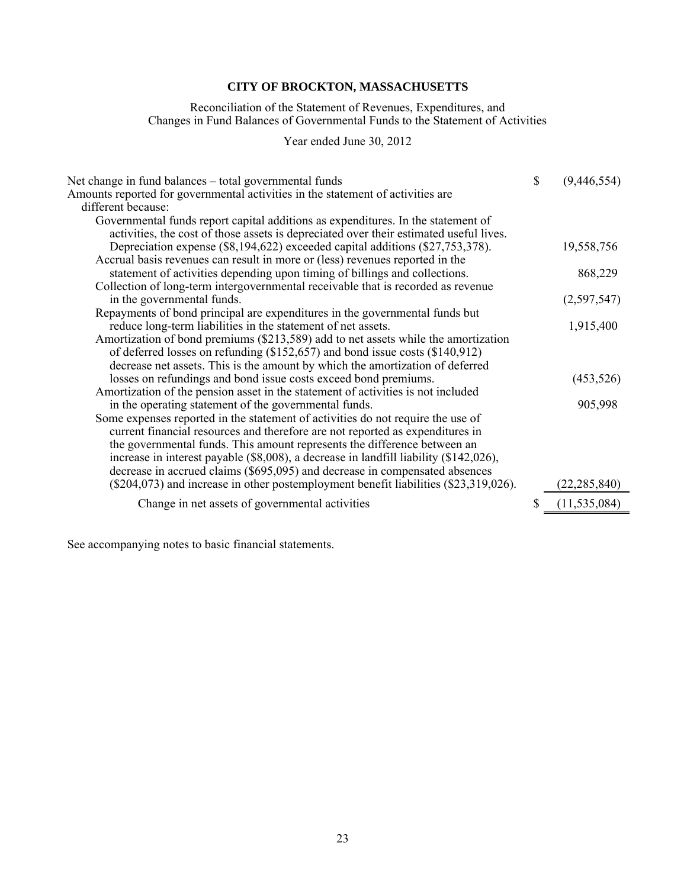# CITY OF BROCKTON, MASSACHUSETTS

Reconciliation of the Statement of Revenues, Expenditures, and Changes in Fund Balances of Governmental Funds to the Statement of Activities

Year ended June 30, 2012

| | | |
|---|---|---|
| Net change in fund balances – total governmental funds | $ | (9,446,554) |
| Amounts reported for governmental activities in the statement of activities are different because: | | |
| Governmental funds report capital additions as expenditures. In the statement of activities, the cost of those assets is depreciated over their estimated useful lives. Depreciation expense ($8,194,622) exceeded capital additions ($27,753,378). | | 19,558,756 |
| Accrual basis revenues can result in more or (less) revenues reported in the statement of activities depending upon timing of billings and collections. | | 868,229 |
| Collection of long-term intergovernmental receivable that is recorded as revenue in the governmental funds. | | (2,597,547) |
| Repayments of bond principal are expenditures in the governmental funds but reduce long-term liabilities in the statement of net assets. | | 1,915,400 |
| Amortization of bond premiums ($213,589) add to net assets while the amortization of deferred losses on refunding ($152,657) and bond issue costs ($140,912) decrease net assets. This is the amount by which the amortization of deferred losses on refundings and bond issue costs exceed bond premiums. | | (453,526) |
| Amortization of the pension asset in the statement of activities is not included in the operating statement of the governmental funds. | | 905,998 |
| Some expenses reported in the statement of activities do not require the use of current financial resources and therefore are not reported as expenditures in the governmental funds. This amount represents the difference between an increase in interest payable ($8,008), a decrease in landfill liability ($142,026), decrease in accrued claims ($695,095) and decrease in compensated absences ($204,073) and increase in other postemployment benefit liabilities ($23,319,026). | | (22,285,840) |
| Change in net assets of governmental activities | $ | (11,535,084) |

See accompanying notes to basic financial statements.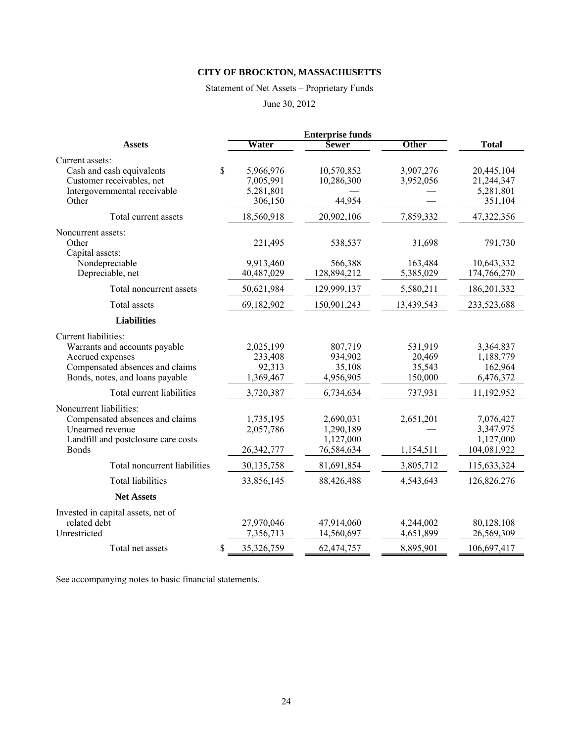**CITY OF BROCKTON, MASSACHUSETTS**

Statement of Net Assets – Proprietary Funds

June 30, 2012

| | Enterprise funds | | | |
|---|---|---|---|---|
| **Assets** | **Water** | **Sewer** | **Other** | **Total** |
| Current assets: | | | | |
| Cash and cash equivalents | $ 5,966,976 | 10,570,852 | 3,907,276 | 20,445,104 |
| Customer receivables, net | 7,005,991 | 10,286,300 | 3,952,056 | 21,244,347 |
| Intergovernmental receivable | 5,281,801 | — | — | 5,281,801 |
| Other | 306,150 | 44,954 | — | 351,104 |
| Total current assets | 18,560,918 | 20,902,106 | 7,859,332 | 47,322,356 |
| Noncurrent assets: | | | | |
| Other | 221,495 | 538,537 | 31,698 | 791,730 |
| Capital assets: | | | | |
| Nondepreciable | 9,913,460 | 566,388 | 163,484 | 10,643,332 |
| Depreciable, net | 40,487,029 | 128,894,212 | 5,385,029 | 174,766,270 |
| Total noncurrent assets | 50,621,984 | 129,999,137 | 5,580,211 | 186,201,332 |
| Total assets | 69,182,902 | 150,901,243 | 13,439,543 | 233,523,688 |
| **Liabilities** | | | | |
| Current liabilities: | | | | |
| Warrants and accounts payable | 2,025,199 | 807,719 | 531,919 | 3,364,837 |
| Accrued expenses | 233,408 | 934,902 | 20,469 | 1,188,779 |
| Compensated absences and claims | 92,313 | 35,108 | 35,543 | 162,964 |
| Bonds, notes, and loans payable | 1,369,467 | 4,956,905 | 150,000 | 6,476,372 |
| Total current liabilities | 3,720,387 | 6,734,634 | 737,931 | 11,192,952 |
| Noncurrent liabilities: | | | | |
| Compensated absences and claims | 1,735,195 | 2,690,031 | 2,651,201 | 7,076,427 |
| Unearned revenue | 2,057,786 | 1,290,189 | — | 3,347,975 |
| Landfill and postclosure care costs | — | 1,127,000 | — | 1,127,000 |
| Bonds | 26,342,777 | 76,584,634 | 1,154,511 | 104,081,922 |
| Total noncurrent liabilities | 30,135,758 | 81,691,854 | 3,805,712 | 115,633,324 |
| Total liabilities | 33,856,145 | 88,426,488 | 4,543,643 | 126,826,276 |
| **Net Assets** | | | | |
| Invested in capital assets, net of related debt | 27,970,046 | 47,914,060 | 4,244,002 | 80,128,108 |
| Unrestricted | 7,356,713 | 14,560,697 | 4,651,899 | 26,569,309 |
| Total net assets | $ 35,326,759 | 62,474,757 | 8,895,901 | 106,697,417 |

See accompanying notes to basic financial statements.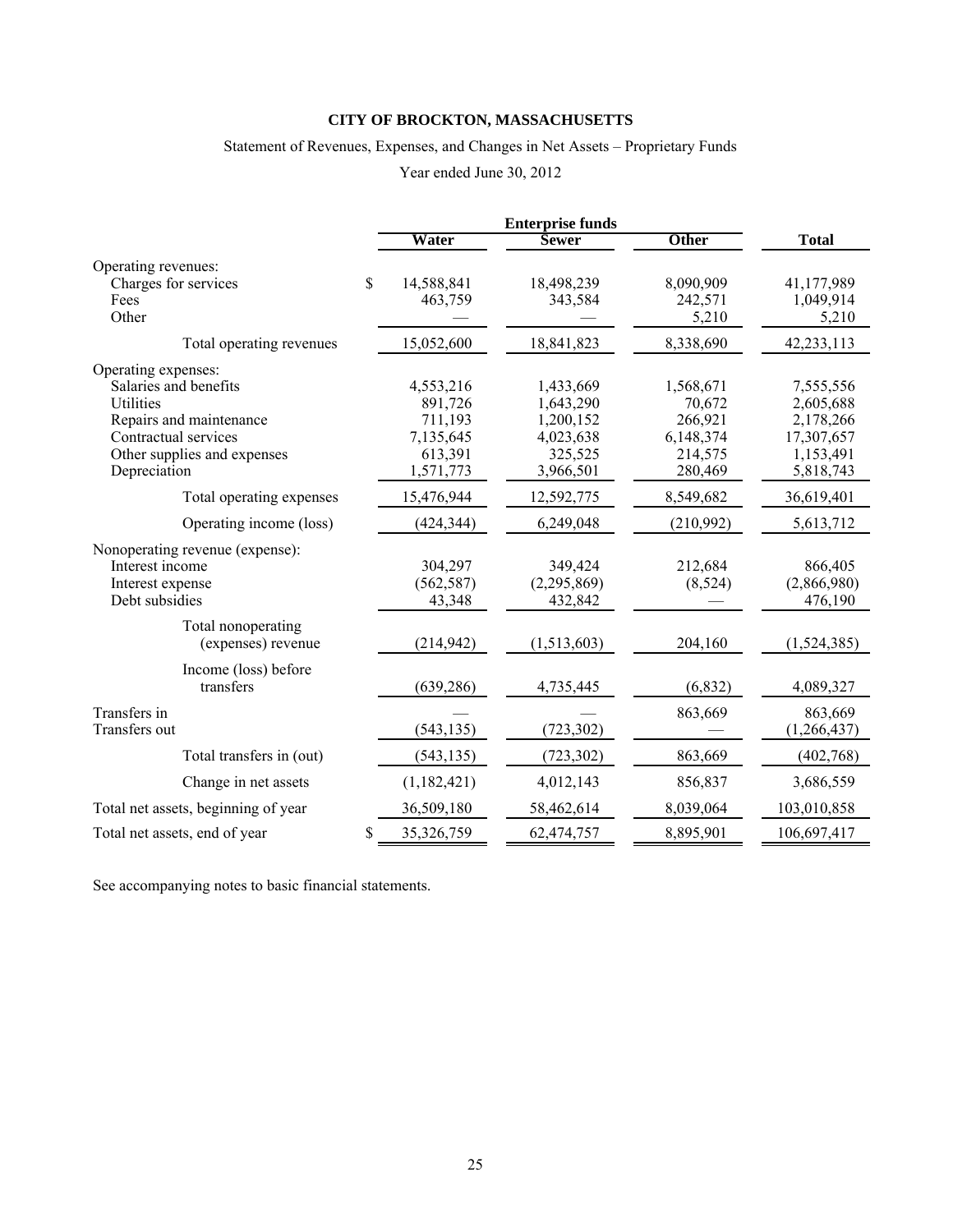**CITY OF BROCKTON, MASSACHUSETTS**

Statement of Revenues, Expenses, and Changes in Net Assets – Proprietary Funds

Year ended June 30, 2012

| | Enterprise funds | | | |
|---|---|---|---|---|
| | **Water** | **Sewer** | **Other** | **Total** |
| Operating revenues: | | | | |
| Charges for services | $ 14,588,841 | 18,498,239 | 8,090,909 | 41,177,989 |
| Fees | 463,759 | 343,584 | 242,571 | 1,049,914 |
| Other | — | — | 5,210 | 5,210 |
| Total operating revenues | 15,052,600 | 18,841,823 | 8,338,690 | 42,233,113 |
| Operating expenses: | | | | |
| Salaries and benefits | 4,553,216 | 1,433,669 | 1,568,671 | 7,555,556 |
| Utilities | 891,726 | 1,643,290 | 70,672 | 2,605,688 |
| Repairs and maintenance | 711,193 | 1,200,152 | 266,921 | 2,178,266 |
| Contractual services | 7,135,645 | 4,023,638 | 6,148,374 | 17,307,657 |
| Other supplies and expenses | 613,391 | 325,525 | 214,575 | 1,153,491 |
| Depreciation | 1,571,773 | 3,966,501 | 280,469 | 5,818,743 |
| Total operating expenses | 15,476,944 | 12,592,775 | 8,549,682 | 36,619,401 |
| Operating income (loss) | (424,344) | 6,249,048 | (210,992) | 5,613,712 |
| Nonoperating revenue (expense): | | | | |
| Interest income | 304,297 | 349,424 | 212,684 | 866,405 |
| Interest expense | (562,587) | (2,295,869) | (8,524) | (2,866,980) |
| Debt subsidies | 43,348 | 432,842 | — | 476,190 |
| Total nonoperating (expenses) revenue | (214,942) | (1,513,603) | 204,160 | (1,524,385) |
| Income (loss) before transfers | (639,286) | 4,735,445 | (6,832) | 4,089,327 |
| Transfers in | — | — | 863,669 | 863,669 |
| Transfers out | (543,135) | (723,302) | — | (1,266,437) |
| Total transfers in (out) | (543,135) | (723,302) | 863,669 | (402,768) |
| Change in net assets | (1,182,421) | 4,012,143 | 856,837 | 3,686,559 |
| Total net assets, beginning of year | 36,509,180 | 58,462,614 | 8,039,064 | 103,010,858 |
| Total net assets, end of year | $ 35,326,759 | 62,474,757 | 8,895,901 | 106,697,417 |

See accompanying notes to basic financial statements.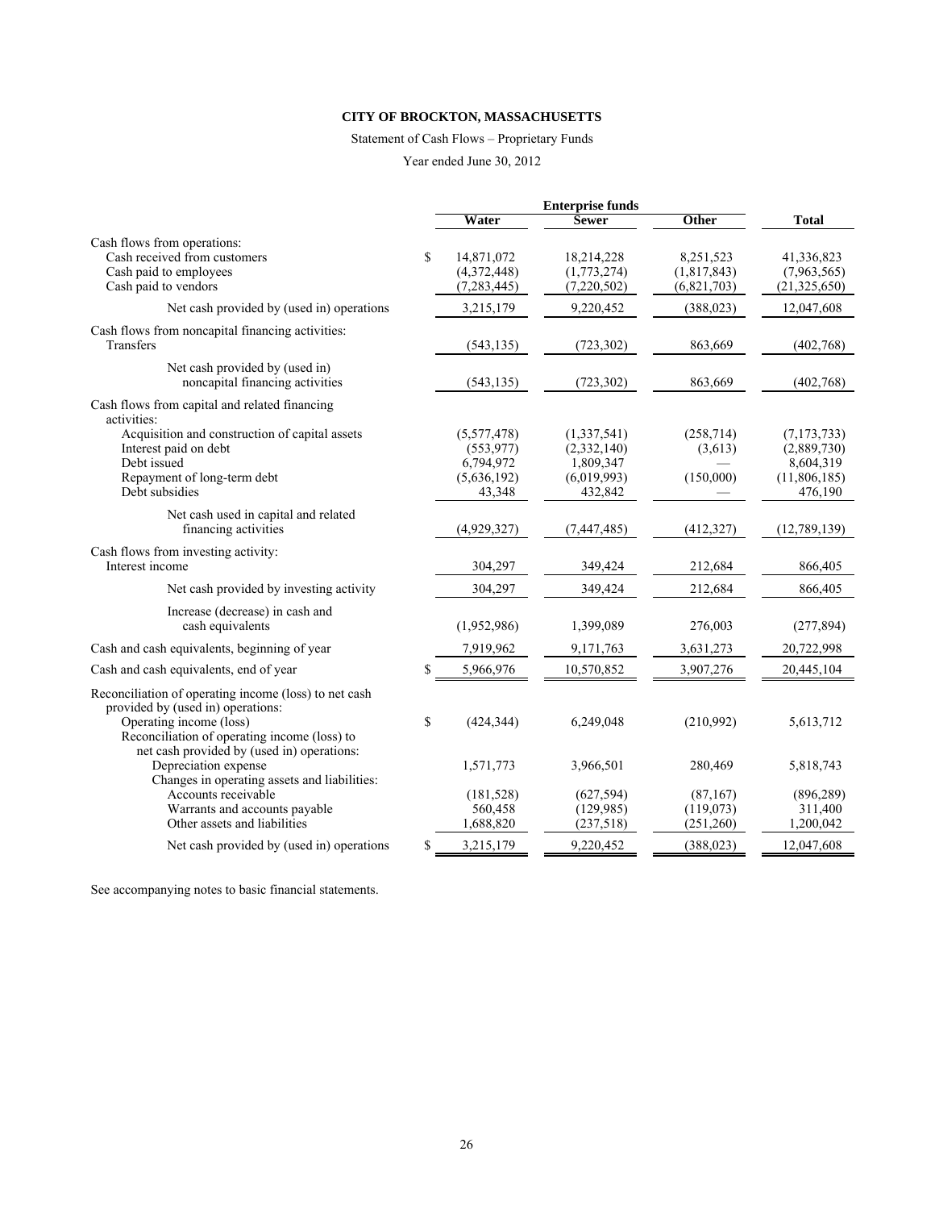# CITY OF BROCKTON, MASSACHUSETTS

Statement of Cash Flows – Proprietary Funds

Year ended June 30, 2012

| | Enterprise funds | | | |
|---|---|---|---|---|
| | Water | Sewer | Other | Total |
| Cash flows from operations: | | | | |
| Cash received from customers | $ 14,871,072 | 18,214,228 | 8,251,523 | 41,336,823 |
| Cash paid to employees | (4,372,448) | (1,773,274) | (1,817,843) | (7,963,565) |
| Cash paid to vendors | (7,283,445) | (7,220,502) | (6,821,703) | (21,325,650) |
| Net cash provided by (used in) operations | 3,215,179 | 9,220,452 | (388,023) | 12,047,608 |
| Cash flows from noncapital financing activities: | | | | |
| Transfers | (543,135) | (723,302) | 863,669 | (402,768) |
| Net cash provided by (used in) noncapital financing activities | (543,135) | (723,302) | 863,669 | (402,768) |
| Cash flows from capital and related financing activities: | | | | |
| Acquisition and construction of capital assets | (5,577,478) | (1,337,541) | (258,714) | (7,173,733) |
| Interest paid on debt | (553,977) | (2,332,140) | (3,613) | (2,889,730) |
| Debt issued | 6,794,972 | 1,809,347 | — | 8,604,319 |
| Repayment of long-term debt | (5,636,192) | (6,019,993) | (150,000) | (11,806,185) |
| Debt subsidies | 43,348 | 432,842 | — | 476,190 |
| Net cash used in capital and related financing activities | (4,929,327) | (7,447,485) | (412,327) | (12,789,139) |
| Cash flows from investing activity: | | | | |
| Interest income | 304,297 | 349,424 | 212,684 | 866,405 |
| Net cash provided by investing activity | 304,297 | 349,424 | 212,684 | 866,405 |
| Increase (decrease) in cash and cash equivalents | (1,952,986) | 1,399,089 | 276,003 | (277,894) |
| Cash and cash equivalents, beginning of year | 7,919,962 | 9,171,763 | 3,631,273 | 20,722,998 |
| Cash and cash equivalents, end of year | $ 5,966,976 | 10,570,852 | 3,907,276 | 20,445,104 |
| Reconciliation of operating income (loss) to net cash provided by (used in) operations: | | | | |
| Operating income (loss) | $ (424,344) | 6,249,048 | (210,992) | 5,613,712 |
| Reconciliation of operating income (loss) to net cash provided by (used in) operations: | | | | |
| Depreciation expense | 1,571,773 | 3,966,501 | 280,469 | 5,818,743 |
| Changes in operating assets and liabilities: | | | | |
| Accounts receivable | (181,528) | (627,594) | (87,167) | (896,289) |
| Warrants and accounts payable | 560,458 | (129,985) | (119,073) | 311,400 |
| Other assets and liabilities | 1,688,820 | (237,518) | (251,260) | 1,200,042 |
| Net cash provided by (used in) operations | $ 3,215,179 | 9,220,452 | (388,023) | 12,047,608 |

See accompanying notes to basic financial statements.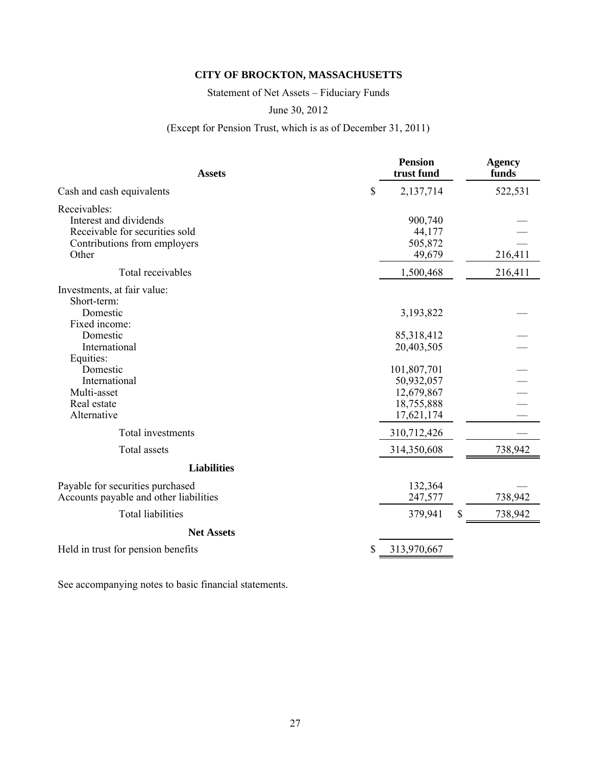# CITY OF BROCKTON, MASSACHUSETTS

Statement of Net Assets – Fiduciary Funds

June 30, 2012

(Except for Pension Trust, which is as of December 31, 2011)

| **Assets** | **Pension trust fund** | **Agency funds** |
|---|---|---|
| Cash and cash equivalents | $ 2,137,714 | 522,531 |
| Receivables: | | |
| Interest and dividends | 900,740 | — |
| Receivable for securities sold | 44,177 | — |
| Contributions from employers | 505,872 | — |
| Other | 49,679 | 216,411 |
| Total receivables | 1,500,468 | 216,411 |
| Investments, at fair value: | | |
| Short-term: | | |
| Domestic | 3,193,822 | — |
| Fixed income: | | |
| Domestic | 85,318,412 | — |
| International | 20,403,505 | — |
| Equities: | | |
| Domestic | 101,807,701 | — |
| International | 50,932,057 | — |
| Multi-asset | 12,679,867 | — |
| Real estate | 18,755,888 | — |
| Alternative | 17,621,174 | — |
| Total investments | 310,712,426 | — |
| Total assets | 314,350,608 | 738,942 |
| **Liabilities** | | |
| Payable for securities purchased | 132,364 | — |
| Accounts payable and other liabilities | 247,577 | 738,942 |
| Total liabilities | 379,941 | $ 738,942 |
| **Net Assets** | | |
| Held in trust for pension benefits | $ 313,970,667 | |

See accompanying notes to basic financial statements.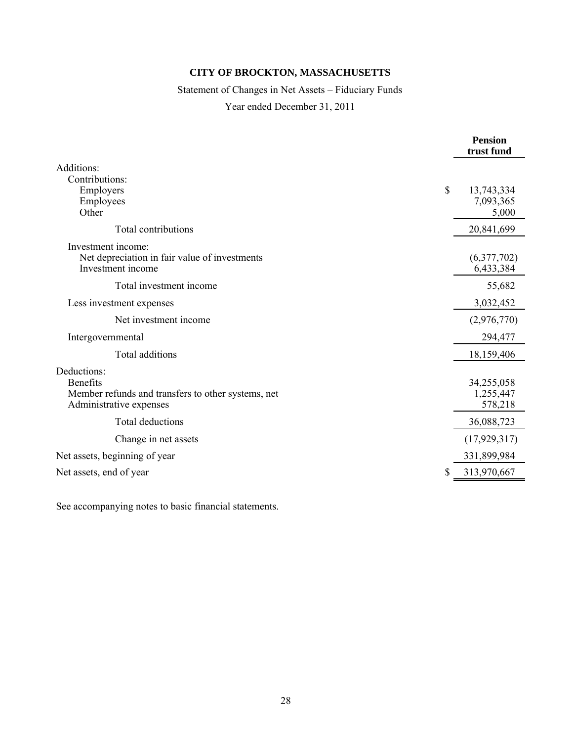# CITY OF BROCKTON, MASSACHUSETTS

Statement of Changes in Net Assets – Fiduciary Funds

Year ended December 31, 2011

| | Pension trust fund |
|---|---|
| Additions: | |
| Contributions: | |
| Employers | $ 13,743,334 |
| Employees | 7,093,365 |
| Other | 5,000 |
| Total contributions | 20,841,699 |
| Investment income: | |
| Net depreciation in fair value of investments | (6,377,702) |
| Investment income | 6,433,384 |
| Total investment income | 55,682 |
| Less investment expenses | 3,032,452 |
| Net investment income | (2,976,770) |
| Intergovernmental | 294,477 |
| Total additions | 18,159,406 |
| Deductions: | |
| Benefits | 34,255,058 |
| Member refunds and transfers to other systems, net | 1,255,447 |
| Administrative expenses | 578,218 |
| Total deductions | 36,088,723 |
| Change in net assets | (17,929,317) |
| Net assets, beginning of year | 331,899,984 |
| Net assets, end of year | $ 313,970,667 |

See accompanying notes to basic financial statements.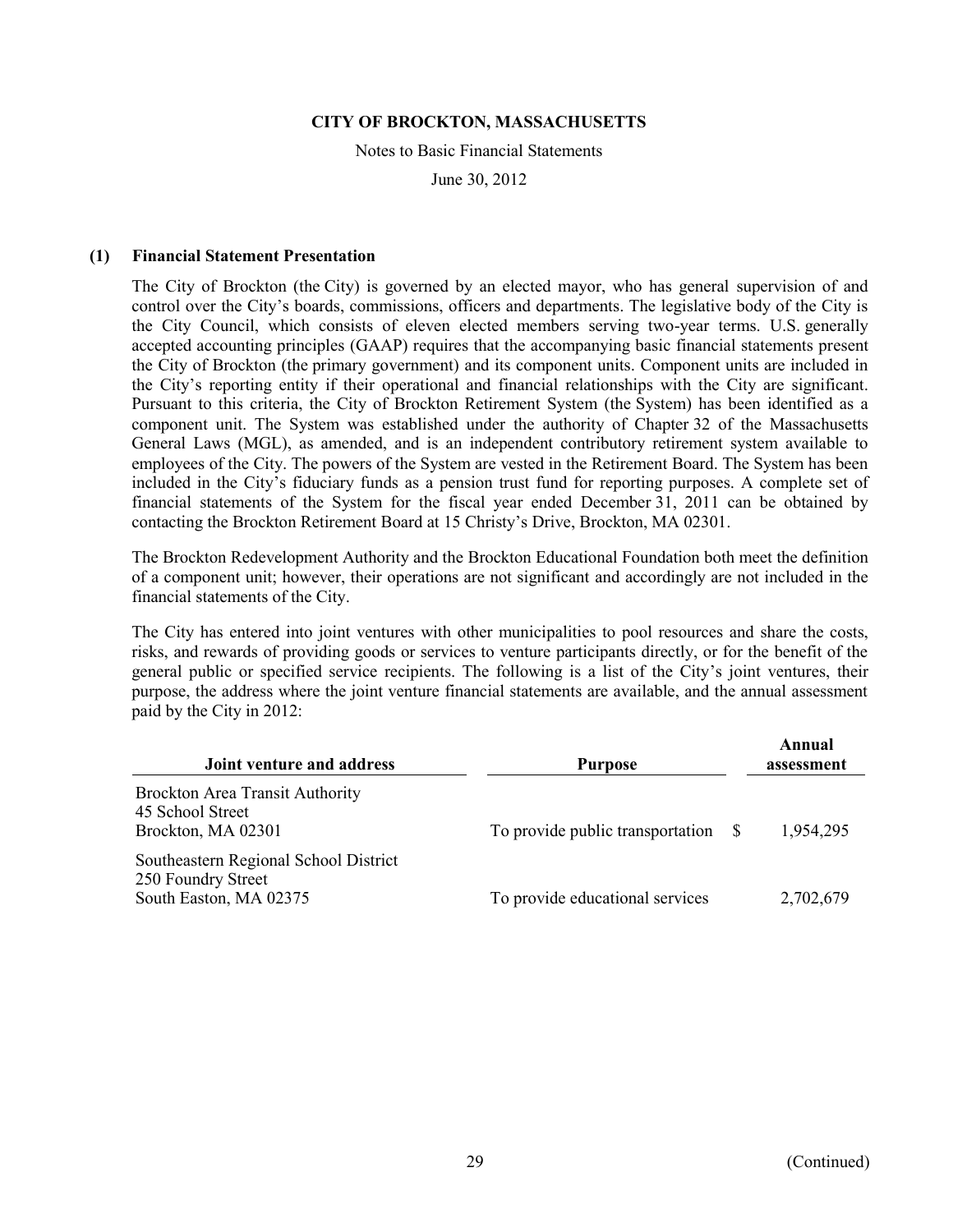### (1) Financial Statement Presentation

The City of Brockton (the City) is governed by an elected mayor, who has general supervision of and control over the City's boards, commissions, officers and departments. The legislative body of the City is the City Council, which consists of eleven elected members serving two-year terms. U.S. generally accepted accounting principles (GAAP) requires that the accompanying basic financial statements present the City of Brockton (the primary government) and its component units. Component units are included in the City's reporting entity if their operational and financial relationships with the City are significant. Pursuant to this criteria, the City of Brockton Retirement System (the System) has been identified as a component unit. The System was established under the authority of Chapter 32 of the Massachusetts General Laws (MGL), as amended, and is an independent contributory retirement system available to employees of the City. The powers of the System are vested in the Retirement Board. The System has been included in the City's fiduciary funds as a pension trust fund for reporting purposes. A complete set of financial statements of the System for the fiscal year ended December 31, 2011 can be obtained by contacting the Brockton Retirement Board at 15 Christy's Drive, Brockton, MA 02301.

The Brockton Redevelopment Authority and the Brockton Educational Foundation both meet the definition of a component unit; however, their operations are not significant and accordingly are not included in the financial statements of the City.

The City has entered into joint ventures with other municipalities to pool resources and share the costs, risks, and rewards of providing goods or services to venture participants directly, or for the benefit of the general public or specified service recipients. The following is a list of the City's joint ventures, their purpose, the address where the joint venture financial statements are available, and the annual assessment paid by the City in 2012:

| Joint venture and address | Purpose | Annual assessment |
|---|---|---|
| Brockton Area Transit Authority<br>45 School Street<br>Brockton, MA 02301 | To provide public transportation | $ 1,954,295 |
| Southeastern Regional School District<br>250 Foundry Street<br>South Easton, MA 02375 | To provide educational services | 2,702,679 |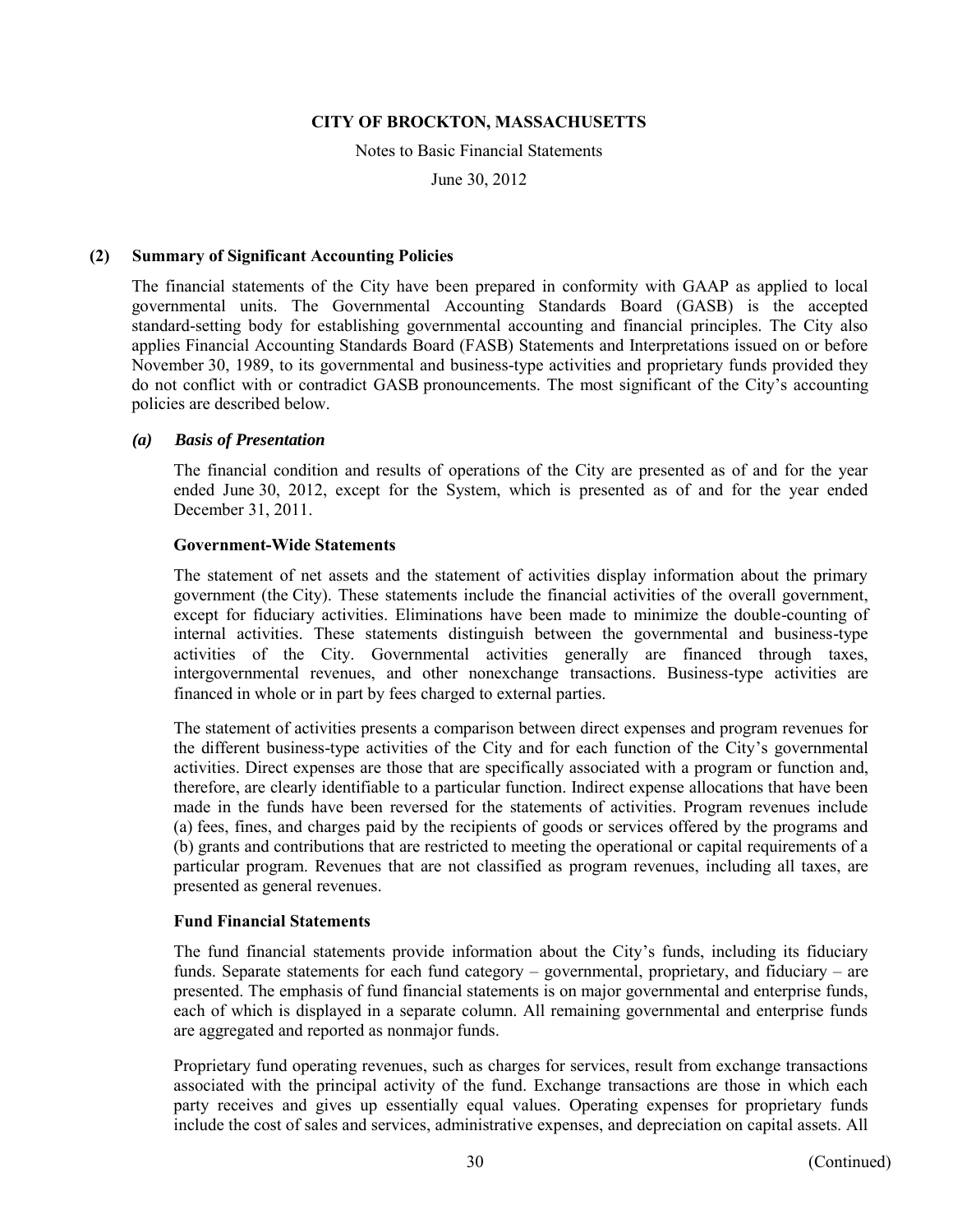### (2) Summary of Significant Accounting Policies

The financial statements of the City have been prepared in conformity with GAAP as applied to local governmental units. The Governmental Accounting Standards Board (GASB) is the accepted standard-setting body for establishing governmental accounting and financial principles. The City also applies Financial Accounting Standards Board (FASB) Statements and Interpretations issued on or before November 30, 1989, to its governmental and business-type activities and proprietary funds provided they do not conflict with or contradict GASB pronouncements. The most significant of the City's accounting policies are described below.

#### *(a) Basis of Presentation*

The financial condition and results of operations of the City are presented as of and for the year ended June 30, 2012, except for the System, which is presented as of and for the year ended December 31, 2011.

**Government-Wide Statements**

The statement of net assets and the statement of activities display information about the primary government (the City). These statements include the financial activities of the overall government, except for fiduciary activities. Eliminations have been made to minimize the double-counting of internal activities. These statements distinguish between the governmental and business-type activities of the City. Governmental activities generally are financed through taxes, intergovernmental revenues, and other nonexchange transactions. Business-type activities are financed in whole or in part by fees charged to external parties.

The statement of activities presents a comparison between direct expenses and program revenues for the different business-type activities of the City and for each function of the City's governmental activities. Direct expenses are those that are specifically associated with a program or function and, therefore, are clearly identifiable to a particular function. Indirect expense allocations that have been made in the funds have been reversed for the statements of activities. Program revenues include (a) fees, fines, and charges paid by the recipients of goods or services offered by the programs and (b) grants and contributions that are restricted to meeting the operational or capital requirements of a particular program. Revenues that are not classified as program revenues, including all taxes, are presented as general revenues.

**Fund Financial Statements**

The fund financial statements provide information about the City's funds, including its fiduciary funds. Separate statements for each fund category – governmental, proprietary, and fiduciary – are presented. The emphasis of fund financial statements is on major governmental and enterprise funds, each of which is displayed in a separate column. All remaining governmental and enterprise funds are aggregated and reported as nonmajor funds.

Proprietary fund operating revenues, such as charges for services, result from exchange transactions associated with the principal activity of the fund. Exchange transactions are those in which each party receives and gives up essentially equal values. Operating expenses for proprietary funds include the cost of sales and services, administrative expenses, and depreciation on capital assets. All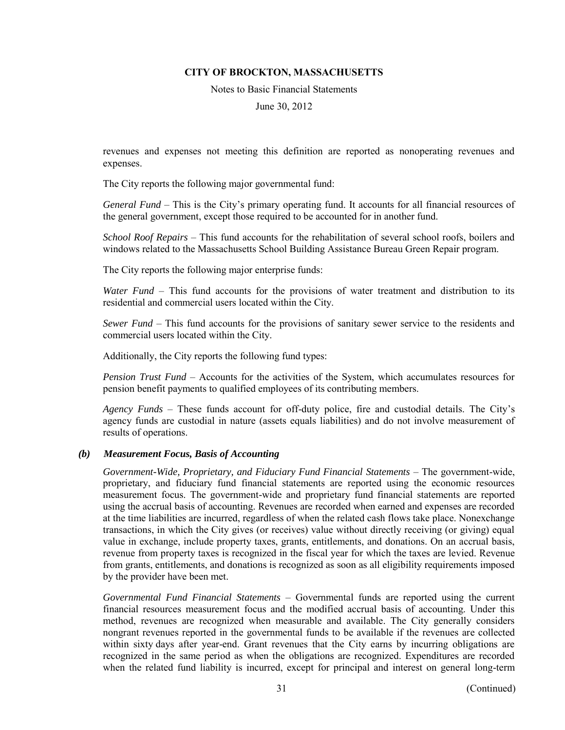revenues and expenses not meeting this definition are reported as nonoperating revenues and expenses.

The City reports the following major governmental fund:

*General Fund* – This is the City's primary operating fund. It accounts for all financial resources of the general government, except those required to be accounted for in another fund.

*School Roof Repairs* – This fund accounts for the rehabilitation of several school roofs, boilers and windows related to the Massachusetts School Building Assistance Bureau Green Repair program.

The City reports the following major enterprise funds:

*Water Fund* – This fund accounts for the provisions of water treatment and distribution to its residential and commercial users located within the City.

*Sewer Fund* – This fund accounts for the provisions of sanitary sewer service to the residents and commercial users located within the City.

Additionally, the City reports the following fund types:

*Pension Trust Fund* – Accounts for the activities of the System, which accumulates resources for pension benefit payments to qualified employees of its contributing members.

*Agency Funds* – These funds account for off-duty police, fire and custodial details. The City's agency funds are custodial in nature (assets equals liabilities) and do not involve measurement of results of operations.

### *(b) Measurement Focus, Basis of Accounting*

*Government-Wide, Proprietary, and Fiduciary Fund Financial Statements* – The government-wide, proprietary, and fiduciary fund financial statements are reported using the economic resources measurement focus. The government-wide and proprietary fund financial statements are reported using the accrual basis of accounting. Revenues are recorded when earned and expenses are recorded at the time liabilities are incurred, regardless of when the related cash flows take place. Nonexchange transactions, in which the City gives (or receives) value without directly receiving (or giving) equal value in exchange, include property taxes, grants, entitlements, and donations. On an accrual basis, revenue from property taxes is recognized in the fiscal year for which the taxes are levied. Revenue from grants, entitlements, and donations is recognized as soon as all eligibility requirements imposed by the provider have been met.

*Governmental Fund Financial Statements* – Governmental funds are reported using the current financial resources measurement focus and the modified accrual basis of accounting. Under this method, revenues are recognized when measurable and available. The City generally considers nongrant revenues reported in the governmental funds to be available if the revenues are collected within sixty days after year-end. Grant revenues that the City earns by incurring obligations are recognized in the same period as when the obligations are recognized. Expenditures are recorded when the related fund liability is incurred, except for principal and interest on general long-term

(Continued)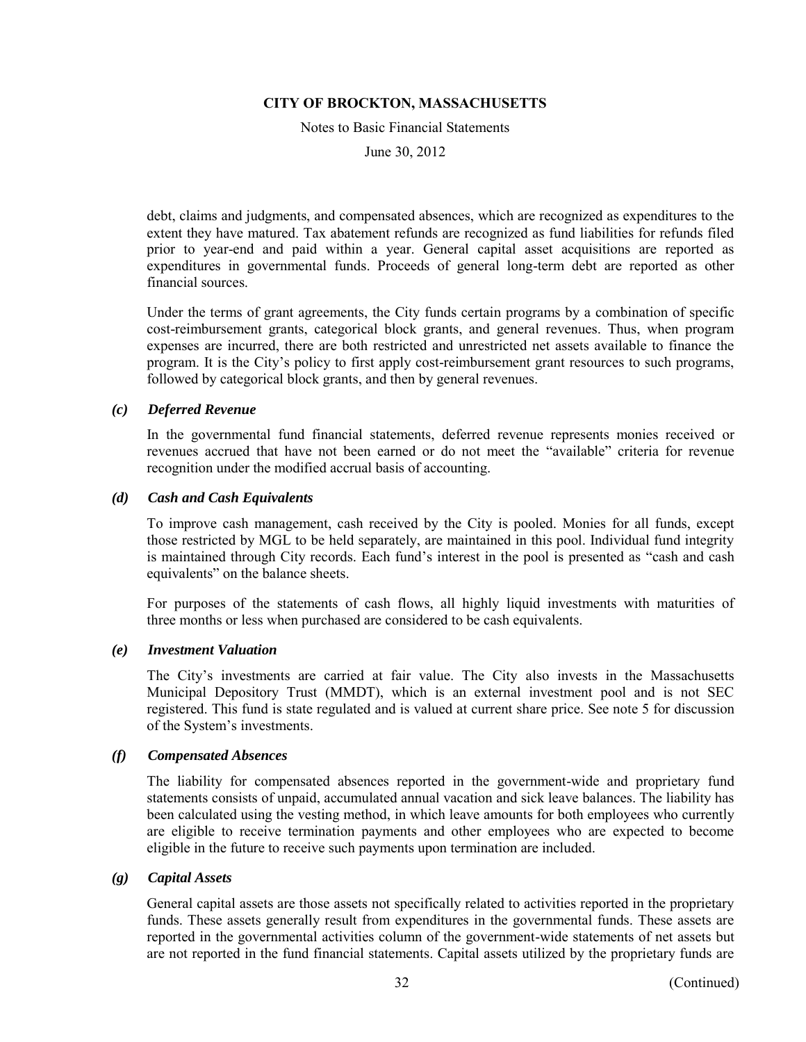debt, claims and judgments, and compensated absences, which are recognized as expenditures to the extent they have matured. Tax abatement refunds are recognized as fund liabilities for refunds filed prior to year-end and paid within a year. General capital asset acquisitions are reported as expenditures in governmental funds. Proceeds of general long-term debt are reported as other financial sources.

Under the terms of grant agreements, the City funds certain programs by a combination of specific cost-reimbursement grants, categorical block grants, and general revenues. Thus, when program expenses are incurred, there are both restricted and unrestricted net assets available to finance the program. It is the City's policy to first apply cost-reimbursement grant resources to such programs, followed by categorical block grants, and then by general revenues.

### *(c) Deferred Revenue*

In the governmental fund financial statements, deferred revenue represents monies received or revenues accrued that have not been earned or do not meet the "available" criteria for revenue recognition under the modified accrual basis of accounting.

### *(d) Cash and Cash Equivalents*

To improve cash management, cash received by the City is pooled. Monies for all funds, except those restricted by MGL to be held separately, are maintained in this pool. Individual fund integrity is maintained through City records. Each fund's interest in the pool is presented as "cash and cash equivalents" on the balance sheets.

For purposes of the statements of cash flows, all highly liquid investments with maturities of three months or less when purchased are considered to be cash equivalents.

### *(e) Investment Valuation*

The City's investments are carried at fair value. The City also invests in the Massachusetts Municipal Depository Trust (MMDT), which is an external investment pool and is not SEC registered. This fund is state regulated and is valued at current share price. See note 5 for discussion of the System's investments.

### *(f) Compensated Absences*

The liability for compensated absences reported in the government-wide and proprietary fund statements consists of unpaid, accumulated annual vacation and sick leave balances. The liability has been calculated using the vesting method, in which leave amounts for both employees who currently are eligible to receive termination payments and other employees who are expected to become eligible in the future to receive such payments upon termination are included.

### *(g) Capital Assets*

General capital assets are those assets not specifically related to activities reported in the proprietary funds. These assets generally result from expenditures in the governmental funds. These assets are reported in the governmental activities column of the government-wide statements of net assets but are not reported in the fund financial statements. Capital assets utilized by the proprietary funds are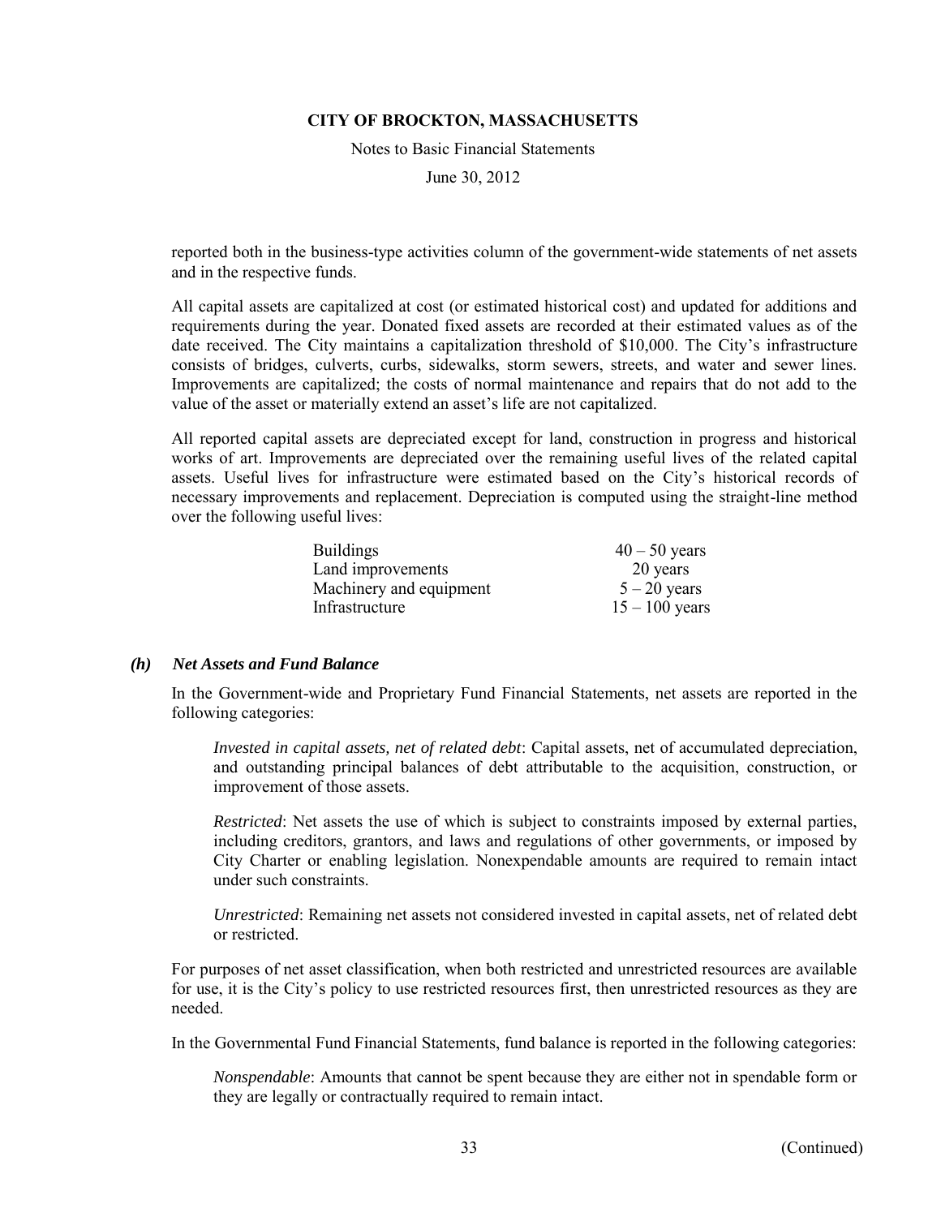reported both in the business-type activities column of the government-wide statements of net assets and in the respective funds.

All capital assets are capitalized at cost (or estimated historical cost) and updated for additions and requirements during the year. Donated fixed assets are recorded at their estimated values as of the date received. The City maintains a capitalization threshold of $10,000. The City's infrastructure consists of bridges, culverts, curbs, sidewalks, storm sewers, streets, and water and sewer lines. Improvements are capitalized; the costs of normal maintenance and repairs that do not add to the value of the asset or materially extend an asset's life are not capitalized.

All reported capital assets are depreciated except for land, construction in progress and historical works of art. Improvements are depreciated over the remaining useful lives of the related capital assets. Useful lives for infrastructure were estimated based on the City's historical records of necessary improvements and replacement. Depreciation is computed using the straight-line method over the following useful lives:

| | |
|---|---|
| Buildings | 40 – 50 years |
| Land improvements | 20 years |
| Machinery and equipment | 5 – 20 years |
| Infrastructure | 15 – 100 years |

### *(h) Net Assets and Fund Balance*

In the Government-wide and Proprietary Fund Financial Statements, net assets are reported in the following categories:

*Invested in capital assets, net of related debt*: Capital assets, net of accumulated depreciation, and outstanding principal balances of debt attributable to the acquisition, construction, or improvement of those assets.

*Restricted*: Net assets the use of which is subject to constraints imposed by external parties, including creditors, grantors, and laws and regulations of other governments, or imposed by City Charter or enabling legislation. Nonexpendable amounts are required to remain intact under such constraints.

*Unrestricted*: Remaining net assets not considered invested in capital assets, net of related debt or restricted.

For purposes of net asset classification, when both restricted and unrestricted resources are available for use, it is the City's policy to use restricted resources first, then unrestricted resources as they are needed.

In the Governmental Fund Financial Statements, fund balance is reported in the following categories:

*Nonspendable*: Amounts that cannot be spent because they are either not in spendable form or they are legally or contractually required to remain intact.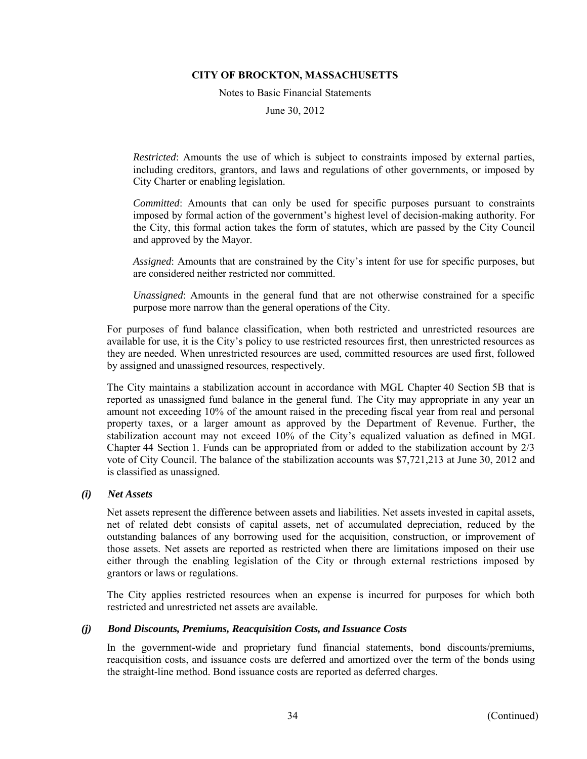*Restricted*: Amounts the use of which is subject to constraints imposed by external parties, including creditors, grantors, and laws and regulations of other governments, or imposed by City Charter or enabling legislation.

*Committed*: Amounts that can only be used for specific purposes pursuant to constraints imposed by formal action of the government's highest level of decision-making authority. For the City, this formal action takes the form of statutes, which are passed by the City Council and approved by the Mayor.

*Assigned*: Amounts that are constrained by the City's intent for use for specific purposes, but are considered neither restricted nor committed.

*Unassigned*: Amounts in the general fund that are not otherwise constrained for a specific purpose more narrow than the general operations of the City.

For purposes of fund balance classification, when both restricted and unrestricted resources are available for use, it is the City's policy to use restricted resources first, then unrestricted resources as they are needed. When unrestricted resources are used, committed resources are used first, followed by assigned and unassigned resources, respectively.

The City maintains a stabilization account in accordance with MGL Chapter 40 Section 5B that is reported as unassigned fund balance in the general fund. The City may appropriate in any year an amount not exceeding 10% of the amount raised in the preceding fiscal year from real and personal property taxes, or a larger amount as approved by the Department of Revenue. Further, the stabilization account may not exceed 10% of the City's equalized valuation as defined in MGL Chapter 44 Section 1. Funds can be appropriated from or added to the stabilization account by 2/3 vote of City Council. The balance of the stabilization accounts was $7,721,213 at June 30, 2012 and is classified as unassigned.

### *(i) Net Assets*

Net assets represent the difference between assets and liabilities. Net assets invested in capital assets, net of related debt consists of capital assets, net of accumulated depreciation, reduced by the outstanding balances of any borrowing used for the acquisition, construction, or improvement of those assets. Net assets are reported as restricted when there are limitations imposed on their use either through the enabling legislation of the City or through external restrictions imposed by grantors or laws or regulations.

The City applies restricted resources when an expense is incurred for purposes for which both restricted and unrestricted net assets are available.

### *(j) Bond Discounts, Premiums, Reacquisition Costs, and Issuance Costs*

In the government-wide and proprietary fund financial statements, bond discounts/premiums, reacquisition costs, and issuance costs are deferred and amortized over the term of the bonds using the straight-line method. Bond issuance costs are reported as deferred charges.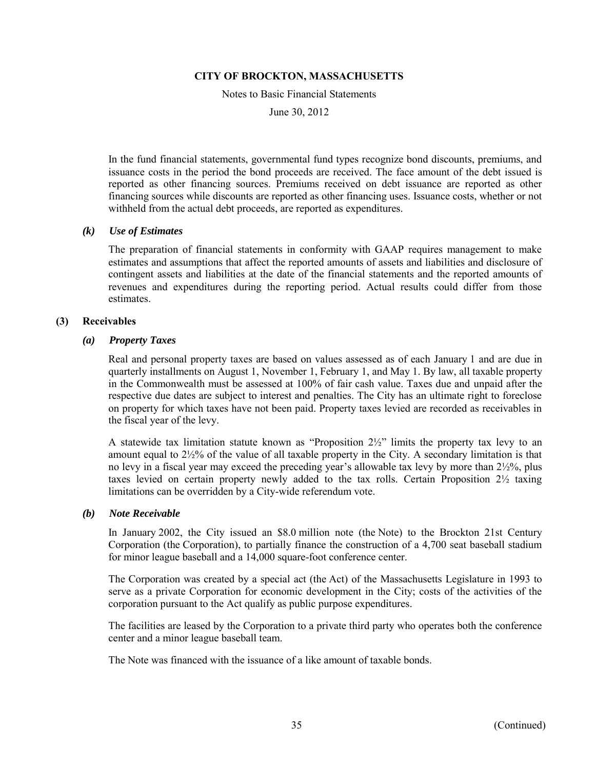In the fund financial statements, governmental fund types recognize bond discounts, premiums, and issuance costs in the period the bond proceeds are received. The face amount of the debt issued is reported as other financing sources. Premiums received on debt issuance are reported as other financing sources while discounts are reported as other financing uses. Issuance costs, whether or not withheld from the actual debt proceeds, are reported as expenditures.

### *(k) Use of Estimates*

The preparation of financial statements in conformity with GAAP requires management to make estimates and assumptions that affect the reported amounts of assets and liabilities and disclosure of contingent assets and liabilities at the date of the financial statements and the reported amounts of revenues and expenditures during the reporting period. Actual results could differ from those estimates.

## (3) Receivables

### *(a) Property Taxes*

Real and personal property taxes are based on values assessed as of each January 1 and are due in quarterly installments on August 1, November 1, February 1, and May 1. By law, all taxable property in the Commonwealth must be assessed at 100% of fair cash value. Taxes due and unpaid after the respective due dates are subject to interest and penalties. The City has an ultimate right to foreclose on property for which taxes have not been paid. Property taxes levied are recorded as receivables in the fiscal year of the levy.

A statewide tax limitation statute known as "Proposition 2½" limits the property tax levy to an amount equal to 2½% of the value of all taxable property in the City. A secondary limitation is that no levy in a fiscal year may exceed the preceding year's allowable tax levy by more than 2½%, plus taxes levied on certain property newly added to the tax rolls. Certain Proposition 2½ taxing limitations can be overridden by a City-wide referendum vote.

### *(b) Note Receivable*

In January 2002, the City issued an $8.0 million note (the Note) to the Brockton 21st Century Corporation (the Corporation), to partially finance the construction of a 4,700 seat baseball stadium for minor league baseball and a 14,000 square-foot conference center.

The Corporation was created by a special act (the Act) of the Massachusetts Legislature in 1993 to serve as a private Corporation for economic development in the City; costs of the activities of the corporation pursuant to the Act qualify as public purpose expenditures.

The facilities are leased by the Corporation to a private third party who operates both the conference center and a minor league baseball team.

The Note was financed with the issuance of a like amount of taxable bonds.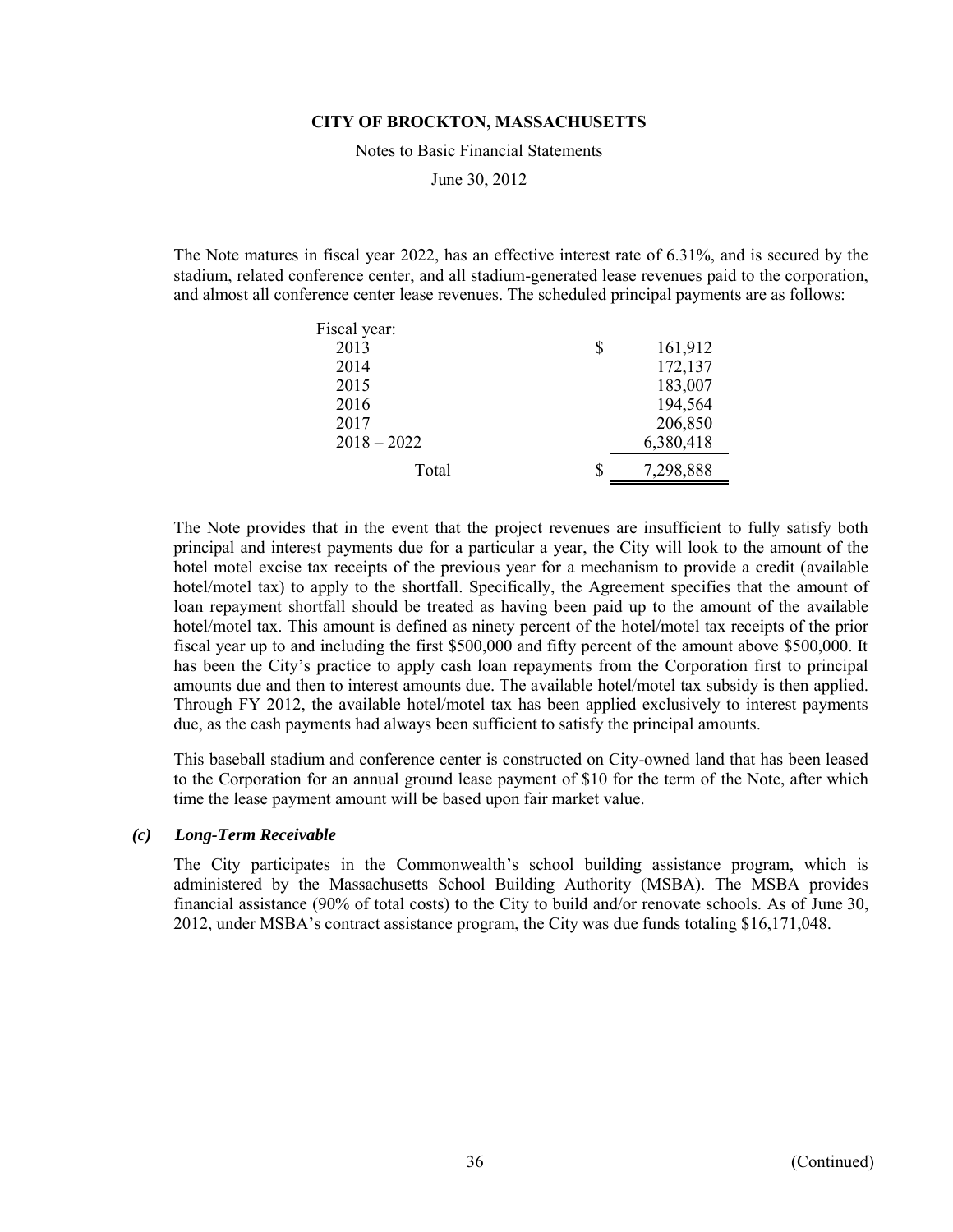The Note matures in fiscal year 2022, has an effective interest rate of 6.31%, and is secured by the stadium, related conference center, and all stadium-generated lease revenues paid to the corporation, and almost all conference center lease revenues. The scheduled principal payments are as follows:

| Fiscal year: | | |
|---|---|---|
| 2013 | $ | 161,912 |
| 2014 | | 172,137 |
| 2015 | | 183,007 |
| 2016 | | 194,564 |
| 2017 | | 206,850 |
| 2018 – 2022 | | 6,380,418 |
| Total | $ | 7,298,888 |

The Note provides that in the event that the project revenues are insufficient to fully satisfy both principal and interest payments due for a particular a year, the City will look to the amount of the hotel motel excise tax receipts of the previous year for a mechanism to provide a credit (available hotel/motel tax) to apply to the shortfall. Specifically, the Agreement specifies that the amount of loan repayment shortfall should be treated as having been paid up to the amount of the available hotel/motel tax. This amount is defined as ninety percent of the hotel/motel tax receipts of the prior fiscal year up to and including the first $500,000 and fifty percent of the amount above $500,000. It has been the City's practice to apply cash loan repayments from the Corporation first to principal amounts due and then to interest amounts due. The available hotel/motel tax subsidy is then applied. Through FY 2012, the available hotel/motel tax has been applied exclusively to interest payments due, as the cash payments had always been sufficient to satisfy the principal amounts.

This baseball stadium and conference center is constructed on City-owned land that has been leased to the Corporation for an annual ground lease payment of $10 for the term of the Note, after which time the lease payment amount will be based upon fair market value.

### *(c) Long-Term Receivable*

The City participates in the Commonwealth's school building assistance program, which is administered by the Massachusetts School Building Authority (MSBA). The MSBA provides financial assistance (90% of total costs) to the City to build and/or renovate schools. As of June 30, 2012, under MSBA's contract assistance program, the City was due funds totaling $16,171,048.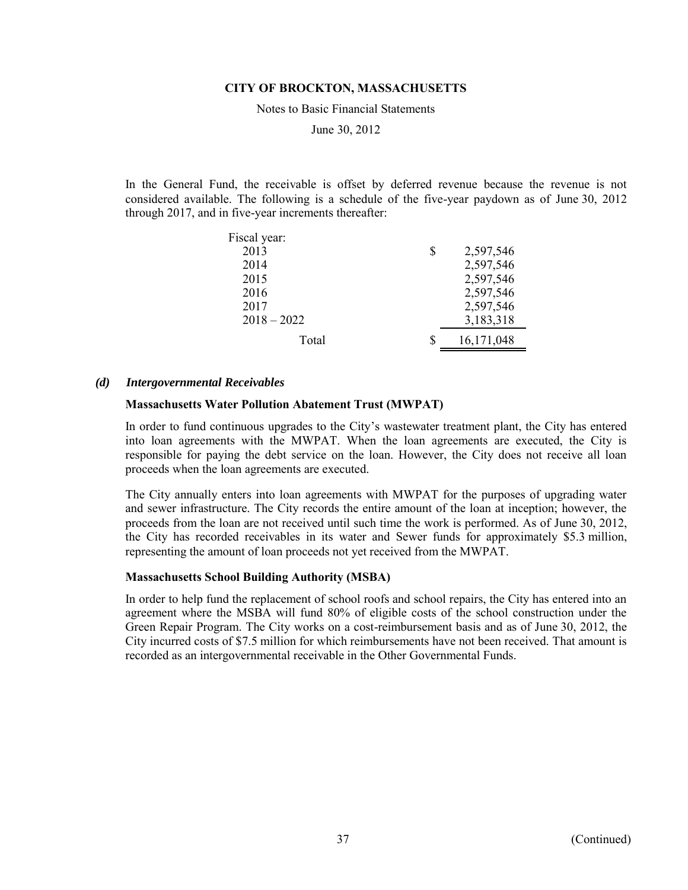In the General Fund, the receivable is offset by deferred revenue because the revenue is not considered available. The following is a schedule of the five-year paydown as of June 30, 2012 through 2017, and in five-year increments thereafter:

| Fiscal year: | | |
|---|---|---|
| 2013 | $ | 2,597,546 |
| 2014 | | 2,597,546 |
| 2015 | | 2,597,546 |
| 2016 | | 2,597,546 |
| 2017 | | 2,597,546 |
| 2018 – 2022 | | 3,183,318 |
| Total | $ | 16,171,048 |

### *(d) Intergovernmental Receivables*

**Massachusetts Water Pollution Abatement Trust (MWPAT)**

In order to fund continuous upgrades to the City's wastewater treatment plant, the City has entered into loan agreements with the MWPAT. When the loan agreements are executed, the City is responsible for paying the debt service on the loan. However, the City does not receive all loan proceeds when the loan agreements are executed.

The City annually enters into loan agreements with MWPAT for the purposes of upgrading water and sewer infrastructure. The City records the entire amount of the loan at inception; however, the proceeds from the loan are not received until such time the work is performed. As of June 30, 2012, the City has recorded receivables in its water and Sewer funds for approximately $5.3 million, representing the amount of loan proceeds not yet received from the MWPAT.

**Massachusetts School Building Authority (MSBA)**

In order to help fund the replacement of school roofs and school repairs, the City has entered into an agreement where the MSBA will fund 80% of eligible costs of the school construction under the Green Repair Program. The City works on a cost-reimbursement basis and as of June 30, 2012, the City incurred costs of $7.5 million for which reimbursements have not been received. That amount is recorded as an intergovernmental receivable in the Other Governmental Funds.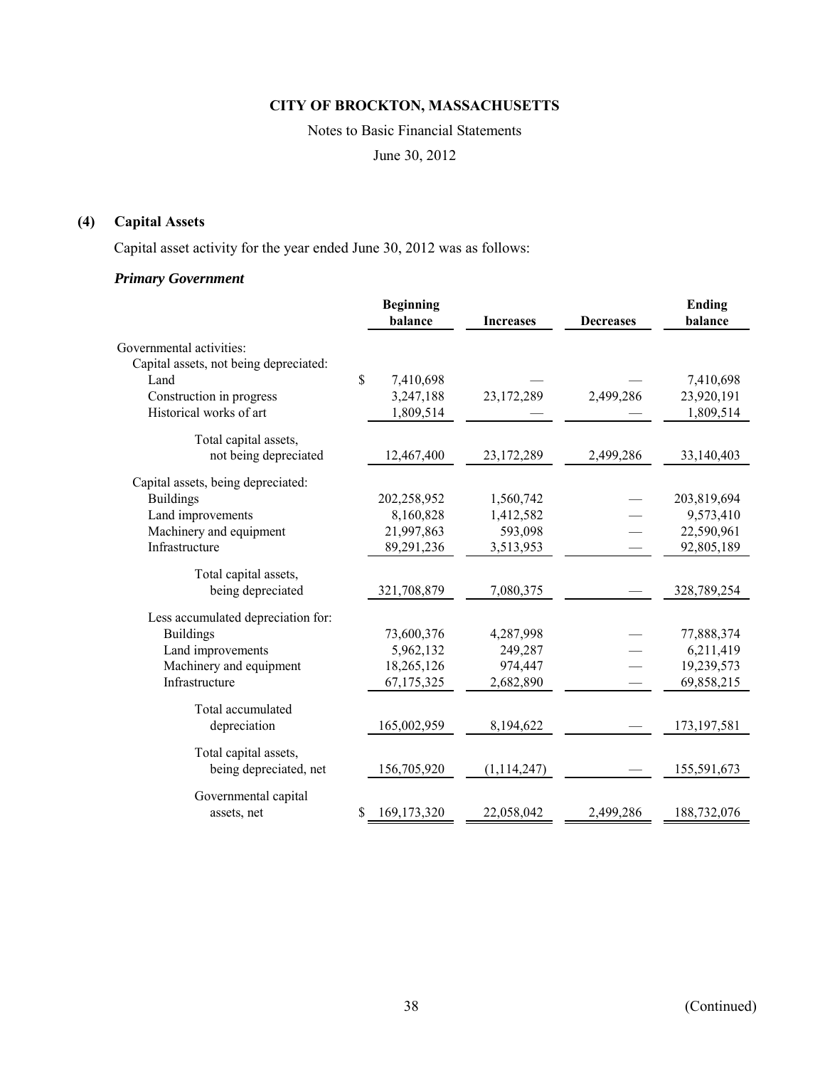# CITY OF BROCKTON, MASSACHUSETTS

Notes to Basic Financial Statements

June 30, 2012

## (4) Capital Assets

Capital asset activity for the year ended June 30, 2012 was as follows:

### *Primary Government*

| | Beginning balance | Increases | Decreases | Ending balance |
|---|---|---|---|---|
| Governmental activities: | | | | |
| Capital assets, not being depreciated: | | | | |
| Land | $ 7,410,698 | — | — | 7,410,698 |
| Construction in progress | 3,247,188 | 23,172,289 | 2,499,286 | 23,920,191 |
| Historical works of art | 1,809,514 | — | — | 1,809,514 |
| Total capital assets, not being depreciated | 12,467,400 | 23,172,289 | 2,499,286 | 33,140,403 |
| Capital assets, being depreciated: | | | | |
| Buildings | 202,258,952 | 1,560,742 | — | 203,819,694 |
| Land improvements | 8,160,828 | 1,412,582 | — | 9,573,410 |
| Machinery and equipment | 21,997,863 | 593,098 | — | 22,590,961 |
| Infrastructure | 89,291,236 | 3,513,953 | — | 92,805,189 |
| Total capital assets, being depreciated | 321,708,879 | 7,080,375 | — | 328,789,254 |
| Less accumulated depreciation for: | | | | |
| Buildings | 73,600,376 | 4,287,998 | — | 77,888,374 |
| Land improvements | 5,962,132 | 249,287 | — | 6,211,419 |
| Machinery and equipment | 18,265,126 | 974,447 | — | 19,239,573 |
| Infrastructure | 67,175,325 | 2,682,890 | — | 69,858,215 |
| Total accumulated depreciation | 165,002,959 | 8,194,622 | — | 173,197,581 |
| Total capital assets, being depreciated, net | 156,705,920 | (1,114,247) | — | 155,591,673 |
| Governmental capital assets, net | $ 169,173,320 | 22,058,042 | 2,499,286 | 188,732,076 |

(Continued)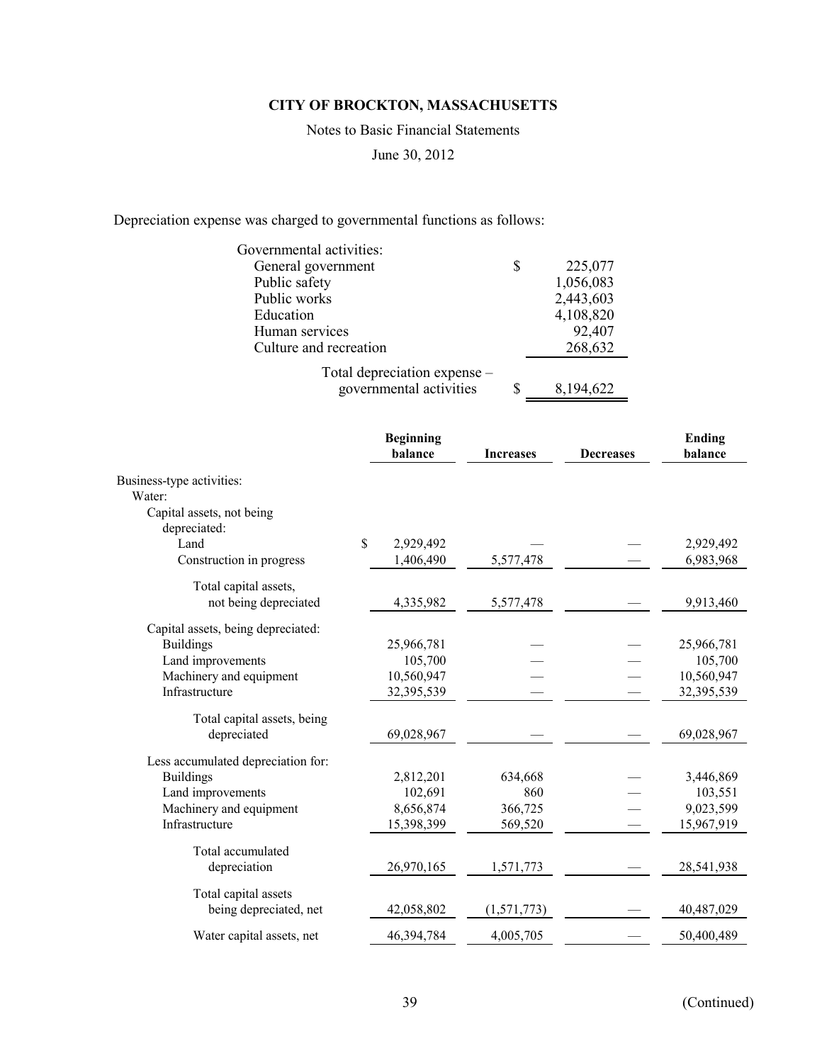# CITY OF BROCKTON, MASSACHUSETTS

Notes to Basic Financial Statements

June 30, 2012

Depreciation expense was charged to governmental functions as follows:

| | |
|---|---|
| Governmental activities: | |
| General government | $ 225,077 |
| Public safety | 1,056,083 |
| Public works | 2,443,603 |
| Education | 4,108,820 |
| Human services | 92,407 |
| Culture and recreation | 268,632 |
| Total depreciation expense – governmental activities | $ 8,194,622 |

| | Beginning balance | Increases | Decreases | Ending balance |
|---|---|---|---|---|
| Business-type activities: | | | | |
| Water: | | | | |
| Capital assets, not being depreciated: | | | | |
| Land | $ 2,929,492 | — | — | 2,929,492 |
| Construction in progress | 1,406,490 | 5,577,478 | — | 6,983,968 |
| Total capital assets, not being depreciated | 4,335,982 | 5,577,478 | — | 9,913,460 |
| Capital assets, being depreciated: | | | | |
| Buildings | 25,966,781 | — | — | 25,966,781 |
| Land improvements | 105,700 | — | — | 105,700 |
| Machinery and equipment | 10,560,947 | — | — | 10,560,947 |
| Infrastructure | 32,395,539 | — | — | 32,395,539 |
| Total capital assets, being depreciated | 69,028,967 | — | — | 69,028,967 |
| Less accumulated depreciation for: | | | | |
| Buildings | 2,812,201 | 634,668 | — | 3,446,869 |
| Land improvements | 102,691 | 860 | — | 103,551 |
| Machinery and equipment | 8,656,874 | 366,725 | — | 9,023,599 |
| Infrastructure | 15,398,399 | 569,520 | — | 15,967,919 |
| Total accumulated depreciation | 26,970,165 | 1,571,773 | — | 28,541,938 |
| Total capital assets being depreciated, net | 42,058,802 | (1,571,773) | — | 40,487,029 |
| Water capital assets, net | 46,394,784 | 4,005,705 | — | 50,400,489 |

(Continued)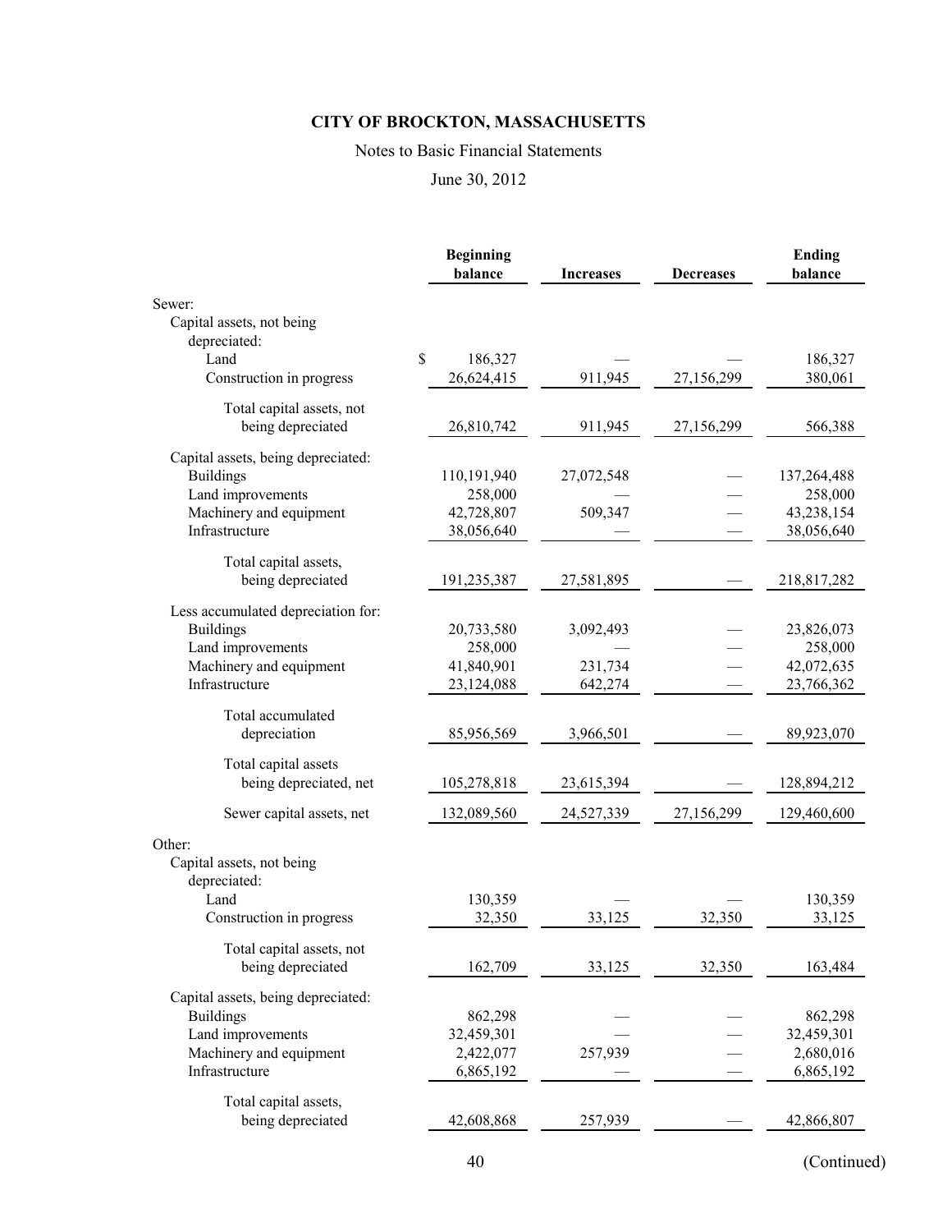**CITY OF BROCKTON, MASSACHUSETTS**

Notes to Basic Financial Statements

June 30, 2012

| | Beginning balance | Increases | Decreases | Ending balance |
|---|---|---|---|---|
| Sewer: | | | | |
| Capital assets, not being depreciated: | | | | |
| Land | $ 186,327 | — | — | 186,327 |
| Construction in progress | 26,624,415 | 911,945 | 27,156,299 | 380,061 |
| Total capital assets, not being depreciated | 26,810,742 | 911,945 | 27,156,299 | 566,388 |
| Capital assets, being depreciated: | | | | |
| Buildings | 110,191,940 | 27,072,548 | — | 137,264,488 |
| Land improvements | 258,000 | — | — | 258,000 |
| Machinery and equipment | 42,728,807 | 509,347 | — | 43,238,154 |
| Infrastructure | 38,056,640 | — | — | 38,056,640 |
| Total capital assets, being depreciated | 191,235,387 | 27,581,895 | — | 218,817,282 |
| Less accumulated depreciation for: | | | | |
| Buildings | 20,733,580 | 3,092,493 | — | 23,826,073 |
| Land improvements | 258,000 | — | — | 258,000 |
| Machinery and equipment | 41,840,901 | 231,734 | — | 42,072,635 |
| Infrastructure | 23,124,088 | 642,274 | — | 23,766,362 |
| Total accumulated depreciation | 85,956,569 | 3,966,501 | — | 89,923,070 |
| Total capital assets being depreciated, net | 105,278,818 | 23,615,394 | — | 128,894,212 |
| Sewer capital assets, net | 132,089,560 | 24,527,339 | 27,156,299 | 129,460,600 |
| Other: | | | | |
| Capital assets, not being depreciated: | | | | |
| Land | 130,359 | — | — | 130,359 |
| Construction in progress | 32,350 | 33,125 | 32,350 | 33,125 |
| Total capital assets, not being depreciated | 162,709 | 33,125 | 32,350 | 163,484 |
| Capital assets, being depreciated: | | | | |
| Buildings | 862,298 | — | — | 862,298 |
| Land improvements | 32,459,301 | — | — | 32,459,301 |
| Machinery and equipment | 2,422,077 | 257,939 | — | 2,680,016 |
| Infrastructure | 6,865,192 | — | — | 6,865,192 |
| Total capital assets, being depreciated | 42,608,868 | 257,939 | — | 42,866,807 |

(Continued)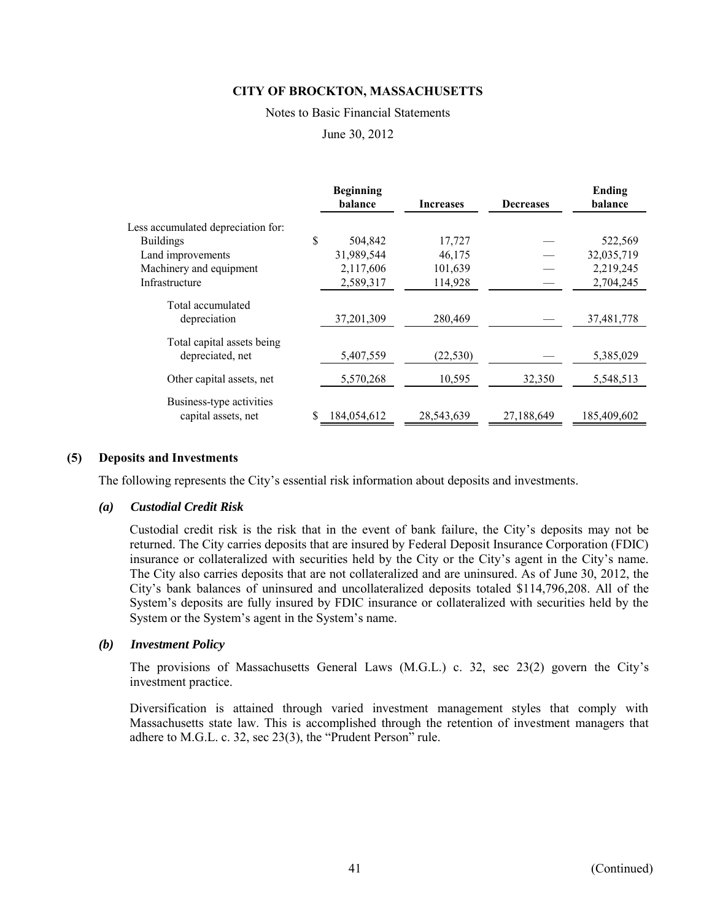# CITY OF BROCKTON, MASSACHUSETTS

Notes to Basic Financial Statements

June 30, 2012

| | Beginning balance | Increases | Decreases | Ending balance |
|---|---|---|---|---|
| Less accumulated depreciation for: | | | | |
| Buildings | $ 504,842 | 17,727 | — | 522,569 |
| Land improvements | 31,989,544 | 46,175 | — | 32,035,719 |
| Machinery and equipment | 2,117,606 | 101,639 | — | 2,219,245 |
| Infrastructure | 2,589,317 | 114,928 | — | 2,704,245 |
| Total accumulated depreciation | 37,201,309 | 280,469 | — | 37,481,778 |
| Total capital assets being depreciated, net | 5,407,559 | (22,530) | — | 5,385,029 |
| Other capital assets, net | 5,570,268 | 10,595 | 32,350 | 5,548,513 |
| Business-type activities capital assets, net | $ 184,054,612 | 28,543,639 | 27,188,649 | 185,409,602 |

## (5) Deposits and Investments

The following represents the City's essential risk information about deposits and investments.

### *(a) Custodial Credit Risk*

Custodial credit risk is the risk that in the event of bank failure, the City's deposits may not be returned. The City carries deposits that are insured by Federal Deposit Insurance Corporation (FDIC) insurance or collateralized with securities held by the City or the City's agent in the City's name. The City also carries deposits that are not collateralized and are uninsured. As of June 30, 2012, the City's bank balances of uninsured and uncollateralized deposits totaled $114,796,208. All of the System's deposits are fully insured by FDIC insurance or collateralized with securities held by the System or the System's agent in the System's name.

### *(b) Investment Policy*

The provisions of Massachusetts General Laws (M.G.L.) c. 32, sec 23(2) govern the City's investment practice.

Diversification is attained through varied investment management styles that comply with Massachusetts state law. This is accomplished through the retention of investment managers that adhere to M.G.L. c. 32, sec 23(3), the "Prudent Person" rule.

(Continued)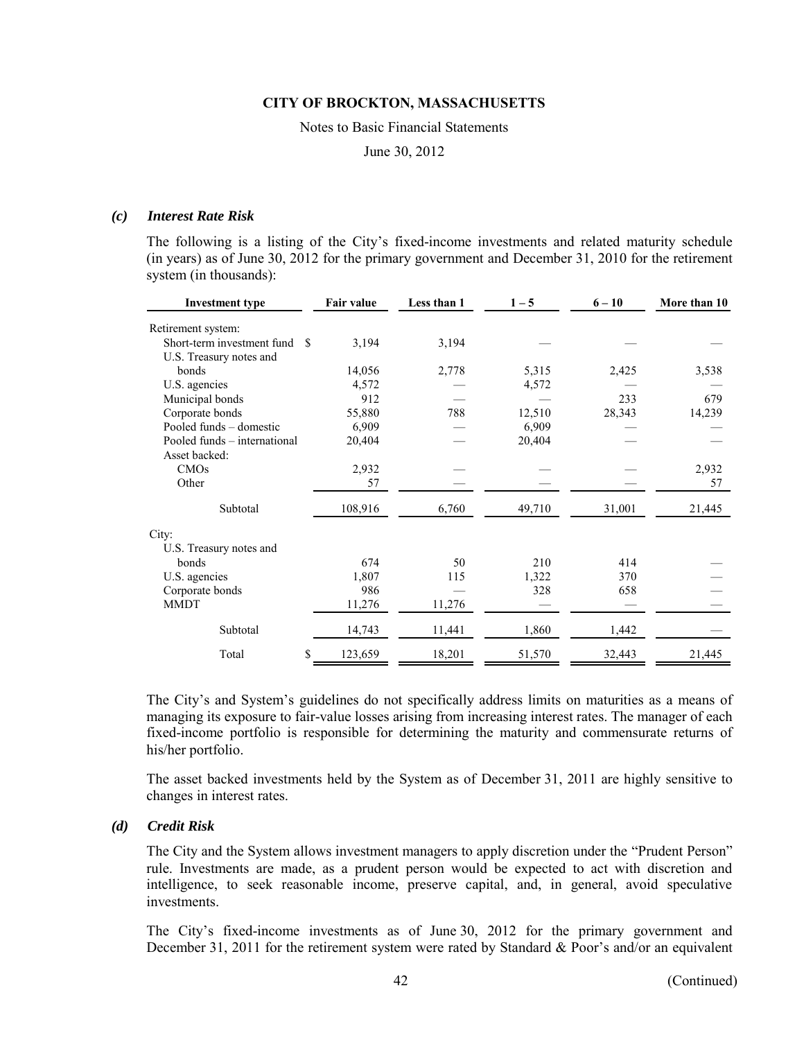### *(c) Interest Rate Risk*

The following is a listing of the City's fixed-income investments and related maturity schedule (in years) as of June 30, 2012 for the primary government and December 31, 2010 for the retirement system (in thousands):

| Investment type | Fair value | Less than 1 | 1 – 5 | 6 – 10 | More than 10 |
|---|---|---|---|---|---|
| Retirement system: | | | | | |
| Short-term investment fund | $ 3,194 | 3,194 | — | — | — |
| U.S. Treasury notes and bonds | 14,056 | 2,778 | 5,315 | 2,425 | 3,538 |
| U.S. agencies | 4,572 | — | 4,572 | — | — |
| Municipal bonds | 912 | — | — | 233 | 679 |
| Corporate bonds | 55,880 | 788 | 12,510 | 28,343 | 14,239 |
| Pooled funds – domestic | 6,909 | — | 6,909 | — | — |
| Pooled funds – international | 20,404 | — | 20,404 | — | — |
| Asset backed: | | | | | |
| CMOs | 2,932 | — | — | — | 2,932 |
| Other | 57 | — | — | — | 57 |
| Subtotal | 108,916 | 6,760 | 49,710 | 31,001 | 21,445 |
| City: | | | | | |
| U.S. Treasury notes and bonds | 674 | 50 | 210 | 414 | — |
| U.S. agencies | 1,807 | 115 | 1,322 | 370 | — |
| Corporate bonds | 986 | — | 328 | 658 | — |
| MMDT | 11,276 | 11,276 | — | — | — |
| Subtotal | 14,743 | 11,441 | 1,860 | 1,442 | — |
| Total | $ 123,659 | 18,201 | 51,570 | 32,443 | 21,445 |

The City's and System's guidelines do not specifically address limits on maturities as a means of managing its exposure to fair-value losses arising from increasing interest rates. The manager of each fixed-income portfolio is responsible for determining the maturity and commensurate returns of his/her portfolio.

The asset backed investments held by the System as of December 31, 2011 are highly sensitive to changes in interest rates.

### *(d) Credit Risk*

The City and the System allows investment managers to apply discretion under the "Prudent Person" rule. Investments are made, as a prudent person would be expected to act with discretion and intelligence, to seek reasonable income, preserve capital, and, in general, avoid speculative investments.

The City's fixed-income investments as of June 30, 2012 for the primary government and December 31, 2011 for the retirement system were rated by Standard & Poor's and/or an equivalent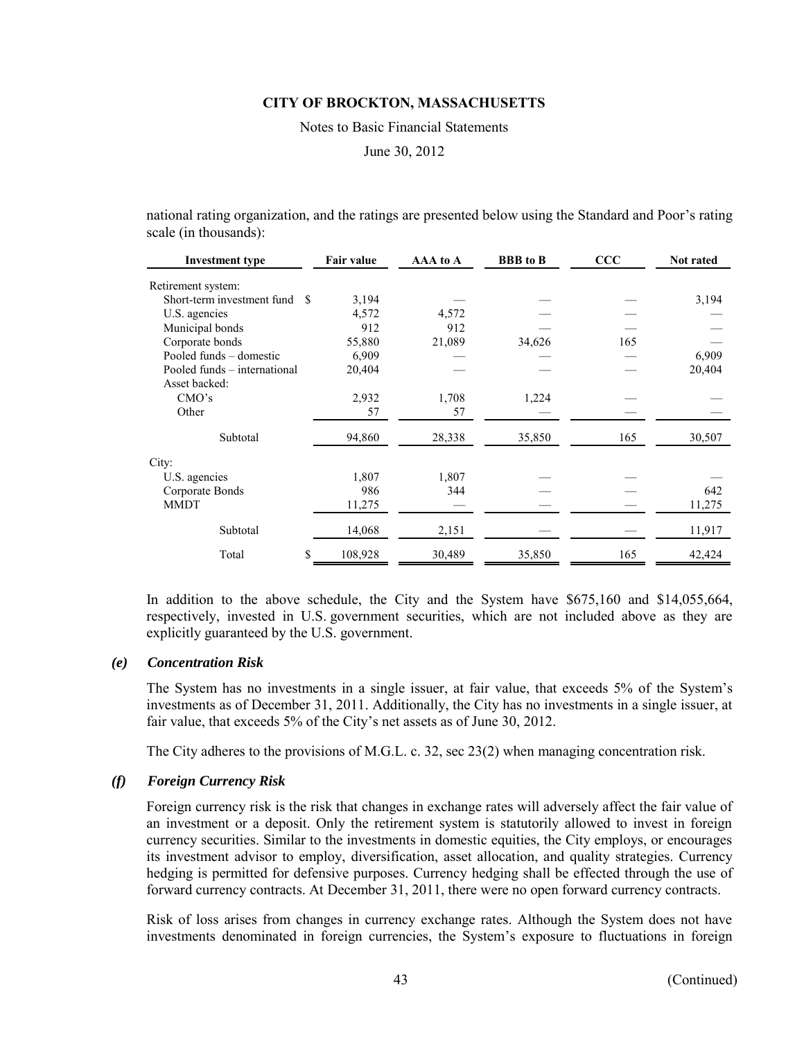national rating organization, and the ratings are presented below using the Standard and Poor's rating scale (in thousands):

| Investment type | Fair value | AAA to A | BBB to B | CCC | Not rated |
|---|---|---|---|---|---|
| Retirement system: | | | | | |
| Short-term investment fund | $ 3,194 | — | — | — | 3,194 |
| U.S. agencies | 4,572 | 4,572 | — | — | — |
| Municipal bonds | 912 | 912 | — | — | — |
| Corporate bonds | 55,880 | 21,089 | 34,626 | 165 | — |
| Pooled funds – domestic | 6,909 | — | — | — | 6,909 |
| Pooled funds – international | 20,404 | — | — | — | 20,404 |
| Asset backed: | | | | | |
| CMO's | 2,932 | 1,708 | 1,224 | — | — |
| Other | 57 | 57 | — | — | — |
| Subtotal | 94,860 | 28,338 | 35,850 | 165 | 30,507 |
| City: | | | | | |
| U.S. agencies | 1,807 | 1,807 | — | — | — |
| Corporate Bonds | 986 | 344 | — | — | 642 |
| MMDT | 11,275 | — | — | — | 11,275 |
| Subtotal | 14,068 | 2,151 | — | — | 11,917 |
| Total | $ 108,928 | 30,489 | 35,850 | 165 | 42,424 |

In addition to the above schedule, the City and the System have $675,160 and $14,055,664, respectively, invested in U.S. government securities, which are not included above as they are explicitly guaranteed by the U.S. government.

### *(e) Concentration Risk*

The System has no investments in a single issuer, at fair value, that exceeds 5% of the System's investments as of December 31, 2011. Additionally, the City has no investments in a single issuer, at fair value, that exceeds 5% of the City's net assets as of June 30, 2012.

The City adheres to the provisions of M.G.L. c. 32, sec 23(2) when managing concentration risk.

### *(f) Foreign Currency Risk*

Foreign currency risk is the risk that changes in exchange rates will adversely affect the fair value of an investment or a deposit. Only the retirement system is statutorily allowed to invest in foreign currency securities. Similar to the investments in domestic equities, the City employs, or encourages its investment advisor to employ, diversification, asset allocation, and quality strategies. Currency hedging is permitted for defensive purposes. Currency hedging shall be effected through the use of forward currency contracts. At December 31, 2011, there were no open forward currency contracts.

Risk of loss arises from changes in currency exchange rates. Although the System does not have investments denominated in foreign currencies, the System's exposure to fluctuations in foreign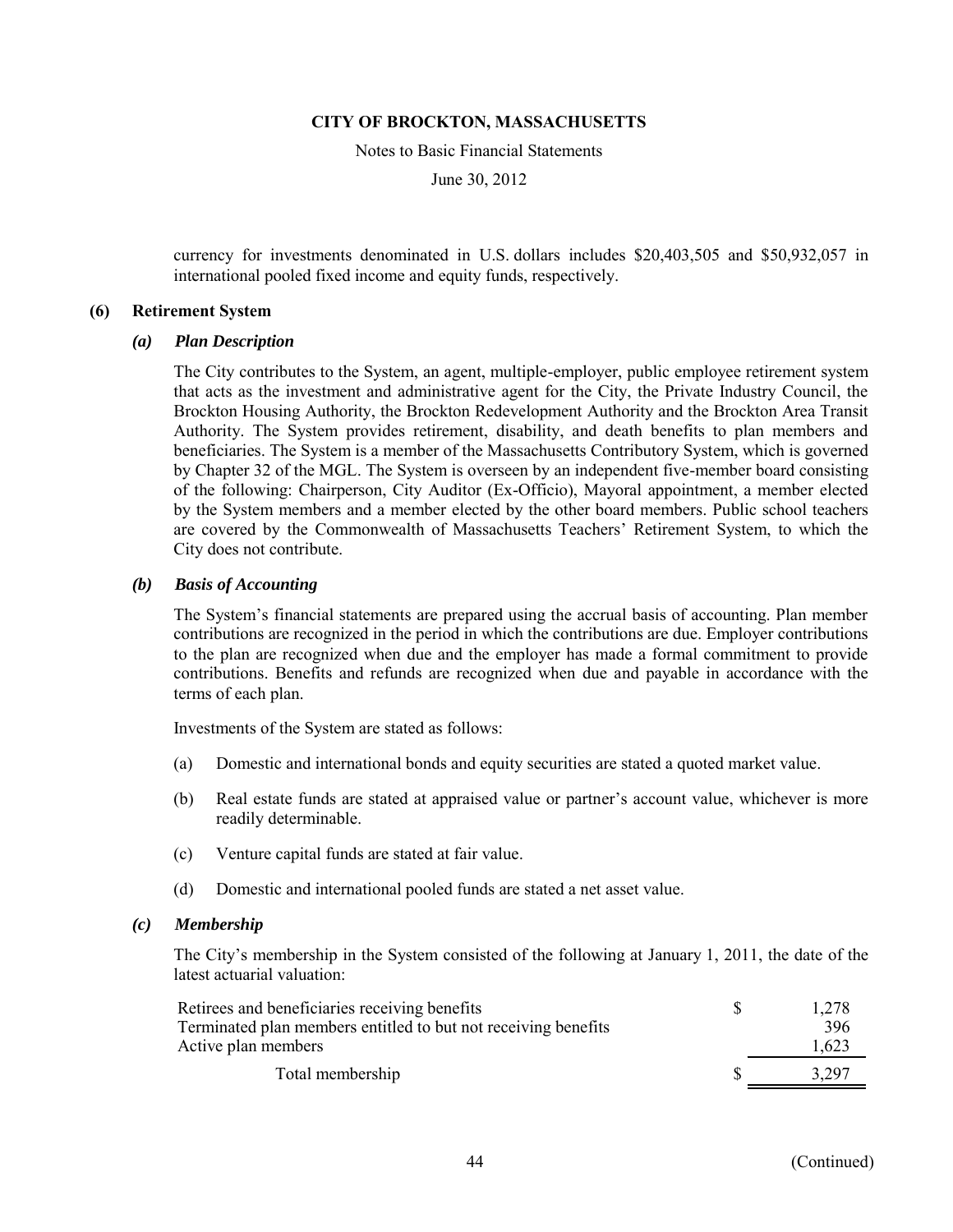currency for investments denominated in U.S. dollars includes $20,403,505 and $50,932,057 in international pooled fixed income and equity funds, respectively.

## (6) Retirement System

### *(a) Plan Description*

The City contributes to the System, an agent, multiple-employer, public employee retirement system that acts as the investment and administrative agent for the City, the Private Industry Council, the Brockton Housing Authority, the Brockton Redevelopment Authority and the Brockton Area Transit Authority. The System provides retirement, disability, and death benefits to plan members and beneficiaries. The System is a member of the Massachusetts Contributory System, which is governed by Chapter 32 of the MGL. The System is overseen by an independent five-member board consisting of the following: Chairperson, City Auditor (Ex-Officio), Mayoral appointment, a member elected by the System members and a member elected by the other board members. Public school teachers are covered by the Commonwealth of Massachusetts Teachers' Retirement System, to which the City does not contribute.

### *(b) Basis of Accounting*

The System's financial statements are prepared using the accrual basis of accounting. Plan member contributions are recognized in the period in which the contributions are due. Employer contributions to the plan are recognized when due and the employer has made a formal commitment to provide contributions. Benefits and refunds are recognized when due and payable in accordance with the terms of each plan.

Investments of the System are stated as follows:

(a) Domestic and international bonds and equity securities are stated a quoted market value.

(b) Real estate funds are stated at appraised value or partner's account value, whichever is more readily determinable.

(c) Venture capital funds are stated at fair value.

(d) Domestic and international pooled funds are stated a net asset value.

### *(c) Membership*

The City's membership in the System consisted of the following at January 1, 2011, the date of the latest actuarial valuation:

| | |
|---|---|
| Retirees and beneficiaries receiving benefits | $ 1,278 |
| Terminated plan members entitled to but not receiving benefits | 396 |
| Active plan members | 1,623 |
| Total membership | $ 3,297 |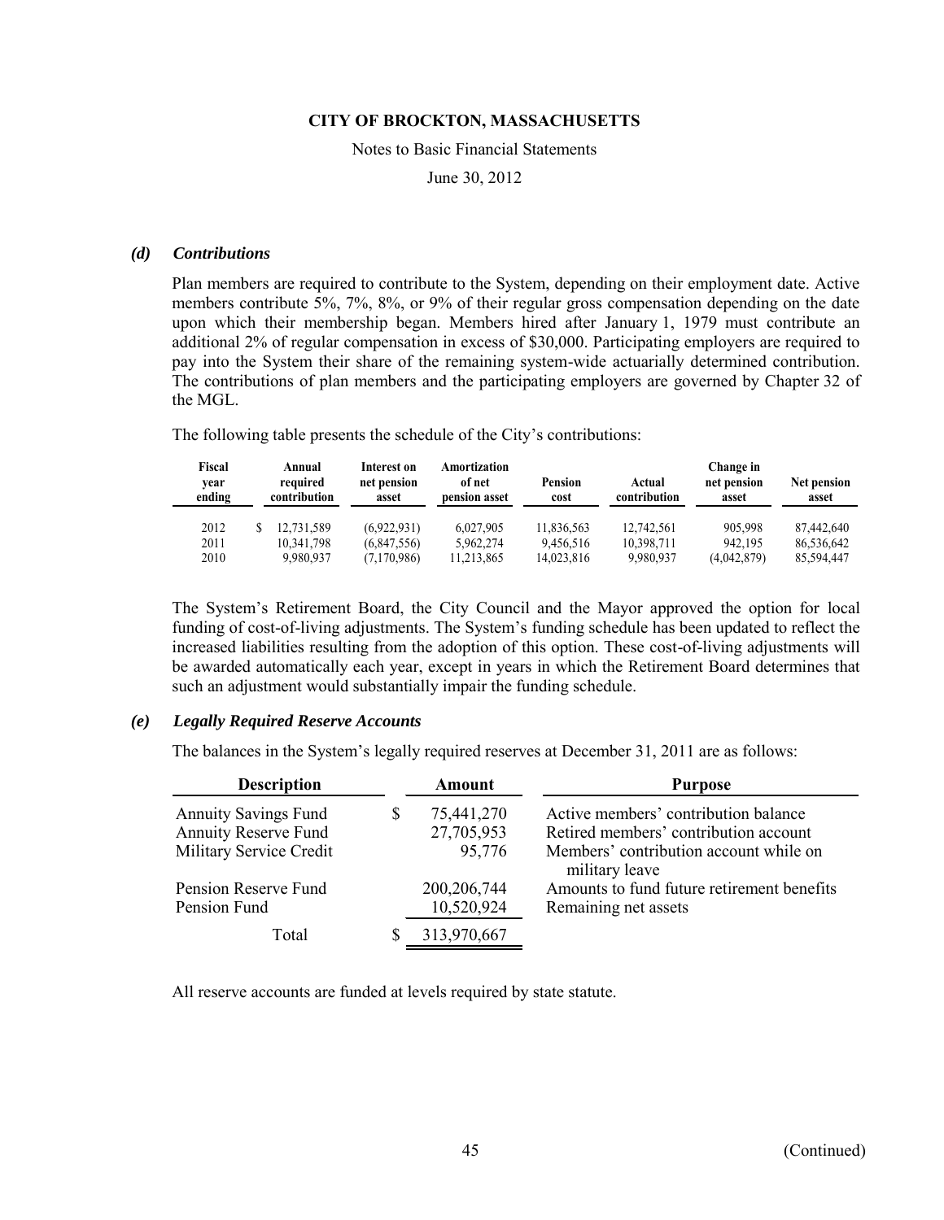#### *(d) Contributions*

Plan members are required to contribute to the System, depending on their employment date. Active members contribute 5%, 7%, 8%, or 9% of their regular gross compensation depending on the date upon which their membership began. Members hired after January 1, 1979 must contribute an additional 2% of regular compensation in excess of $30,000. Participating employers are required to pay into the System their share of the remaining system-wide actuarially determined contribution. The contributions of plan members and the participating employers are governed by Chapter 32 of the MGL.

The following table presents the schedule of the City's contributions:

| Fiscal year ending | Annual required contribution | Interest on net pension asset | Amortization of net pension asset | Pension cost | Actual contribution | Change in net pension asset | Net pension asset |
|---|---|---|---|---|---|---|---|
| 2012 | $ 12,731,589 | (6,922,931) | 6,027,905 | 11,836,563 | 12,742,561 | 905,998 | 87,442,640 |
| 2011 | 10,341,798 | (6,847,556) | 5,962,274 | 9,456,516 | 10,398,711 | 942,195 | 86,536,642 |
| 2010 | 9,980,937 | (7,170,986) | 11,213,865 | 14,023,816 | 9,980,937 | (4,042,879) | 85,594,447 |

The System's Retirement Board, the City Council and the Mayor approved the option for local funding of cost-of-living adjustments. The System's funding schedule has been updated to reflect the increased liabilities resulting from the adoption of this option. These cost-of-living adjustments will be awarded automatically each year, except in years in which the Retirement Board determines that such an adjustment would substantially impair the funding schedule.

#### *(e) Legally Required Reserve Accounts*

The balances in the System's legally required reserves at December 31, 2011 are as follows:

| Description | Amount | Purpose |
|---|---|---|
| Annuity Savings Fund | $ 75,441,270 | Active members' contribution balance |
| Annuity Reserve Fund | 27,705,953 | Retired members' contribution account |
| Military Service Credit | 95,776 | Members' contribution account while on military leave |
| Pension Reserve Fund | 200,206,744 | Amounts to fund future retirement benefits |
| Pension Fund | 10,520,924 | Remaining net assets |
| Total | $ 313,970,667 | |

All reserve accounts are funded at levels required by state statute.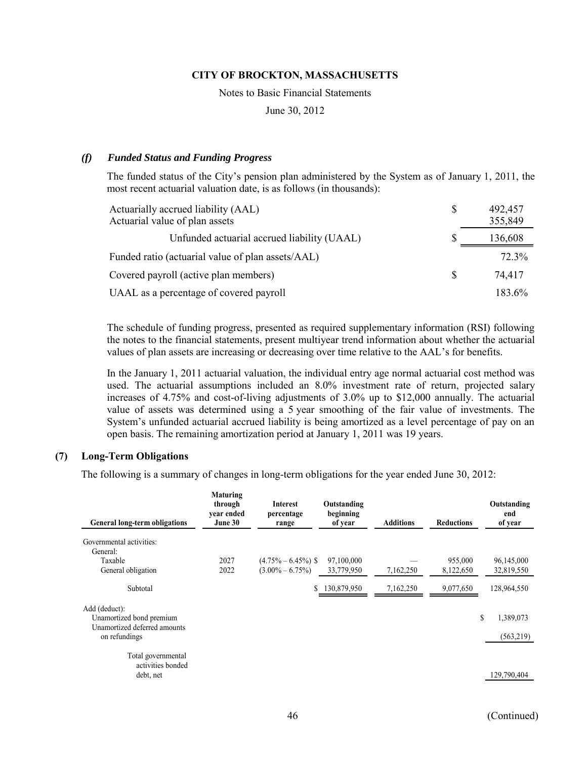CITY OF BROCKTON, MASSACHUSETTS

Notes to Basic Financial Statements

June 30, 2012

### *(f) Funded Status and Funding Progress*

The funded status of the City's pension plan administered by the System as of January 1, 2011, the most recent actuarial valuation date, is as follows (in thousands):

| | | |
|---|---|---|
| Actuarially accrued liability (AAL) | $ | 492,457 |
| Actuarial value of plan assets | | 355,849 |
| Unfunded actuarial accrued liability (UAAL) | $ | 136,608 |
| Funded ratio (actuarial value of plan assets/AAL) | | 72.3% |
| Covered payroll (active plan members) | $ | 74,417 |
| UAAL as a percentage of covered payroll | | 183.6% |

The schedule of funding progress, presented as required supplementary information (RSI) following the notes to the financial statements, present multiyear trend information about whether the actuarial values of plan assets are increasing or decreasing over time relative to the AAL's for benefits.

In the January 1, 2011 actuarial valuation, the individual entry age normal actuarial cost method was used. The actuarial assumptions included an 8.0% investment rate of return, projected salary increases of 4.75% and cost-of-living adjustments of 3.0% up to $12,000 annually. The actuarial value of assets was determined using a 5 year smoothing of the fair value of investments. The System's unfunded actuarial accrued liability is being amortized as a level percentage of pay on an open basis. The remaining amortization period at January 1, 2011 was 19 years.

## (7) Long-Term Obligations

The following is a summary of changes in long-term obligations for the year ended June 30, 2012:

| General long-term obligations | Maturing through year ended June 30 | Interest percentage range | Outstanding beginning of year | Additions | Reductions | Outstanding end of year |
|---|---|---|---|---|---|---|
| Governmental activities: | | | | | | |
| General: | | | | | | |
| Taxable | 2027 | (4.75% – 6.45%) | $ 97,100,000 | — | 955,000 | 96,145,000 |
| General obligation | 2022 | (3.00% – 6.75%) | 33,779,950 | 7,162,250 | 8,122,650 | 32,819,550 |
| Subtotal | | | $ 130,879,950 | 7,162,250 | 9,077,650 | 128,964,550 |
| Add (deduct): | | | | | | |
| Unamortized bond premium | | | | | | $ 1,389,073 |
| Unamortized deferred amounts on refundings | | | | | | (563,219) |
| Total governmental activities bonded debt, net | | | | | | 129,790,404 |

(Continued)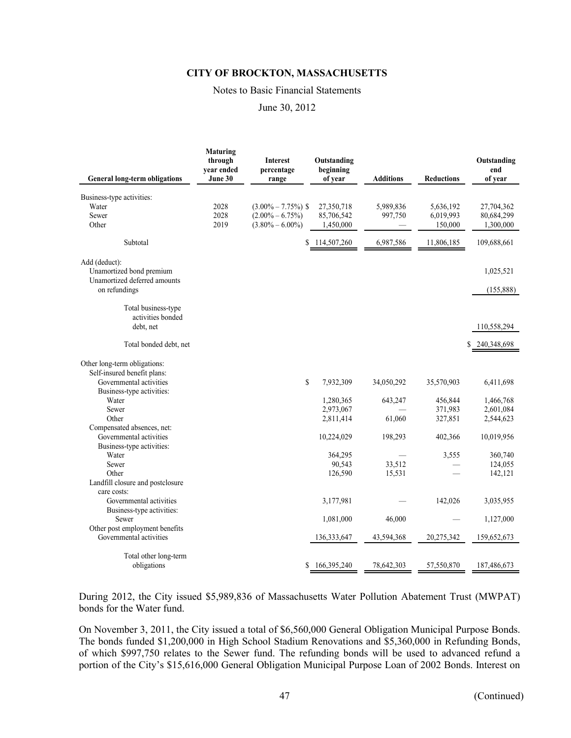**CITY OF BROCKTON, MASSACHUSETTS**

Notes to Basic Financial Statements

June 30, 2012

| General long-term obligations | Maturing through year ended June 30 | Interest percentage range | Outstanding beginning of year | Additions | Reductions | Outstanding end of year |
|---|---|---|---|---|---|---|
| Business-type activities: | | | | | | |
| Water | 2028 | (3.00% – 7.75%) | $ 27,350,718 | 5,989,836 | 5,636,192 | 27,704,362 |
| Sewer | 2028 | (2.00% – 6.75%) | 85,706,542 | 997,750 | 6,019,993 | 80,684,299 |
| Other | 2019 | (3.80% – 6.00%) | 1,450,000 | — | 150,000 | 1,300,000 |
| Subtotal | | | $ 114,507,260 | 6,987,586 | 11,806,185 | 109,688,661 |
| Add (deduct): | | | | | | |
| Unamortized bond premium | | | | | | 1,025,521 |
| Unamortized deferred amounts on refundings | | | | | | (155,888) |
| Total business-type activities bonded debt, net | | | | | | 110,558,294 |
| Total bonded debt, net | | | | | | $ 240,348,698 |
| Other long-term obligations: | | | | | | |
| Self-insured benefit plans: | | | | | | |
| Governmental activities | | | $ 7,932,309 | 34,050,292 | 35,570,903 | 6,411,698 |
| Business-type activities: | | | | | | |
| Water | | | 1,280,365 | 643,247 | 456,844 | 1,466,768 |
| Sewer | | | 2,973,067 | — | 371,983 | 2,601,084 |
| Other | | | 2,811,414 | 61,060 | 327,851 | 2,544,623 |
| Compensated absences, net: | | | | | | |
| Governmental activities | | | 10,224,029 | 198,293 | 402,366 | 10,019,956 |
| Business-type activities: | | | | | | |
| Water | | | 364,295 | — | 3,555 | 360,740 |
| Sewer | | | 90,543 | 33,512 | — | 124,055 |
| Other | | | 126,590 | 15,531 | — | 142,121 |
| Landfill closure and postclosure care costs: | | | | | | |
| Governmental activities | | | 3,177,981 | — | 142,026 | 3,035,955 |
| Business-type activities: | | | | | | |
| Sewer | | | 1,081,000 | 46,000 | — | 1,127,000 |
| Other post employment benefits | | | | | | |
| Governmental activities | | | 136,333,647 | 43,594,368 | 20,275,342 | 159,652,673 |
| Total other long-term obligations | | | $ 166,395,240 | 78,642,303 | 57,550,870 | 187,486,673 |

During 2012, the City issued $5,989,836 of Massachusetts Water Pollution Abatement Trust (MWPAT) bonds for the Water fund.

On November 3, 2011, the City issued a total of $6,560,000 General Obligation Municipal Purpose Bonds. The bonds funded $1,200,000 in High School Stadium Renovations and $5,360,000 in Refunding Bonds, of which $997,750 relates to the Sewer fund. The refunding bonds will be used to advanced refund a portion of the City's $15,616,000 General Obligation Municipal Purpose Loan of 2002 Bonds. Interest on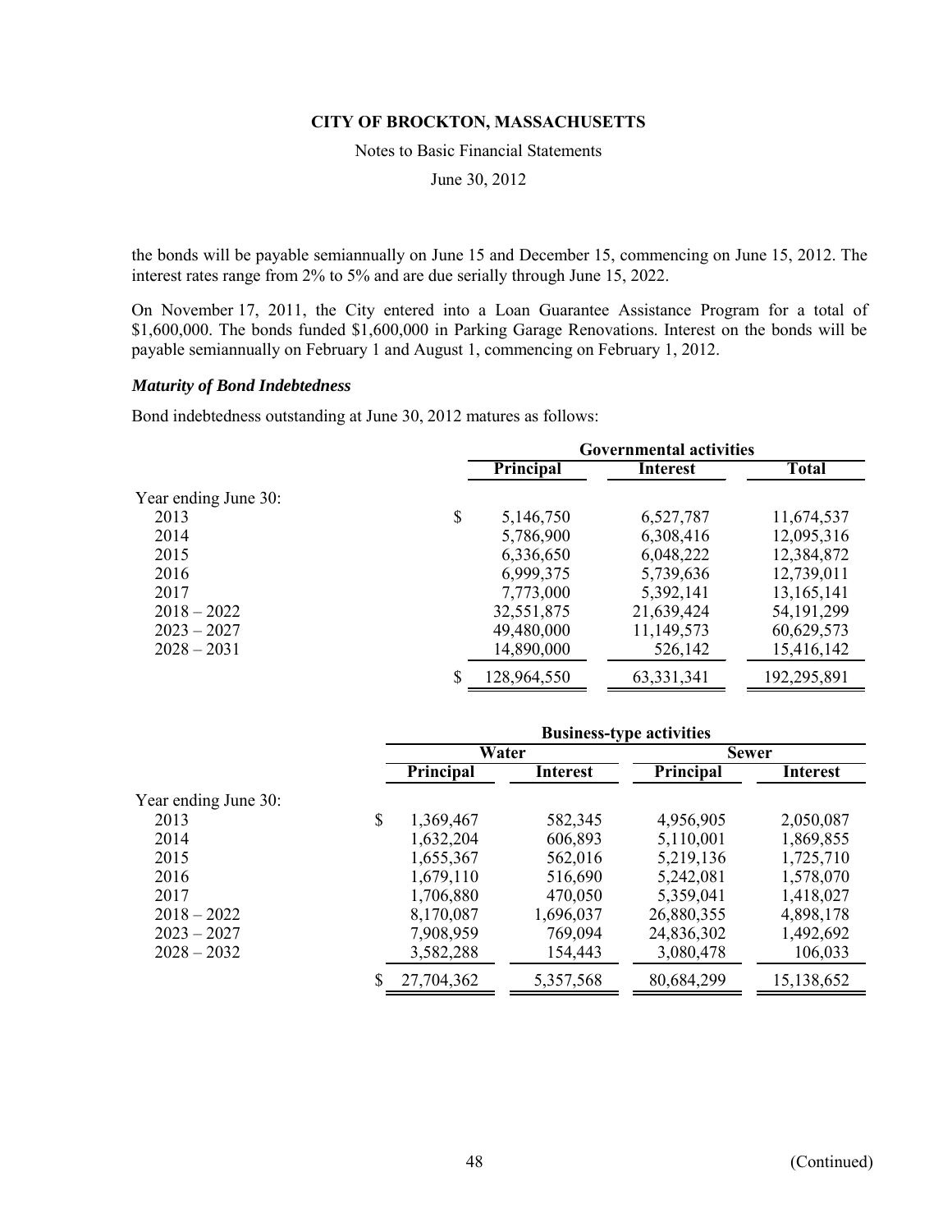the bonds will be payable semiannually on June 15 and December 15, commencing on June 15, 2012. The interest rates range from 2% to 5% and are due serially through June 15, 2022.

On November 17, 2011, the City entered into a Loan Guarantee Assistance Program for a total of $1,600,000. The bonds funded $1,600,000 in Parking Garage Renovations. Interest on the bonds will be payable semiannually on February 1 and August 1, commencing on February 1, 2012.

### *Maturity of Bond Indebtedness*

Bond indebtedness outstanding at June 30, 2012 matures as follows:

| | Governmental activities | | |
|---|---|---|---|
| | **Principal** | **Interest** | **Total** |
| Year ending June 30: | | | |
| 2013 | $ 5,146,750 | 6,527,787 | 11,674,537 |
| 2014 | 5,786,900 | 6,308,416 | 12,095,316 |
| 2015 | 6,336,650 | 6,048,222 | 12,384,872 |
| 2016 | 6,999,375 | 5,739,636 | 12,739,011 |
| 2017 | 7,773,000 | 5,392,141 | 13,165,141 |
| 2018 – 2022 | 32,551,875 | 21,639,424 | 54,191,299 |
| 2023 – 2027 | 49,480,000 | 11,149,573 | 60,629,573 |
| 2028 – 2031 | 14,890,000 | 526,142 | 15,416,142 |
| | $ 128,964,550 | 63,331,341 | 192,295,891 |

| | Business-type activities | | | |
|---|---|---|---|---|
| | Water | | Sewer | |
| | **Principal** | **Interest** | **Principal** | **Interest** |
| Year ending June 30: | | | | |
| 2013 | $ 1,369,467 | 582,345 | 4,956,905 | 2,050,087 |
| 2014 | 1,632,204 | 606,893 | 5,110,001 | 1,869,855 |
| 2015 | 1,655,367 | 562,016 | 5,219,136 | 1,725,710 |
| 2016 | 1,679,110 | 516,690 | 5,242,081 | 1,578,070 |
| 2017 | 1,706,880 | 470,050 | 5,359,041 | 1,418,027 |
| 2018 – 2022 | 8,170,087 | 1,696,037 | 26,880,355 | 4,898,178 |
| 2023 – 2027 | 7,908,959 | 769,094 | 24,836,302 | 1,492,692 |
| 2028 – 2032 | 3,582,288 | 154,443 | 3,080,478 | 106,033 |
| | $ 27,704,362 | 5,357,568 | 80,684,299 | 15,138,652 |

(Continued)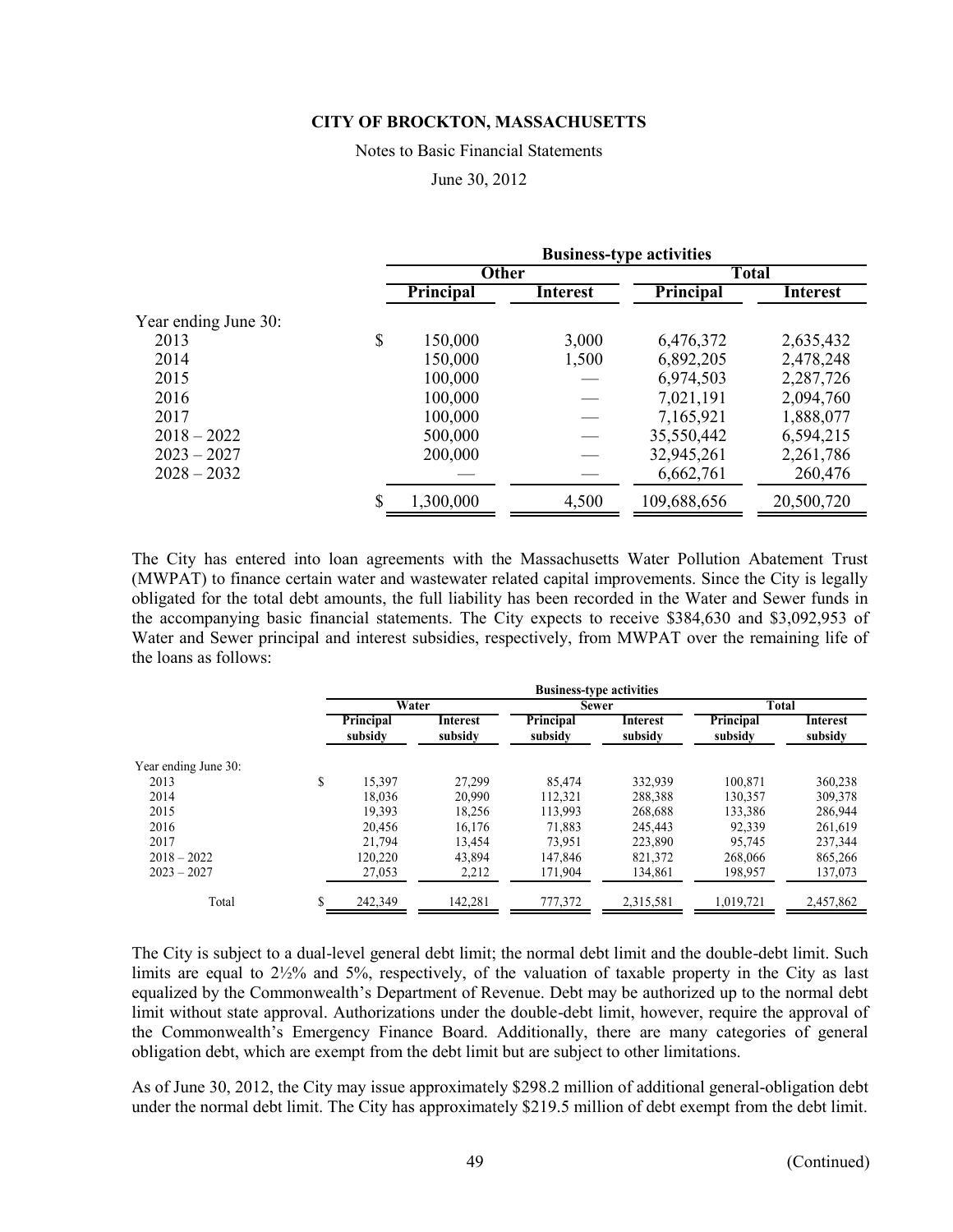**CITY OF BROCKTON, MASSACHUSETTS**

Notes to Basic Financial Statements

June 30, 2012

| | Business-type activities | | | |
|---|---|---|---|---|
| | Other | | Total | |
| | Principal | Interest | Principal | Interest |
| Year ending June 30: | | | | |
| 2013 | $ 150,000 | 3,000 | 6,476,372 | 2,635,432 |
| 2014 | 150,000 | 1,500 | 6,892,205 | 2,478,248 |
| 2015 | 100,000 | — | 6,974,503 | 2,287,726 |
| 2016 | 100,000 | — | 7,021,191 | 2,094,760 |
| 2017 | 100,000 | — | 7,165,921 | 1,888,077 |
| 2018 – 2022 | 500,000 | — | 35,550,442 | 6,594,215 |
| 2023 – 2027 | 200,000 | — | 32,945,261 | 2,261,786 |
| 2028 – 2032 | — | — | 6,662,761 | 260,476 |
| | $ 1,300,000 | 4,500 | 109,688,656 | 20,500,720 |

The City has entered into loan agreements with the Massachusetts Water Pollution Abatement Trust (MWPAT) to finance certain water and wastewater related capital improvements. Since the City is legally obligated for the total debt amounts, the full liability has been recorded in the Water and Sewer funds in the accompanying basic financial statements. The City expects to receive $384,630 and $3,092,953 of Water and Sewer principal and interest subsidies, respectively, from MWPAT over the remaining life of the loans as follows:

| | Business-type activities | | | | | |
|---|---|---|---|---|---|---|
| | Water | | Sewer | | Total | |
| | Principal subsidy | Interest subsidy | Principal subsidy | Interest subsidy | Principal subsidy | Interest subsidy |
| Year ending June 30: | | | | | | |
| 2013 | $ 15,397 | 27,299 | 85,474 | 332,939 | 100,871 | 360,238 |
| 2014 | 18,036 | 20,990 | 112,321 | 288,388 | 130,357 | 309,378 |
| 2015 | 19,393 | 18,256 | 113,993 | 268,688 | 133,386 | 286,944 |
| 2016 | 20,456 | 16,176 | 71,883 | 245,443 | 92,339 | 261,619 |
| 2017 | 21,794 | 13,454 | 73,951 | 223,890 | 95,745 | 237,344 |
| 2018 – 2022 | 120,220 | 43,894 | 147,846 | 821,372 | 268,066 | 865,266 |
| 2023 – 2027 | 27,053 | 2,212 | 171,904 | 134,861 | 198,957 | 137,073 |
| Total | $ 242,349 | 142,281 | 777,372 | 2,315,581 | 1,019,721 | 2,457,862 |

The City is subject to a dual-level general debt limit; the normal debt limit and the double-debt limit. Such limits are equal to 2½% and 5%, respectively, of the valuation of taxable property in the City as last equalized by the Commonwealth's Department of Revenue. Debt may be authorized up to the normal debt limit without state approval. Authorizations under the double-debt limit, however, require the approval of the Commonwealth's Emergency Finance Board. Additionally, there are many categories of general obligation debt, which are exempt from the debt limit but are subject to other limitations.

As of June 30, 2012, the City may issue approximately $298.2 million of additional general-obligation debt under the normal debt limit. The City has approximately $219.5 million of debt exempt from the debt limit.

(Continued)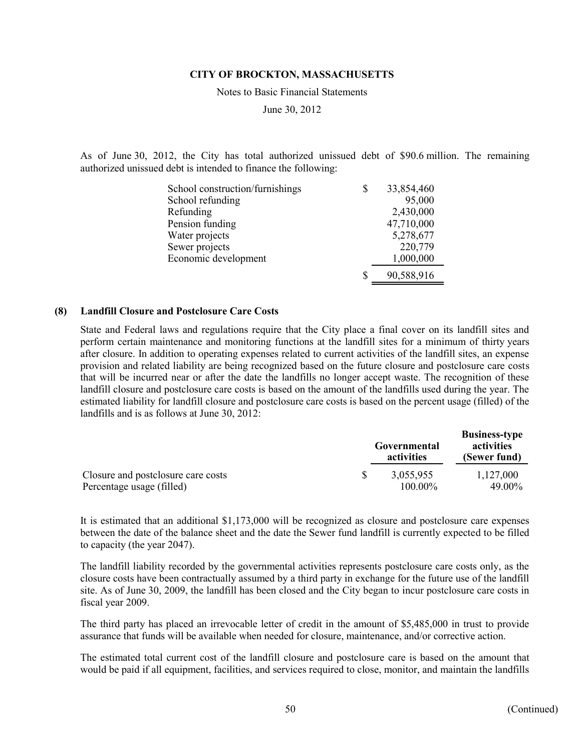As of June 30, 2012, the City has total authorized unissued debt of \$90.6 million. The remaining authorized unissued debt is intended to finance the following:

| | |
|---|---|
| School construction/furnishings | $ 33,854,460 |
| School refunding | 95,000 |
| Refunding | 2,430,000 |
| Pension funding | 47,710,000 |
| Water projects | 5,278,677 |
| Sewer projects | 220,779 |
| Economic development | 1,000,000 |
| | $ 90,588,916 |

## (8) Landfill Closure and Postclosure Care Costs

State and Federal laws and regulations require that the City place a final cover on its landfill sites and perform certain maintenance and monitoring functions at the landfill sites for a minimum of thirty years after closure. In addition to operating expenses related to current activities of the landfill sites, an expense provision and related liability are being recognized based on the future closure and postclosure care costs that will be incurred near or after the date the landfills no longer accept waste. The recognition of these landfill closure and postclosure care costs is based on the amount of the landfills used during the year. The estimated liability for landfill closure and postclosure care costs is based on the percent usage (filled) of the landfills and is as follows at June 30, 2012:

| | Governmental activities | Business-type activities (Sewer fund) |
|---|---|---|
| Closure and postclosure care costs | $ 3,055,955 | 1,127,000 |
| Percentage usage (filled) | 100.00% | 49.00% |

It is estimated that an additional \$1,173,000 will be recognized as closure and postclosure care expenses between the date of the balance sheet and the date the Sewer fund landfill is currently expected to be filled to capacity (the year 2047).

The landfill liability recorded by the governmental activities represents postclosure care costs only, as the closure costs have been contractually assumed by a third party in exchange for the future use of the landfill site. As of June 30, 2009, the landfill has been closed and the City began to incur postclosure care costs in fiscal year 2009.

The third party has placed an irrevocable letter of credit in the amount of \$5,485,000 in trust to provide assurance that funds will be available when needed for closure, maintenance, and/or corrective action.

The estimated total current cost of the landfill closure and postclosure care is based on the amount that would be paid if all equipment, facilities, and services required to close, monitor, and maintain the landfills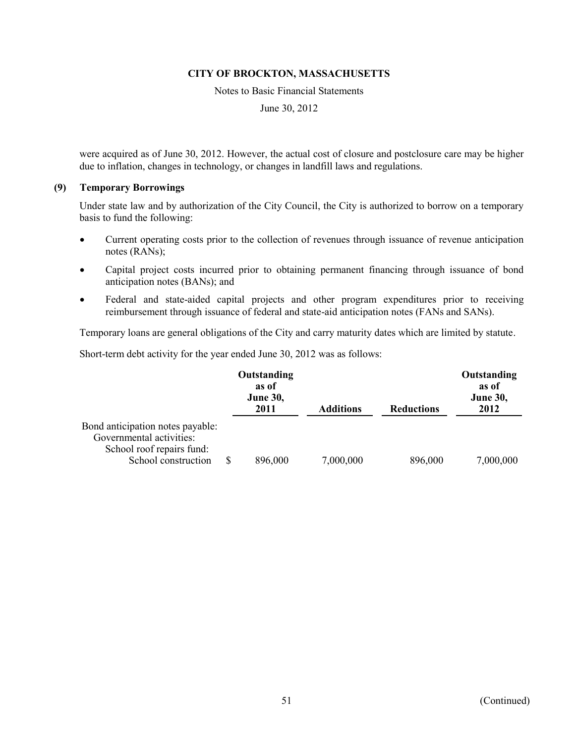were acquired as of June 30, 2012. However, the actual cost of closure and postclosure care may be higher due to inflation, changes in technology, or changes in landfill laws and regulations.

## (9) Temporary Borrowings

Under state law and by authorization of the City Council, the City is authorized to borrow on a temporary basis to fund the following:

- Current operating costs prior to the collection of revenues through issuance of revenue anticipation notes (RANs);
- Capital project costs incurred prior to obtaining permanent financing through issuance of bond anticipation notes (BANs); and
- Federal and state-aided capital projects and other program expenditures prior to receiving reimbursement through issuance of federal and state-aid anticipation notes (FANs and SANs).

Temporary loans are general obligations of the City and carry maturity dates which are limited by statute.

Short-term debt activity for the year ended June 30, 2012 was as follows:

| | Outstanding as of June 30, 2011 | Additions | Reductions | Outstanding as of June 30, 2012 |
|---|---|---|---|---|
| Bond anticipation notes payable: | | | | |
| Governmental activities: | | | | |
| School roof repairs fund: | | | | |
| School construction | $ 896,000 | 7,000,000 | 896,000 | 7,000,000 |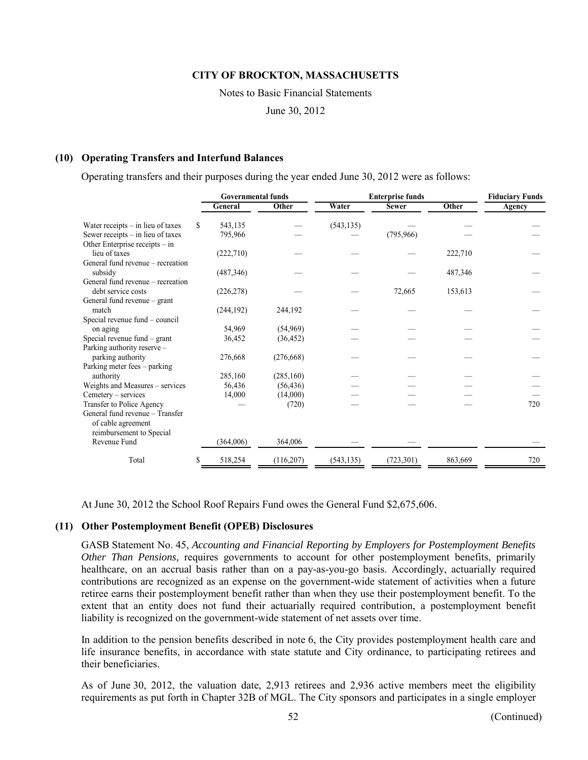**CITY OF BROCKTON, MASSACHUSETTS**

Notes to Basic Financial Statements

June 30, 2012

### (10) Operating Transfers and Interfund Balances

Operating transfers and their purposes during the year ended June 30, 2012 were as follows:

| | Governmental funds | | Enterprise funds | | | Fiduciary Funds |
|---|---|---|---|---|---|---|
| | General | Other | Water | Sewer | Other | Agency |
| Water receipts – in lieu of taxes | $ 543,135 | — | (543,135) | — | — | — |
| Sewer receipts – in lieu of taxes | 795,966 | — | — | (795,966) | — | — |
| Other Enterprise receipts – in lieu of taxes | (222,710) | — | — | — | 222,710 | — |
| General fund revenue – recreation subsidy | (487,346) | — | — | — | 487,346 | — |
| General fund revenue – recreation debt service costs | (226,278) | — | — | 72,665 | 153,613 | — |
| General fund revenue – grant match | (244,192) | 244,192 | — | — | — | — |
| Special revenue fund – council on aging | 54,969 | (54,969) | — | — | — | — |
| Special revenue fund – grant | 36,452 | (36,452) | — | — | — | — |
| Parking authority reserve – parking authority | 276,668 | (276,668) | — | — | — | — |
| Parking meter fees – parking authority | 285,160 | (285,160) | — | — | — | — |
| Weights and Measures – services | 56,436 | (56,436) | — | — | — | — |
| Cemetery – services | 14,000 | (14,000) | — | — | — | — |
| Transfer to Police Agency | — | (720) | — | — | — | 720 |
| General fund revenue – Transfer of cable agreement reimbursement to Special Revenue Fund | (364,006) | 364,006 | — | — | — | — |
| Total | $ 518,254 | (116,207) | (543,135) | (723,301) | 863,669 | 720 |

At June 30, 2012 the School Roof Repairs Fund owes the General Fund $2,675,606.

### (11) Other Postemployment Benefit (OPEB) Disclosures

GASB Statement No. 45, *Accounting and Financial Reporting by Employers for Postemployment Benefits Other Than Pensions,* requires governments to account for other postemployment benefits, primarily healthcare, on an accrual basis rather than on a pay-as-you-go basis. Accordingly, actuarially required contributions are recognized as an expense on the government-wide statement of activities when a future retiree earns their postemployment benefit rather than when they use their postemployment benefit. To the extent that an entity does not fund their actuarially required contribution, a postemployment benefit liability is recognized on the government-wide statement of net assets over time.

In addition to the pension benefits described in note 6, the City provides postemployment health care and life insurance benefits, in accordance with state statute and City ordinance, to participating retirees and their beneficiaries.

As of June 30, 2012, the valuation date, 2,913 retirees and 2,936 active members meet the eligibility requirements as put forth in Chapter 32B of MGL. The City sponsors and participates in a single employer

(Continued)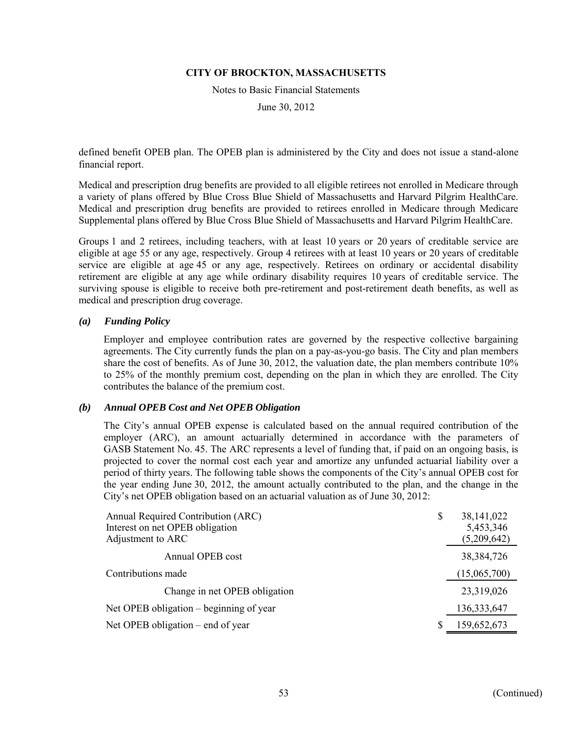defined benefit OPEB plan. The OPEB plan is administered by the City and does not issue a stand-alone financial report.

Medical and prescription drug benefits are provided to all eligible retirees not enrolled in Medicare through a variety of plans offered by Blue Cross Blue Shield of Massachusetts and Harvard Pilgrim HealthCare. Medical and prescription drug benefits are provided to retirees enrolled in Medicare through Medicare Supplemental plans offered by Blue Cross Blue Shield of Massachusetts and Harvard Pilgrim HealthCare.

Groups 1 and 2 retirees, including teachers, with at least 10 years or 20 years of creditable service are eligible at age 55 or any age, respectively. Group 4 retirees with at least 10 years or 20 years of creditable service are eligible at age 45 or any age, respectively. Retirees on ordinary or accidental disability retirement are eligible at any age while ordinary disability requires 10 years of creditable service. The surviving spouse is eligible to receive both pre-retirement and post-retirement death benefits, as well as medical and prescription drug coverage.

***(a) Funding Policy***

Employer and employee contribution rates are governed by the respective collective bargaining agreements. The City currently funds the plan on a pay-as-you-go basis. The City and plan members share the cost of benefits. As of June 30, 2012, the valuation date, the plan members contribute 10% to 25% of the monthly premium cost, depending on the plan in which they are enrolled. The City contributes the balance of the premium cost.

***(b) Annual OPEB Cost and Net OPEB Obligation***

The City's annual OPEB expense is calculated based on the annual required contribution of the employer (ARC), an amount actuarially determined in accordance with the parameters of GASB Statement No. 45. The ARC represents a level of funding that, if paid on an ongoing basis, is projected to cover the normal cost each year and amortize any unfunded actuarial liability over a period of thirty years. The following table shows the components of the City's annual OPEB cost for the year ending June 30, 2012, the amount actually contributed to the plan, and the change in the City's net OPEB obligation based on an actuarial valuation as of June 30, 2012:

| | |
|---|---|
| Annual Required Contribution (ARC) | $ 38,141,022 |
| Interest on net OPEB obligation | 5,453,346 |
| Adjustment to ARC | (5,209,642) |
| Annual OPEB cost | 38,384,726 |
| Contributions made | (15,065,700) |
| Change in net OPEB obligation | 23,319,026 |
| Net OPEB obligation – beginning of year | 136,333,647 |
| Net OPEB obligation – end of year | $ 159,652,673 |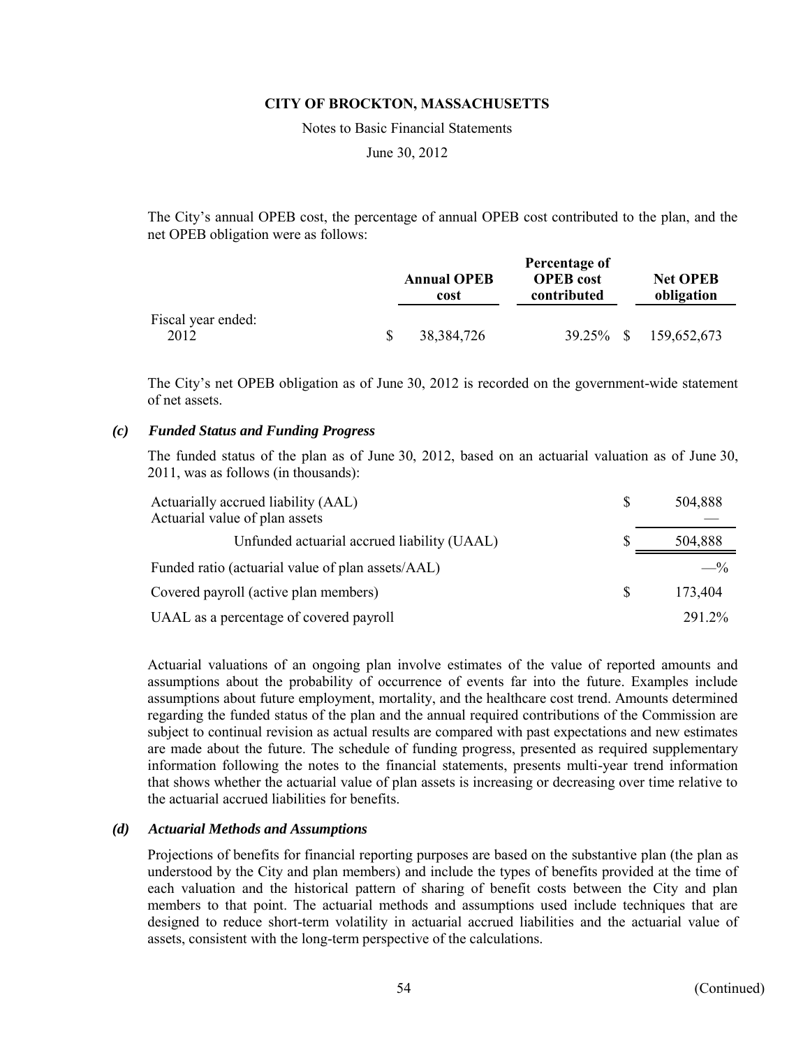The City's annual OPEB cost, the percentage of annual OPEB cost contributed to the plan, and the net OPEB obligation were as follows:

| | Annual OPEB cost | Percentage of OPEB cost contributed | Net OPEB obligation |
|---|---|---|---|
| Fiscal year ended: | | | |
| 2012 | $ 38,384,726 | 39.25% | $ 159,652,673 |

The City's net OPEB obligation as of June 30, 2012 is recorded on the government-wide statement of net assets.

### *(c) Funded Status and Funding Progress*

The funded status of the plan as of June 30, 2012, based on an actuarial valuation as of June 30, 2011, was as follows (in thousands):

| | |
|---|---|
| Actuarially accrued liability (AAL) | $ 504,888 |
| Actuarial value of plan assets | — |
| Unfunded actuarial accrued liability (UAAL) | $ 504,888 |
| Funded ratio (actuarial value of plan assets/AAL) | —% |
| Covered payroll (active plan members) | $ 173,404 |
| UAAL as a percentage of covered payroll | 291.2% |

Actuarial valuations of an ongoing plan involve estimates of the value of reported amounts and assumptions about the probability of occurrence of events far into the future. Examples include assumptions about future employment, mortality, and the healthcare cost trend. Amounts determined regarding the funded status of the plan and the annual required contributions of the Commission are subject to continual revision as actual results are compared with past expectations and new estimates are made about the future. The schedule of funding progress, presented as required supplementary information following the notes to the financial statements, presents multi-year trend information that shows whether the actuarial value of plan assets is increasing or decreasing over time relative to the actuarial accrued liabilities for benefits.

### *(d) Actuarial Methods and Assumptions*

Projections of benefits for financial reporting purposes are based on the substantive plan (the plan as understood by the City and plan members) and include the types of benefits provided at the time of each valuation and the historical pattern of sharing of benefit costs between the City and plan members to that point. The actuarial methods and assumptions used include techniques that are designed to reduce short-term volatility in actuarial accrued liabilities and the actuarial value of assets, consistent with the long-term perspective of the calculations.

(Continued)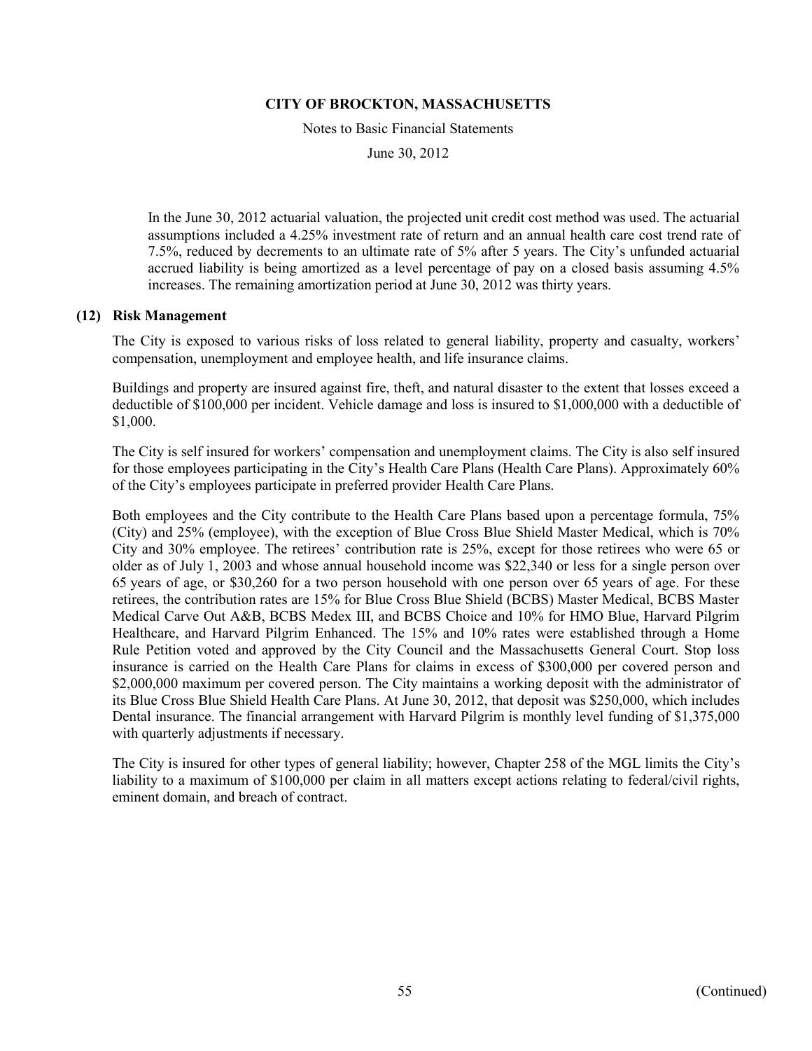In the June 30, 2012 actuarial valuation, the projected unit credit cost method was used. The actuarial assumptions included a 4.25% investment rate of return and an annual health care cost trend rate of 7.5%, reduced by decrements to an ultimate rate of 5% after 5 years. The City's unfunded actuarial accrued liability is being amortized as a level percentage of pay on a closed basis assuming 4.5% increases. The remaining amortization period at June 30, 2012 was thirty years.

## (12) Risk Management

The City is exposed to various risks of loss related to general liability, property and casualty, workers' compensation, unemployment and employee health, and life insurance claims.

Buildings and property are insured against fire, theft, and natural disaster to the extent that losses exceed a deductible of $100,000 per incident. Vehicle damage and loss is insured to $1,000,000 with a deductible of $1,000.

The City is self insured for workers' compensation and unemployment claims. The City is also self insured for those employees participating in the City's Health Care Plans (Health Care Plans). Approximately 60% of the City's employees participate in preferred provider Health Care Plans.

Both employees and the City contribute to the Health Care Plans based upon a percentage formula, 75% (City) and 25% (employee), with the exception of Blue Cross Blue Shield Master Medical, which is 70% City and 30% employee. The retirees' contribution rate is 25%, except for those retirees who were 65 or older as of July 1, 2003 and whose annual household income was $22,340 or less for a single person over 65 years of age, or $30,260 for a two person household with one person over 65 years of age. For these retirees, the contribution rates are 15% for Blue Cross Blue Shield (BCBS) Master Medical, BCBS Master Medical Carve Out A&B, BCBS Medex III, and BCBS Choice and 10% for HMO Blue, Harvard Pilgrim Healthcare, and Harvard Pilgrim Enhanced. The 15% and 10% rates were established through a Home Rule Petition voted and approved by the City Council and the Massachusetts General Court. Stop loss insurance is carried on the Health Care Plans for claims in excess of $300,000 per covered person and $2,000,000 maximum per covered person. The City maintains a working deposit with the administrator of its Blue Cross Blue Shield Health Care Plans. At June 30, 2012, that deposit was $250,000, which includes Dental insurance. The financial arrangement with Harvard Pilgrim is monthly level funding of $1,375,000 with quarterly adjustments if necessary.

The City is insured for other types of general liability; however, Chapter 258 of the MGL limits the City's liability to a maximum of $100,000 per claim in all matters except actions relating to federal/civil rights, eminent domain, and breach of contract.

(Continued)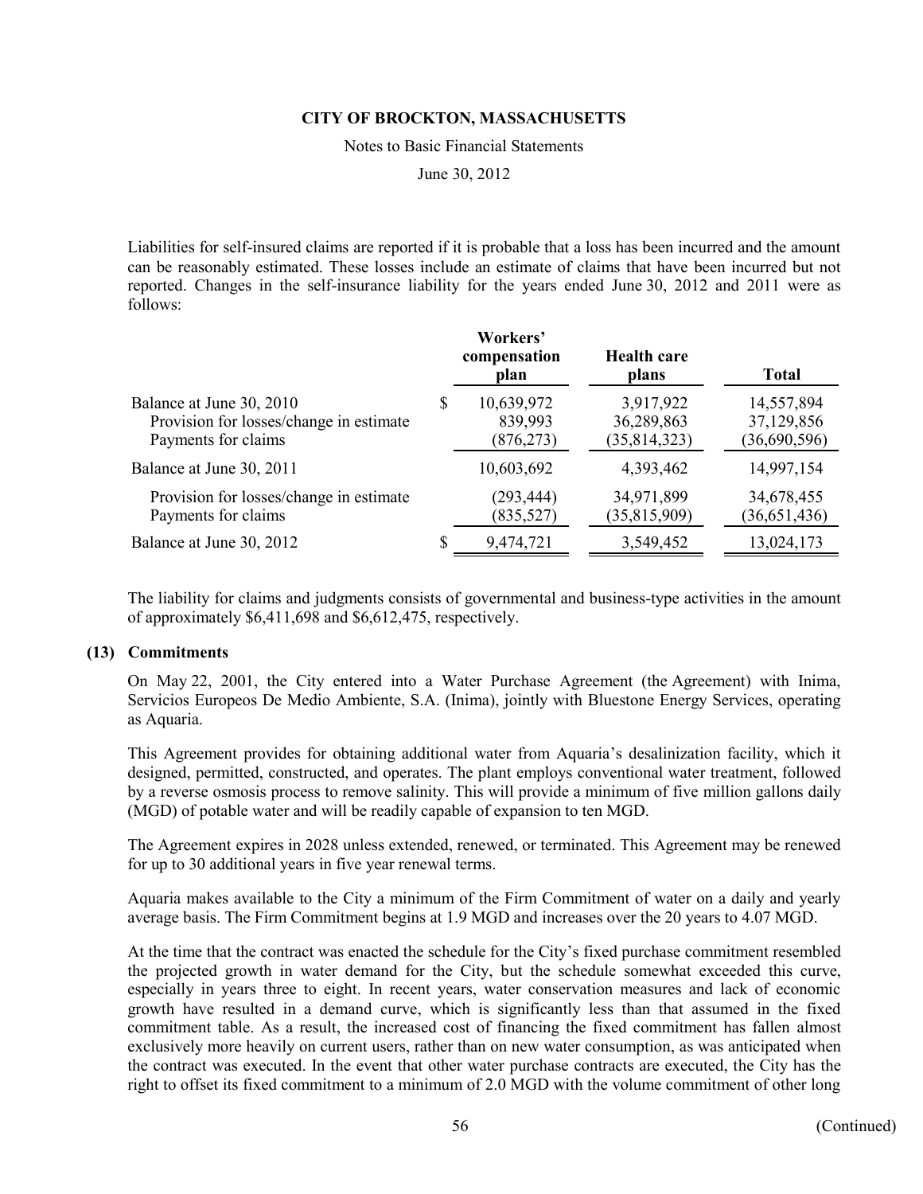Liabilities for self-insured claims are reported if it is probable that a loss has been incurred and the amount can be reasonably estimated. These losses include an estimate of claims that have been incurred but not reported. Changes in the self-insurance liability for the years ended June 30, 2012 and 2011 were as follows:

| | Workers' compensation plan | Health care plans | Total |
|---|---|---|---|
| Balance at June 30, 2010 | $ 10,639,972 | 3,917,922 | 14,557,894 |
| Provision for losses/change in estimate | 839,993 | 36,289,863 | 37,129,856 |
| Payments for claims | (876,273) | (35,814,323) | (36,690,596) |
| Balance at June 30, 2011 | 10,603,692 | 4,393,462 | 14,997,154 |
| Provision for losses/change in estimate | (293,444) | 34,971,899 | 34,678,455 |
| Payments for claims | (835,527) | (35,815,909) | (36,651,436) |
| Balance at June 30, 2012 | $ 9,474,721 | 3,549,452 | 13,024,173 |

The liability for claims and judgments consists of governmental and business-type activities in the amount of approximately $6,411,698 and $6,612,475, respectively.

## (13) Commitments

On May 22, 2001, the City entered into a Water Purchase Agreement (the Agreement) with Inima, Servicios Europeos De Medio Ambiente, S.A. (Inima), jointly with Bluestone Energy Services, operating as Aquaria.

This Agreement provides for obtaining additional water from Aquaria's desalinization facility, which it designed, permitted, constructed, and operates. The plant employs conventional water treatment, followed by a reverse osmosis process to remove salinity. This will provide a minimum of five million gallons daily (MGD) of potable water and will be readily capable of expansion to ten MGD.

The Agreement expires in 2028 unless extended, renewed, or terminated. This Agreement may be renewed for up to 30 additional years in five year renewal terms.

Aquaria makes available to the City a minimum of the Firm Commitment of water on a daily and yearly average basis. The Firm Commitment begins at 1.9 MGD and increases over the 20 years to 4.07 MGD.

At the time that the contract was enacted the schedule for the City's fixed purchase commitment resembled the projected growth in water demand for the City, but the schedule somewhat exceeded this curve, especially in years three to eight. In recent years, water conservation measures and lack of economic growth have resulted in a demand curve, which is significantly less than that assumed in the fixed commitment table. As a result, the increased cost of financing the fixed commitment has fallen almost exclusively more heavily on current users, rather than on new water consumption, as was anticipated when the contract was executed. In the event that other water purchase contracts are executed, the City has the right to offset its fixed commitment to a minimum of 2.0 MGD with the volume commitment of other long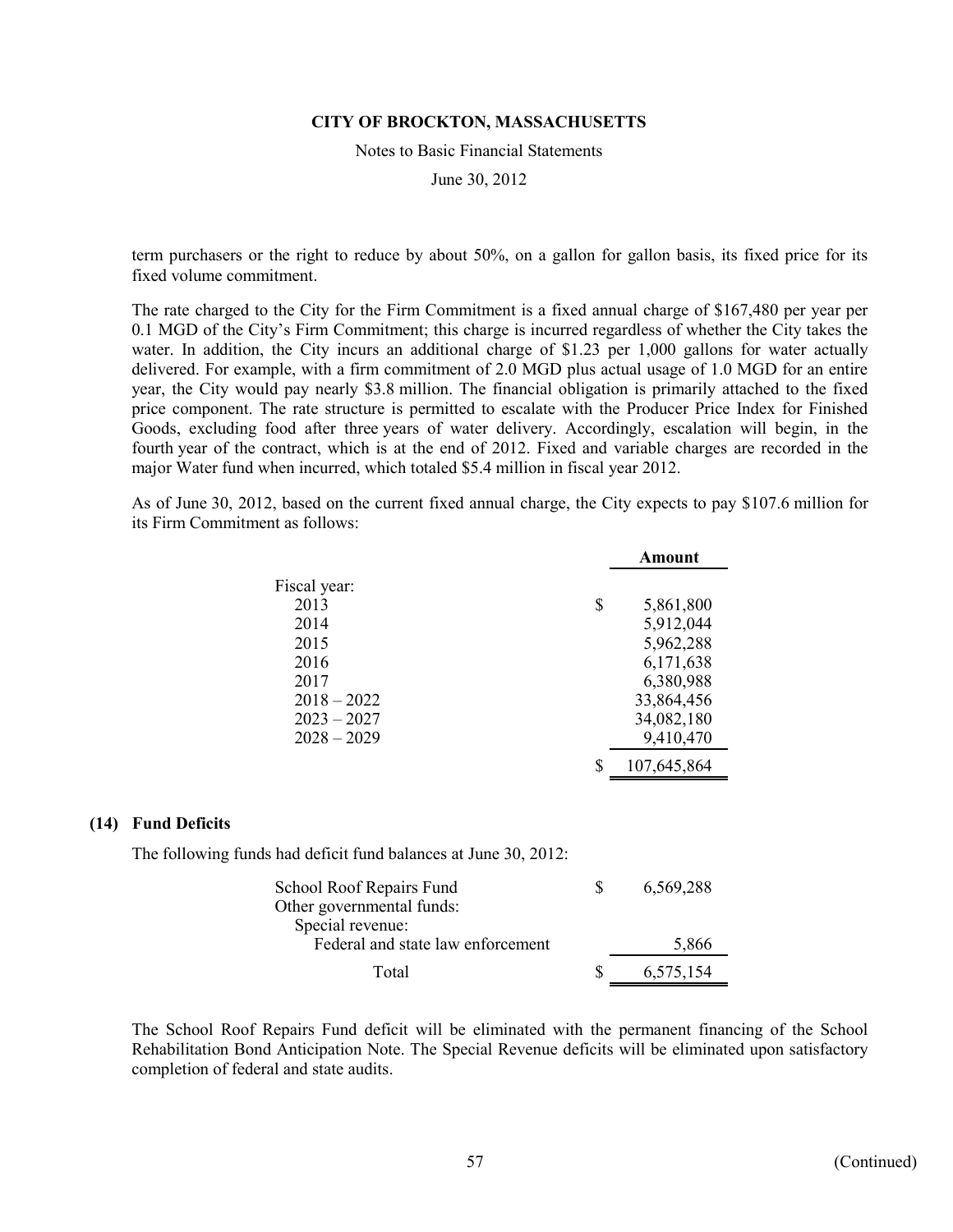term purchasers or the right to reduce by about 50%, on a gallon for gallon basis, its fixed price for its fixed volume commitment.

The rate charged to the City for the Firm Commitment is a fixed annual charge of $167,480 per year per 0.1 MGD of the City's Firm Commitment; this charge is incurred regardless of whether the City takes the water. In addition, the City incurs an additional charge of $1.23 per 1,000 gallons for water actually delivered. For example, with a firm commitment of 2.0 MGD plus actual usage of 1.0 MGD for an entire year, the City would pay nearly $3.8 million. The financial obligation is primarily attached to the fixed price component. The rate structure is permitted to escalate with the Producer Price Index for Finished Goods, excluding food after three years of water delivery. Accordingly, escalation will begin, in the fourth year of the contract, which is at the end of 2012. Fixed and variable charges are recorded in the major Water fund when incurred, which totaled $5.4 million in fiscal year 2012.

As of June 30, 2012, based on the current fixed annual charge, the City expects to pay $107.6 million for its Firm Commitment as follows:

| | Amount |
|---|---|
| Fiscal year: | |
| 2013 | $ 5,861,800 |
| 2014 | 5,912,044 |
| 2015 | 5,962,288 |
| 2016 | 6,171,638 |
| 2017 | 6,380,988 |
| 2018 – 2022 | 33,864,456 |
| 2023 – 2027 | 34,082,180 |
| 2028 – 2029 | 9,410,470 |
| | $ 107,645,864 |

## (14) Fund Deficits

The following funds had deficit fund balances at June 30, 2012:

| | |
|---|---|
| School Roof Repairs Fund | $ 6,569,288 |
| Other governmental funds: | |
| Special revenue: | |
| Federal and state law enforcement | 5,866 |
| Total | $ 6,575,154 |

The School Roof Repairs Fund deficit will be eliminated with the permanent financing of the School Rehabilitation Bond Anticipation Note. The Special Revenue deficits will be eliminated upon satisfactory completion of federal and state audits.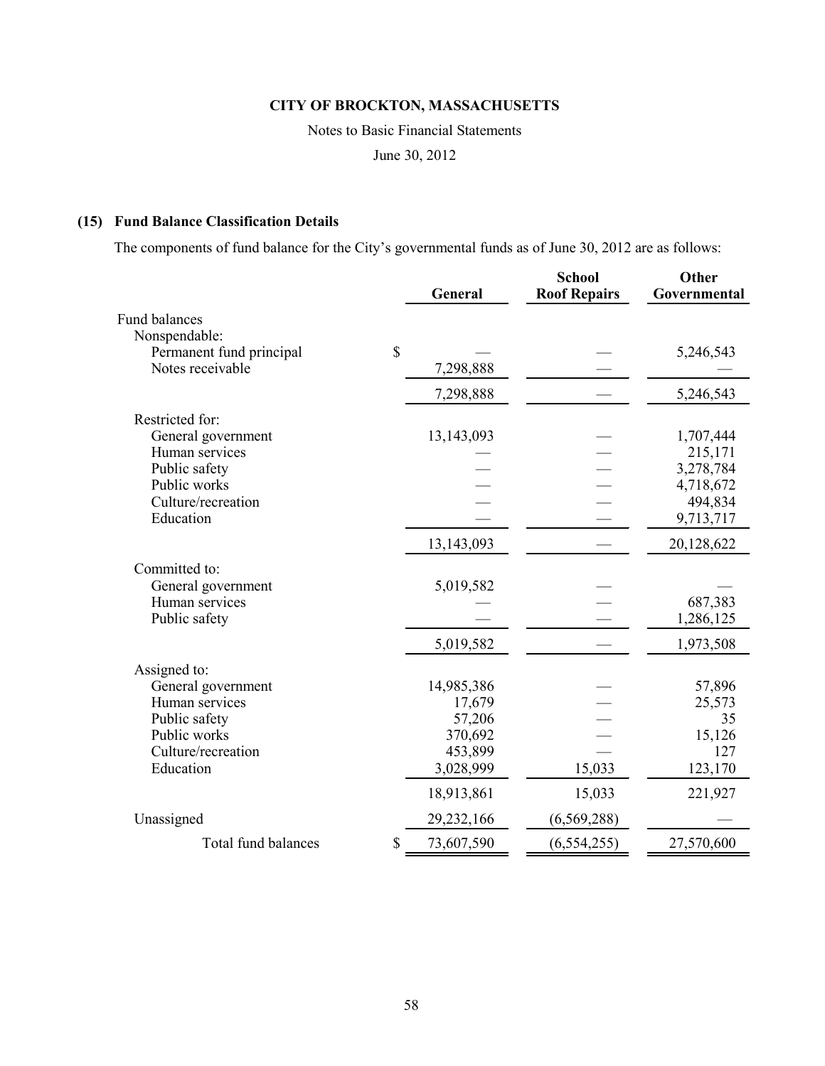# CITY OF BROCKTON, MASSACHUSETTS

Notes to Basic Financial Statements

June 30, 2012

## (15) Fund Balance Classification Details

The components of fund balance for the City's governmental funds as of June 30, 2012 are as follows:

| | General | School Roof Repairs | Other Governmental |
|---|---|---|---|
| Fund balances | | | |
| Nonspendable: | | | |
| Permanent fund principal | $ — | — | 5,246,543 |
| Notes receivable | 7,298,888 | — | — |
| | 7,298,888 | — | 5,246,543 |
| Restricted for: | | | |
| General government | 13,143,093 | — | 1,707,444 |
| Human services | — | — | 215,171 |
| Public safety | — | — | 3,278,784 |
| Public works | — | — | 4,718,672 |
| Culture/recreation | — | — | 494,834 |
| Education | — | — | 9,713,717 |
| | 13,143,093 | — | 20,128,622 |
| Committed to: | | | |
| General government | 5,019,582 | — | — |
| Human services | — | — | 687,383 |
| Public safety | — | — | 1,286,125 |
| | 5,019,582 | — | 1,973,508 |
| Assigned to: | | | |
| General government | 14,985,386 | — | 57,896 |
| Human services | 17,679 | — | 25,573 |
| Public safety | 57,206 | — | 35 |
| Public works | 370,692 | — | 15,126 |
| Culture/recreation | 453,899 | — | 127 |
| Education | 3,028,999 | 15,033 | 123,170 |
| | 18,913,861 | 15,033 | 221,927 |
| Unassigned | 29,232,166 | (6,569,288) | — |
| Total fund balances | $ 73,607,590 | (6,554,255) | 27,570,600 |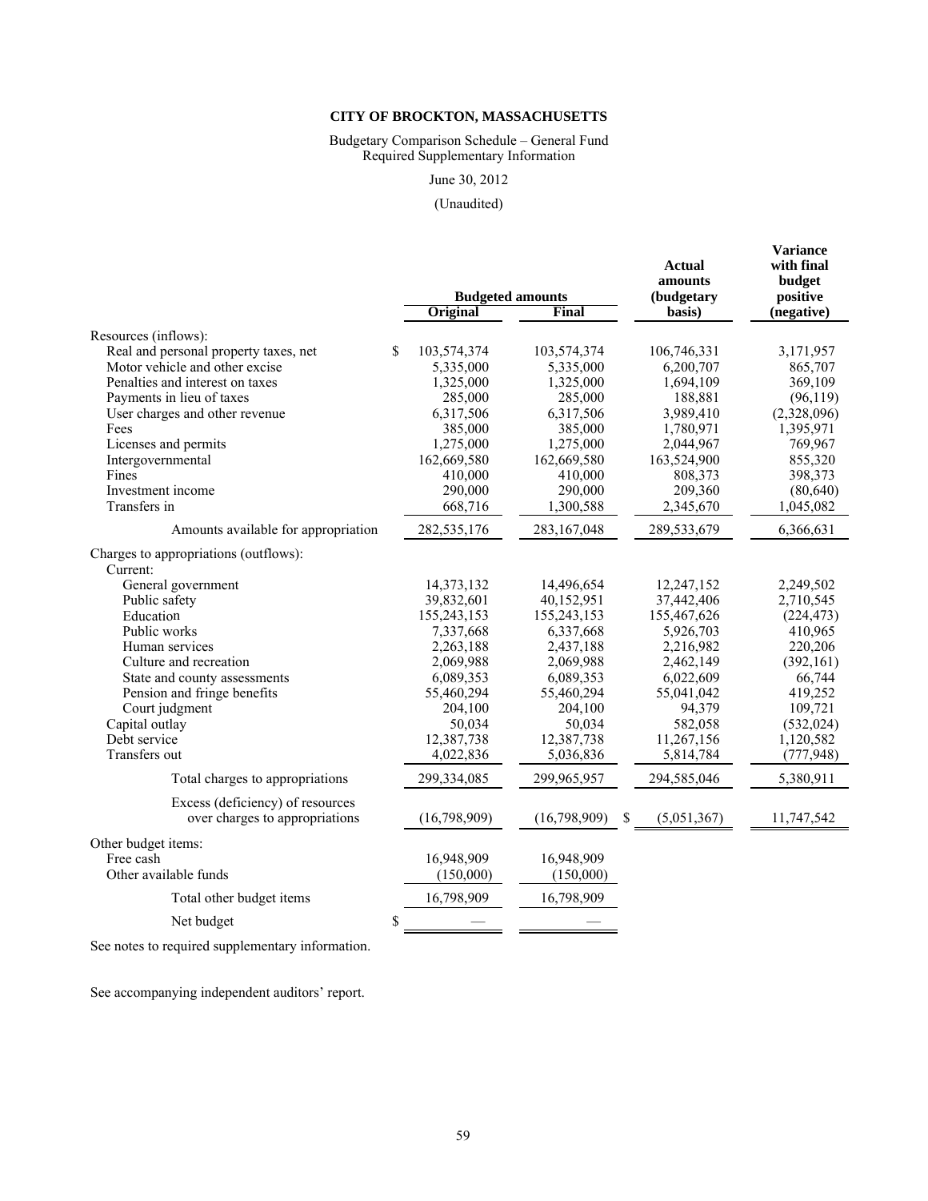# CITY OF BROCKTON, MASSACHUSETTS

Budgetary Comparison Schedule – General Fund
Required Supplementary Information

June 30, 2012

(Unaudited)

| | Budgeted amounts | | Actual amounts (budgetary basis) | Variance with final budget positive (negative) |
|---|---|---|---|---|
| | Original | Final | | |
| Resources (inflows): | | | | |
| Real and personal property taxes, net | $ 103,574,374 | 103,574,374 | 106,746,331 | 3,171,957 |
| Motor vehicle and other excise | 5,335,000 | 5,335,000 | 6,200,707 | 865,707 |
| Penalties and interest on taxes | 1,325,000 | 1,325,000 | 1,694,109 | 369,109 |
| Payments in lieu of taxes | 285,000 | 285,000 | 188,881 | (96,119) |
| User charges and other revenue | 6,317,506 | 6,317,506 | 3,989,410 | (2,328,096) |
| Fees | 385,000 | 385,000 | 1,780,971 | 1,395,971 |
| Licenses and permits | 1,275,000 | 1,275,000 | 2,044,967 | 769,967 |
| Intergovernmental | 162,669,580 | 162,669,580 | 163,524,900 | 855,320 |
| Fines | 410,000 | 410,000 | 808,373 | 398,373 |
| Investment income | 290,000 | 290,000 | 209,360 | (80,640) |
| Transfers in | 668,716 | 1,300,588 | 2,345,670 | 1,045,082 |
| Amounts available for appropriation | 282,535,176 | 283,167,048 | 289,533,679 | 6,366,631 |
| Charges to appropriations (outflows): | | | | |
| Current: | | | | |
| General government | 14,373,132 | 14,496,654 | 12,247,152 | 2,249,502 |
| Public safety | 39,832,601 | 40,152,951 | 37,442,406 | 2,710,545 |
| Education | 155,243,153 | 155,243,153 | 155,467,626 | (224,473) |
| Public works | 7,337,668 | 6,337,668 | 5,926,703 | 410,965 |
| Human services | 2,263,188 | 2,437,188 | 2,216,982 | 220,206 |
| Culture and recreation | 2,069,988 | 2,069,988 | 2,462,149 | (392,161) |
| State and county assessments | 6,089,353 | 6,089,353 | 6,022,609 | 66,744 |
| Pension and fringe benefits | 55,460,294 | 55,460,294 | 55,041,042 | 419,252 |
| Court judgment | 204,100 | 204,100 | 94,379 | 109,721 |
| Capital outlay | 50,034 | 50,034 | 582,058 | (532,024) |
| Debt service | 12,387,738 | 12,387,738 | 11,267,156 | 1,120,582 |
| Transfers out | 4,022,836 | 5,036,836 | 5,814,784 | (777,948) |
| Total charges to appropriations | 299,334,085 | 299,965,957 | 294,585,046 | 5,380,911 |
| Excess (deficiency) of resources over charges to appropriations | (16,798,909) | (16,798,909) | $ (5,051,367) | 11,747,542 |
| Other budget items: | | | | |
| Free cash | 16,948,909 | 16,948,909 | | |
| Other available funds | (150,000) | (150,000) | | |
| Total other budget items | 16,798,909 | 16,798,909 | | |
| Net budget | $ — | — | | |

See notes to required supplementary information.

See accompanying independent auditors' report.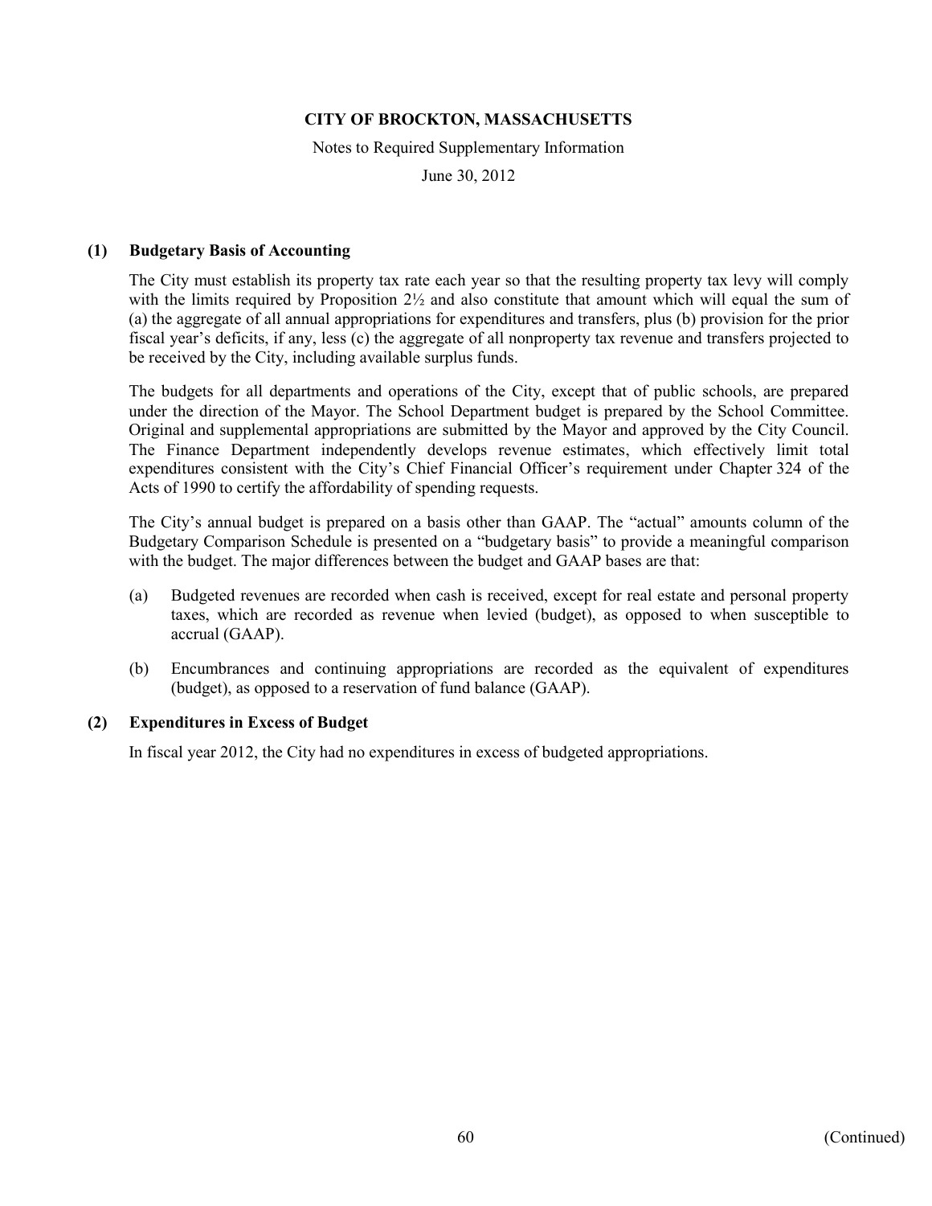# CITY OF BROCKTON, MASSACHUSETTS

Notes to Required Supplementary Information

June 30, 2012

## (1) Budgetary Basis of Accounting

The City must establish its property tax rate each year so that the resulting property tax levy will comply with the limits required by Proposition 2½ and also constitute that amount which will equal the sum of (a) the aggregate of all annual appropriations for expenditures and transfers, plus (b) provision for the prior fiscal year's deficits, if any, less (c) the aggregate of all nonproperty tax revenue and transfers projected to be received by the City, including available surplus funds.

The budgets for all departments and operations of the City, except that of public schools, are prepared under the direction of the Mayor. The School Department budget is prepared by the School Committee. Original and supplemental appropriations are submitted by the Mayor and approved by the City Council. The Finance Department independently develops revenue estimates, which effectively limit total expenditures consistent with the City's Chief Financial Officer's requirement under Chapter 324 of the Acts of 1990 to certify the affordability of spending requests.

The City's annual budget is prepared on a basis other than GAAP. The "actual" amounts column of the Budgetary Comparison Schedule is presented on a "budgetary basis" to provide a meaningful comparison with the budget. The major differences between the budget and GAAP bases are that:

(a) Budgeted revenues are recorded when cash is received, except for real estate and personal property taxes, which are recorded as revenue when levied (budget), as opposed to when susceptible to accrual (GAAP).

(b) Encumbrances and continuing appropriations are recorded as the equivalent of expenditures (budget), as opposed to a reservation of fund balance (GAAP).

## (2) Expenditures in Excess of Budget

In fiscal year 2012, the City had no expenditures in excess of budgeted appropriations.

(Continued)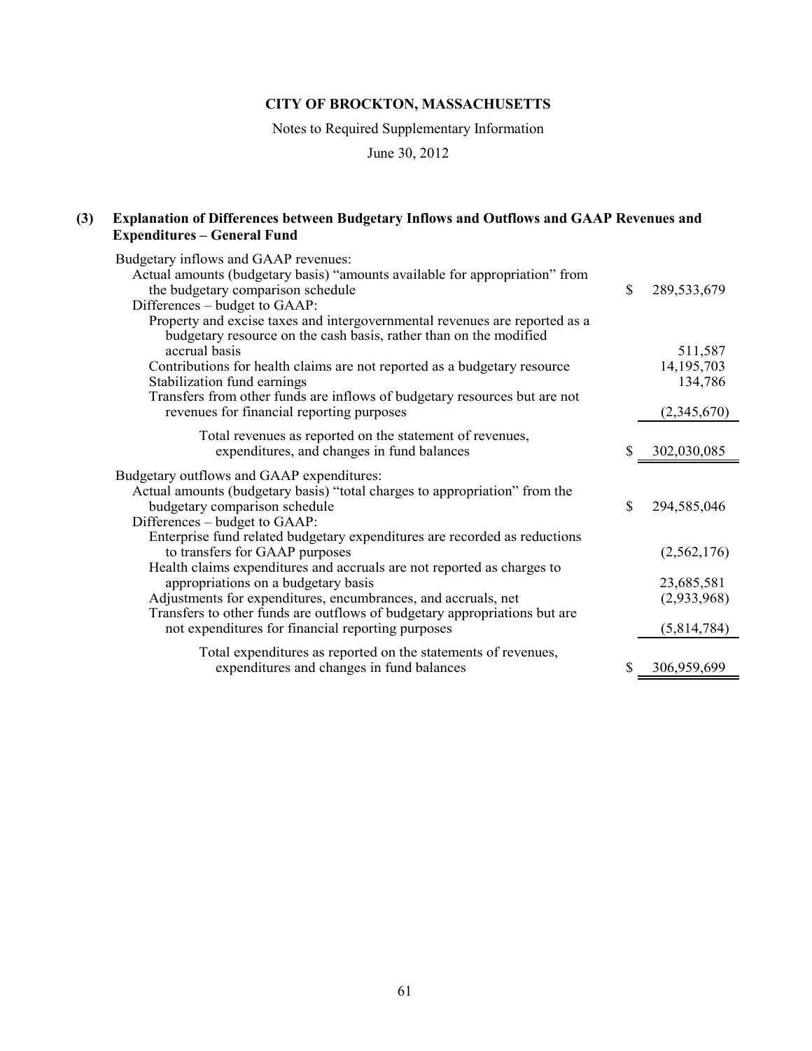**CITY OF BROCKTON, MASSACHUSETTS**

Notes to Required Supplementary Information

June 30, 2012

## (3) Explanation of Differences between Budgetary Inflows and Outflows and GAAP Revenues and Expenditures – General Fund

| | |
|---|---|
| Budgetary inflows and GAAP revenues: | |
| Actual amounts (budgetary basis) "amounts available for appropriation" from the budgetary comparison schedule | $ 289,533,679 |
| Differences – budget to GAAP: | |
| Property and excise taxes and intergovernmental revenues are reported as a budgetary resource on the cash basis, rather than on the modified accrual basis | 511,587 |
| Contributions for health claims are not reported as a budgetary resource | 14,195,703 |
| Stabilization fund earnings | 134,786 |
| Transfers from other funds are inflows of budgetary resources but are not revenues for financial reporting purposes | (2,345,670) |
| Total revenues as reported on the statement of revenues, expenditures, and changes in fund balances | $ 302,030,085 |
| Budgetary outflows and GAAP expenditures: | |
| Actual amounts (budgetary basis) "total charges to appropriation" from the budgetary comparison schedule | $ 294,585,046 |
| Differences – budget to GAAP: | |
| Enterprise fund related budgetary expenditures are recorded as reductions to transfers for GAAP purposes | (2,562,176) |
| Health claims expenditures and accruals are not reported as charges to appropriations on a budgetary basis | 23,685,581 |
| Adjustments for expenditures, encumbrances, and accruals, net | (2,933,968) |
| Transfers to other funds are outflows of budgetary appropriations but are not expenditures for financial reporting purposes | (5,814,784) |
| Total expenditures as reported on the statements of revenues, expenditures and changes in fund balances | $ 306,959,699 |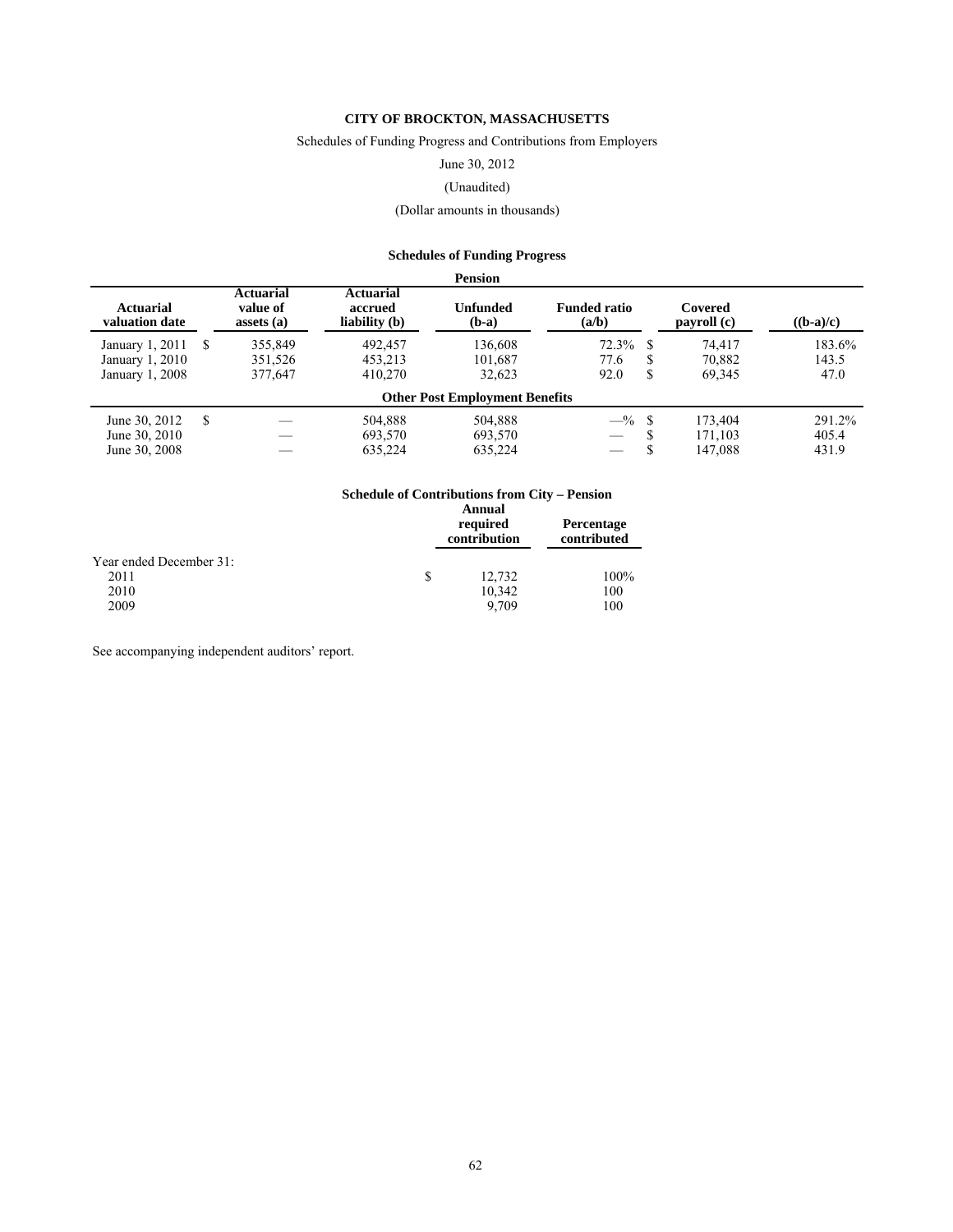# CITY OF BROCKTON, MASSACHUSETTS

Schedules of Funding Progress and Contributions from Employers

June 30, 2012

(Unaudited)

(Dollar amounts in thousands)

### Schedules of Funding Progress

| Actuarial valuation date | Actuarial value of assets (a) | Actuarial accrued liability (b) | Unfunded (b-a) | Funded ratio (a/b) | Covered payroll (c) | ((b-a)/c) |
|---|---|---|---|---|---|---|
| **Pension** | | | | | | |
| January 1, 2011 | $ 355,849 | 492,457 | 136,608 | 72.3% | $ 74,417 | 183.6% |
| January 1, 2010 | 351,526 | 453,213 | 101,687 | 77.6 | $ 70,882 | 143.5 |
| January 1, 2008 | 377,647 | 410,270 | 32,623 | 92.0 | $ 69,345 | 47.0 |
| **Other Post Employment Benefits** | | | | | | |
| June 30, 2012 | $ — | 504,888 | 504,888 | —% | $ 173,404 | 291.2% |
| June 30, 2010 | — | 693,570 | 693,570 | — | $ 171,103 | 405.4 |
| June 30, 2008 | — | 635,224 | 635,224 | — | $ 147,088 | 431.9 |

### Schedule of Contributions from City – Pension

| | Annual required contribution | Percentage contributed |
|---|---|---|
| Year ended December 31: | | |
| 2011 | $ 12,732 | 100% |
| 2010 | 10,342 | 100 |
| 2009 | 9,709 | 100 |

See accompanying independent auditors' report.